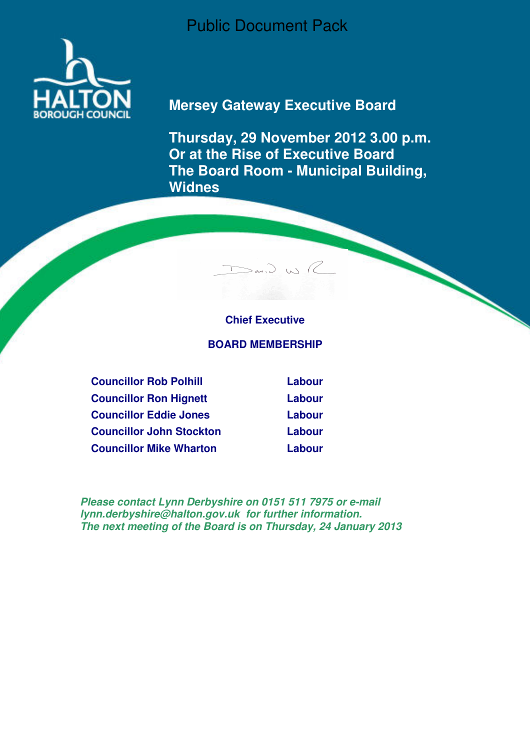Public Document Pack

# Mersey Gateway Executive Board

**Thursday, 29 November 2012 3.00 p.m.**
**Or at the Rise of Executive Board**
**The Board Room - Municipal Building, Widnes**

**Chief Executive**

## BOARD MEMBERSHIP

| | |
|---|---|
| **Councillor Rob Polhill** | **Labour** |
| **Councillor Ron Hignett** | **Labour** |
| **Councillor Eddie Jones** | **Labour** |
| **Councillor John Stockton** | **Labour** |
| **Councillor Mike Wharton** | **Labour** |

***Please contact Lynn Derbyshire on 0151 511 7975 or e-mail lynn.derbyshire@halton.gov.uk for further information.***
***The next meeting of the Board is on Thursday, 24 January 2013***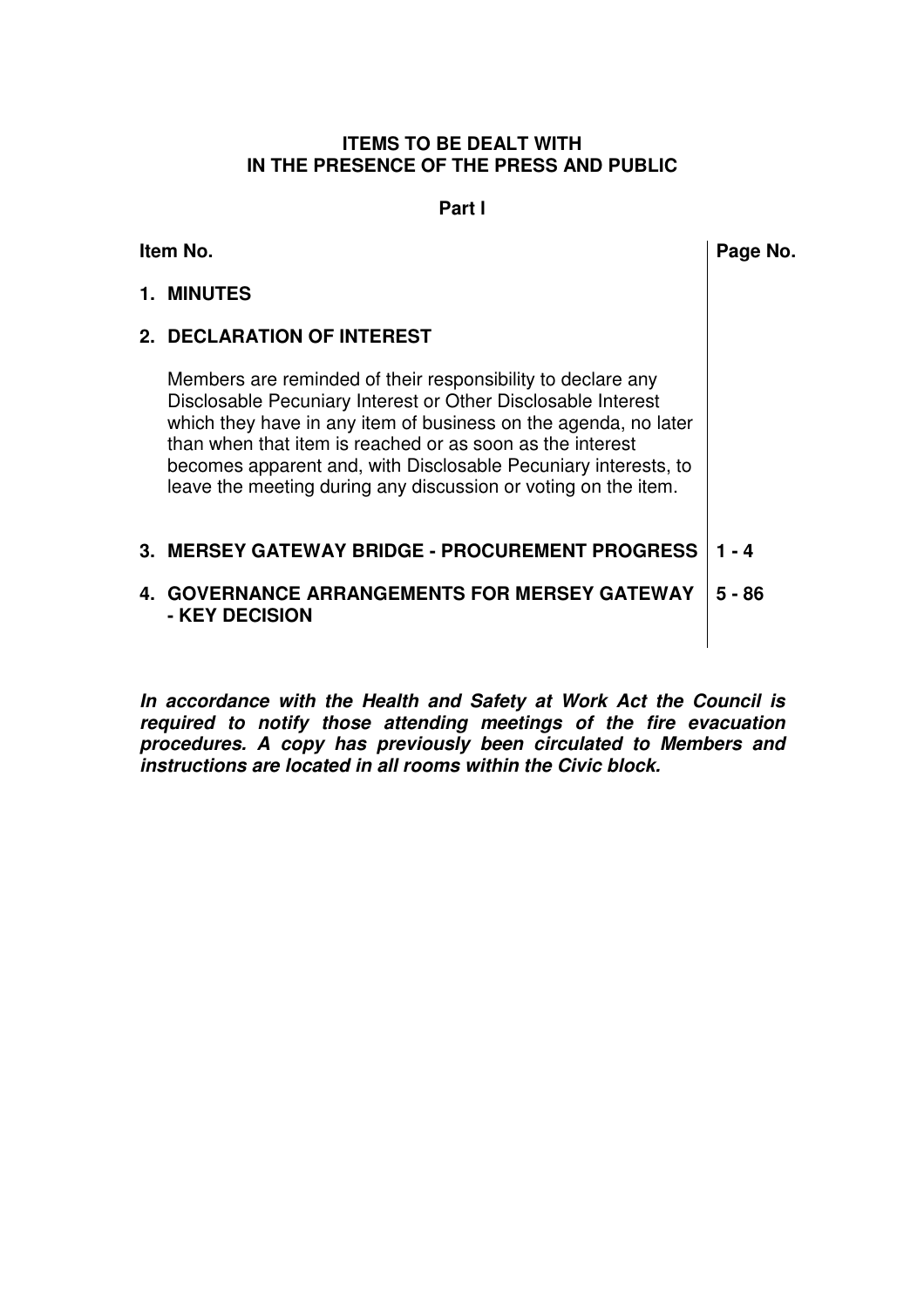**ITEMS TO BE DEALT WITH IN THE PRESENCE OF THE PRESS AND PUBLIC**

**Part I**

| Item No. | Page No. |
| --- | --- |
| **1. MINUTES** | |
| **2. DECLARATION OF INTEREST**<br><br>Members are reminded of their responsibility to declare any Disclosable Pecuniary Interest or Other Disclosable Interest which they have in any item of business on the agenda, no later than when that item is reached or as soon as the interest becomes apparent and, with Disclosable Pecuniary interests, to leave the meeting during any discussion or voting on the item. | |
| **3. MERSEY GATEWAY BRIDGE - PROCUREMENT PROGRESS** | **1 - 4** |
| **4. GOVERNANCE ARRANGEMENTS FOR MERSEY GATEWAY - KEY DECISION** | **5 - 86** |

***In accordance with the Health and Safety at Work Act the Council is required to notify those attending meetings of the fire evacuation procedures. A copy has previously been circulated to Members and instructions are located in all rooms within the Civic block.***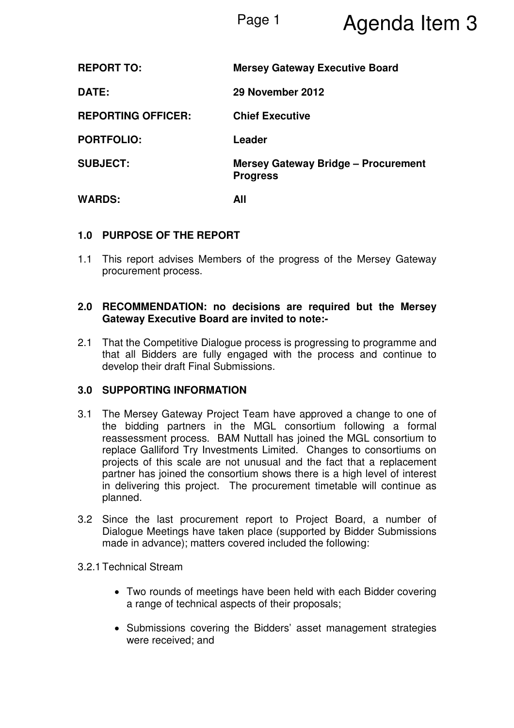# Agenda Item 3

| | |
|---|---|
| **REPORT TO:** | **Mersey Gateway Executive Board** |
| **DATE:** | **29 November 2012** |
| **REPORTING OFFICER:** | **Chief Executive** |
| **PORTFOLIO:** | **Leader** |
| **SUBJECT:** | **Mersey Gateway Bridge – Procurement Progress** |
| **WARDS:** | **All** |

## 1.0 PURPOSE OF THE REPORT

1.1 This report advises Members of the progress of the Mersey Gateway procurement process.

## 2.0 RECOMMENDATION: no decisions are required but the Mersey Gateway Executive Board are invited to note:-

2.1 That the Competitive Dialogue process is progressing to programme and that all Bidders are fully engaged with the process and continue to develop their draft Final Submissions.

## 3.0 SUPPORTING INFORMATION

3.1 The Mersey Gateway Project Team have approved a change to one of the bidding partners in the MGL consortium following a formal reassessment process. BAM Nuttall has joined the MGL consortium to replace Galliford Try Investments Limited. Changes to consortiums on projects of this scale are not unusual and the fact that a replacement partner has joined the consortium shows there is a high level of interest in delivering this project. The procurement timetable will continue as planned.

3.2 Since the last procurement report to Project Board, a number of Dialogue Meetings have taken place (supported by Bidder Submissions made in advance); matters covered included the following:

3.2.1 Technical Stream

- Two rounds of meetings have been held with each Bidder covering a range of technical aspects of their proposals;

- Submissions covering the Bidders' asset management strategies were received; and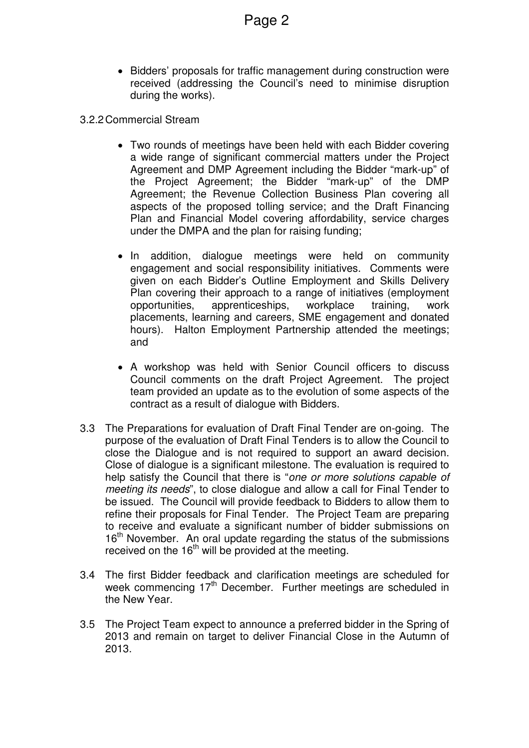- Bidders' proposals for traffic management during construction were received (addressing the Council's need to minimise disruption during the works).

3.2.2 Commercial Stream

- Two rounds of meetings have been held with each Bidder covering a wide range of significant commercial matters under the Project Agreement and DMP Agreement including the Bidder "mark-up" of the Project Agreement; the Bidder "mark-up" of the DMP Agreement; the Revenue Collection Business Plan covering all aspects of the proposed tolling service; and the Draft Financing Plan and Financial Model covering affordability, service charges under the DMPA and the plan for raising funding;

- In addition, dialogue meetings were held on community engagement and social responsibility initiatives. Comments were given on each Bidder's Outline Employment and Skills Delivery Plan covering their approach to a range of initiatives (employment opportunities, apprenticeships, workplace training, work placements, learning and careers, SME engagement and donated hours). Halton Employment Partnership attended the meetings; and

- A workshop was held with Senior Council officers to discuss Council comments on the draft Project Agreement. The project team provided an update as to the evolution of some aspects of the contract as a result of dialogue with Bidders.

3.3 The Preparations for evaluation of Draft Final Tender are on-going. The purpose of the evaluation of Draft Final Tenders is to allow the Council to close the Dialogue and is not required to support an award decision. Close of dialogue is a significant milestone. The evaluation is required to help satisfy the Council that there is "*one or more solutions capable of meeting its needs*", to close dialogue and allow a call for Final Tender to be issued. The Council will provide feedback to Bidders to allow them to refine their proposals for Final Tender. The Project Team are preparing to receive and evaluate a significant number of bidder submissions on 16th November. An oral update regarding the status of the submissions received on the 16th will be provided at the meeting.

3.4 The first Bidder feedback and clarification meetings are scheduled for week commencing 17th December. Further meetings are scheduled in the New Year.

3.5 The Project Team expect to announce a preferred bidder in the Spring of 2013 and remain on target to deliver Financial Close in the Autumn of 2013.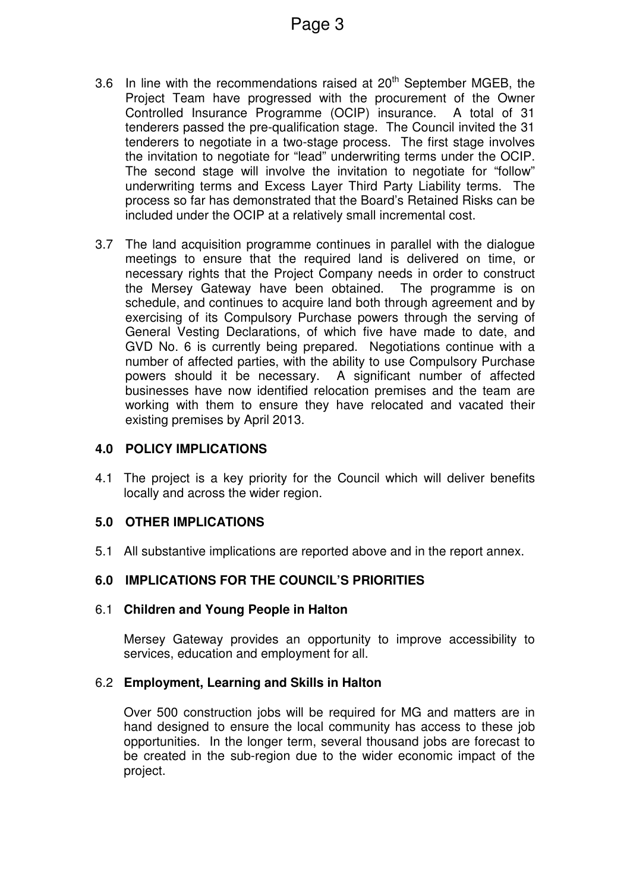3.6 In line with the recommendations raised at 20th September MGEB, the Project Team have progressed with the procurement of the Owner Controlled Insurance Programme (OCIP) insurance. A total of 31 tenderers passed the pre-qualification stage. The Council invited the 31 tenderers to negotiate in a two-stage process. The first stage involves the invitation to negotiate for "lead" underwriting terms under the OCIP. The second stage will involve the invitation to negotiate for "follow" underwriting terms and Excess Layer Third Party Liability terms. The process so far has demonstrated that the Board's Retained Risks can be included under the OCIP at a relatively small incremental cost.

3.7 The land acquisition programme continues in parallel with the dialogue meetings to ensure that the required land is delivered on time, or necessary rights that the Project Company needs in order to construct the Mersey Gateway have been obtained. The programme is on schedule, and continues to acquire land both through agreement and by exercising of its Compulsory Purchase powers through the serving of General Vesting Declarations, of which five have made to date, and GVD No. 6 is currently being prepared. Negotiations continue with a number of affected parties, with the ability to use Compulsory Purchase powers should it be necessary. A significant number of affected businesses have now identified relocation premises and the team are working with them to ensure they have relocated and vacated their existing premises by April 2013.

## 4.0 POLICY IMPLICATIONS

4.1 The project is a key priority for the Council which will deliver benefits locally and across the wider region.

## 5.0 OTHER IMPLICATIONS

5.1 All substantive implications are reported above and in the report annex.

## 6.0 IMPLICATIONS FOR THE COUNCIL'S PRIORITIES

6.1 **Children and Young People in Halton**

Mersey Gateway provides an opportunity to improve accessibility to services, education and employment for all.

6.2 **Employment, Learning and Skills in Halton**

Over 500 construction jobs will be required for MG and matters are in hand designed to ensure the local community has access to these job opportunities. In the longer term, several thousand jobs are forecast to be created in the sub-region due to the wider economic impact of the project.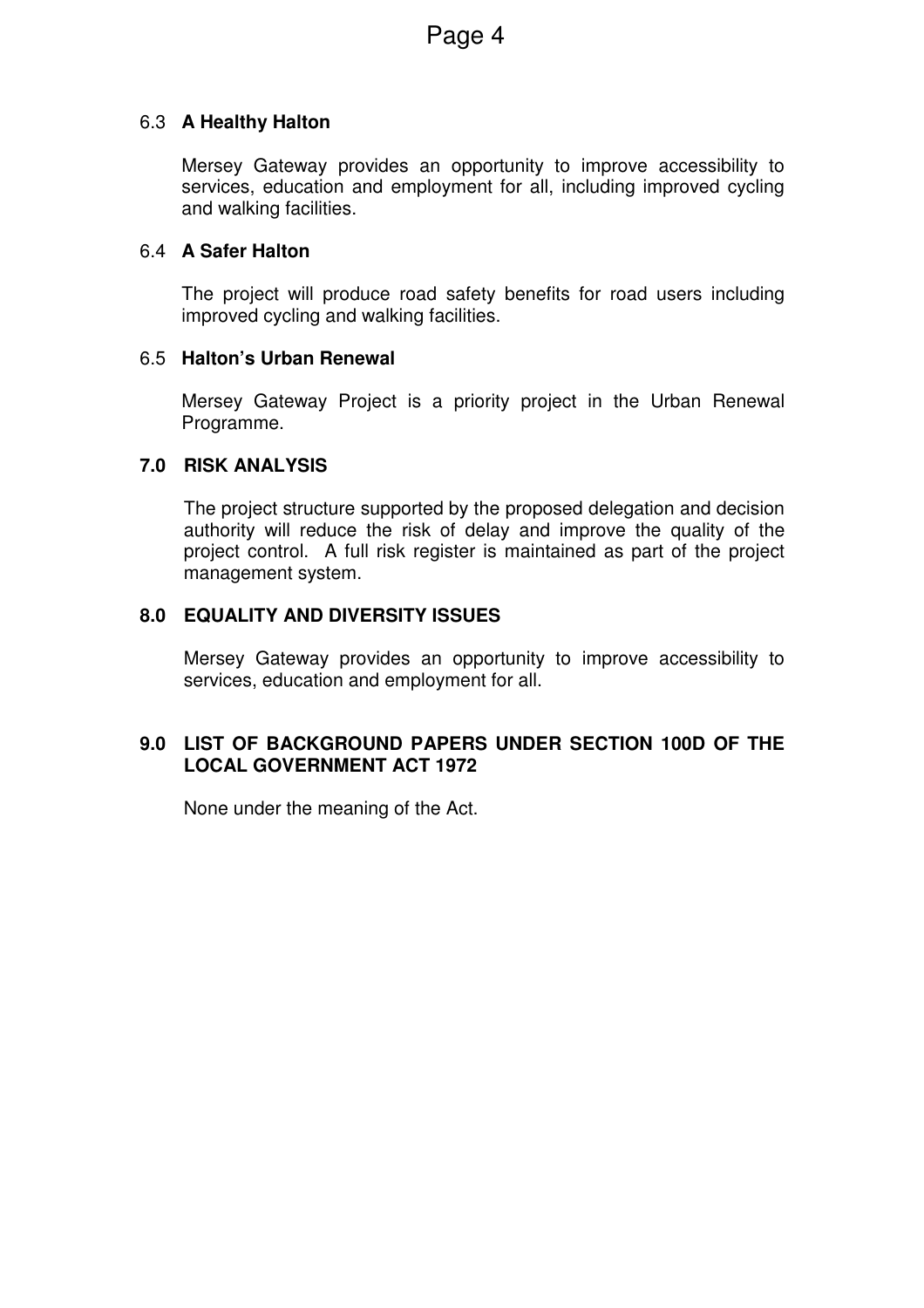### 6.3 A Healthy Halton

Mersey Gateway provides an opportunity to improve accessibility to services, education and employment for all, including improved cycling and walking facilities.

### 6.4 A Safer Halton

The project will produce road safety benefits for road users including improved cycling and walking facilities.

### 6.5 Halton's Urban Renewal

Mersey Gateway Project is a priority project in the Urban Renewal Programme.

## 7.0 RISK ANALYSIS

The project structure supported by the proposed delegation and decision authority will reduce the risk of delay and improve the quality of the project control. A full risk register is maintained as part of the project management system.

## 8.0 EQUALITY AND DIVERSITY ISSUES

Mersey Gateway provides an opportunity to improve accessibility to services, education and employment for all.

## 9.0 LIST OF BACKGROUND PAPERS UNDER SECTION 100D OF THE LOCAL GOVERNMENT ACT 1972

None under the meaning of the Act.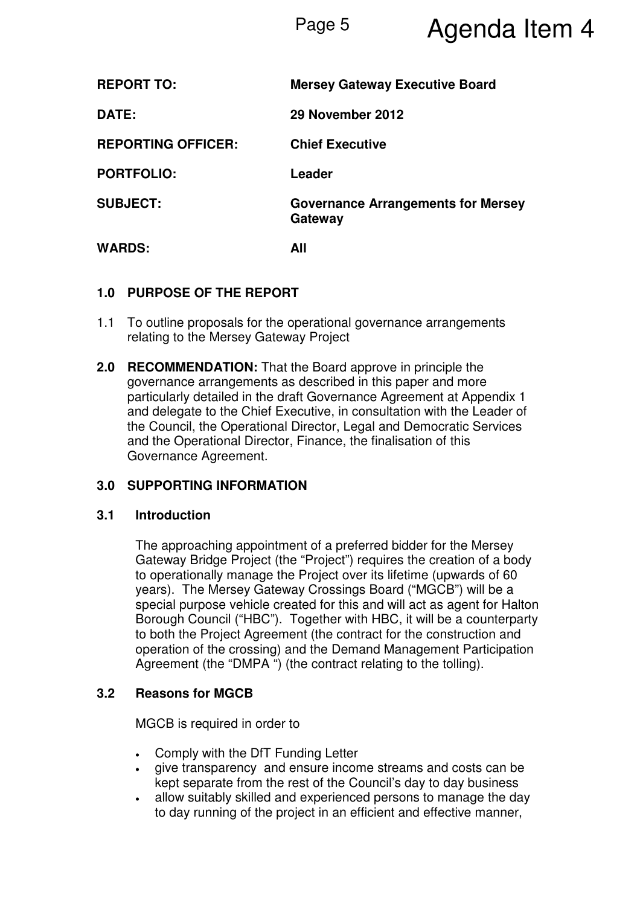Agenda Item 4

| | |
|---|---|
| **REPORT TO:** | **Mersey Gateway Executive Board** |
| **DATE:** | **29 November 2012** |
| **REPORTING OFFICER:** | **Chief Executive** |
| **PORTFOLIO:** | **Leader** |
| **SUBJECT:** | **Governance Arrangements for Mersey Gateway** |
| **WARDS:** | **All** |

## 1.0 PURPOSE OF THE REPORT

1.1 To outline proposals for the operational governance arrangements relating to the Mersey Gateway Project

**2.0 RECOMMENDATION:** That the Board approve in principle the governance arrangements as described in this paper and more particularly detailed in the draft Governance Agreement at Appendix 1 and delegate to the Chief Executive, in consultation with the Leader of the Council, the Operational Director, Legal and Democratic Services and the Operational Director, Finance, the finalisation of this Governance Agreement.

## 3.0 SUPPORTING INFORMATION

### 3.1 Introduction

The approaching appointment of a preferred bidder for the Mersey Gateway Bridge Project (the "Project") requires the creation of a body to operationally manage the Project over its lifetime (upwards of 60 years). The Mersey Gateway Crossings Board ("MGCB") will be a special purpose vehicle created for this and will act as agent for Halton Borough Council ("HBC"). Together with HBC, it will be a counterparty to both the Project Agreement (the contract for the construction and operation of the crossing) and the Demand Management Participation Agreement (the "DMPA ") (the contract relating to the tolling).

### 3.2 Reasons for MGCB

MGCB is required in order to

- Comply with the DfT Funding Letter
- give transparency and ensure income streams and costs can be kept separate from the rest of the Council's day to day business
- allow suitably skilled and experienced persons to manage the day to day running of the project in an efficient and effective manner,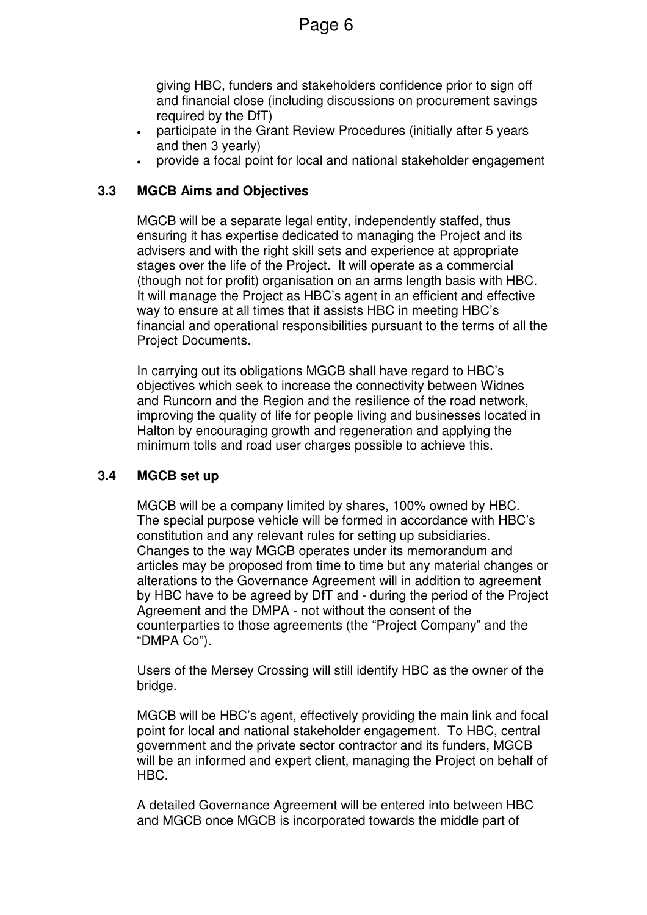giving HBC, funders and stakeholders confidence prior to sign off and financial close (including discussions on procurement savings required by the DfT)

- participate in the Grant Review Procedures (initially after 5 years and then 3 yearly)
- provide a focal point for local and national stakeholder engagement

### 3.3 MGCB Aims and Objectives

MGCB will be a separate legal entity, independently staffed, thus ensuring it has expertise dedicated to managing the Project and its advisers and with the right skill sets and experience at appropriate stages over the life of the Project. It will operate as a commercial (though not for profit) organisation on an arms length basis with HBC. It will manage the Project as HBC's agent in an efficient and effective way to ensure at all times that it assists HBC in meeting HBC's financial and operational responsibilities pursuant to the terms of all the Project Documents.

In carrying out its obligations MGCB shall have regard to HBC's objectives which seek to increase the connectivity between Widnes and Runcorn and the Region and the resilience of the road network, improving the quality of life for people living and businesses located in Halton by encouraging growth and regeneration and applying the minimum tolls and road user charges possible to achieve this.

### 3.4 MGCB set up

MGCB will be a company limited by shares, 100% owned by HBC. The special purpose vehicle will be formed in accordance with HBC's constitution and any relevant rules for setting up subsidiaries. Changes to the way MGCB operates under its memorandum and articles may be proposed from time to time but any material changes or alterations to the Governance Agreement will in addition to agreement by HBC have to be agreed by DfT and - during the period of the Project Agreement and the DMPA - not without the consent of the counterparties to those agreements (the "Project Company" and the "DMPA Co").

Users of the Mersey Crossing will still identify HBC as the owner of the bridge.

MGCB will be HBC's agent, effectively providing the main link and focal point for local and national stakeholder engagement. To HBC, central government and the private sector contractor and its funders, MGCB will be an informed and expert client, managing the Project on behalf of HBC.

A detailed Governance Agreement will be entered into between HBC and MGCB once MGCB is incorporated towards the middle part of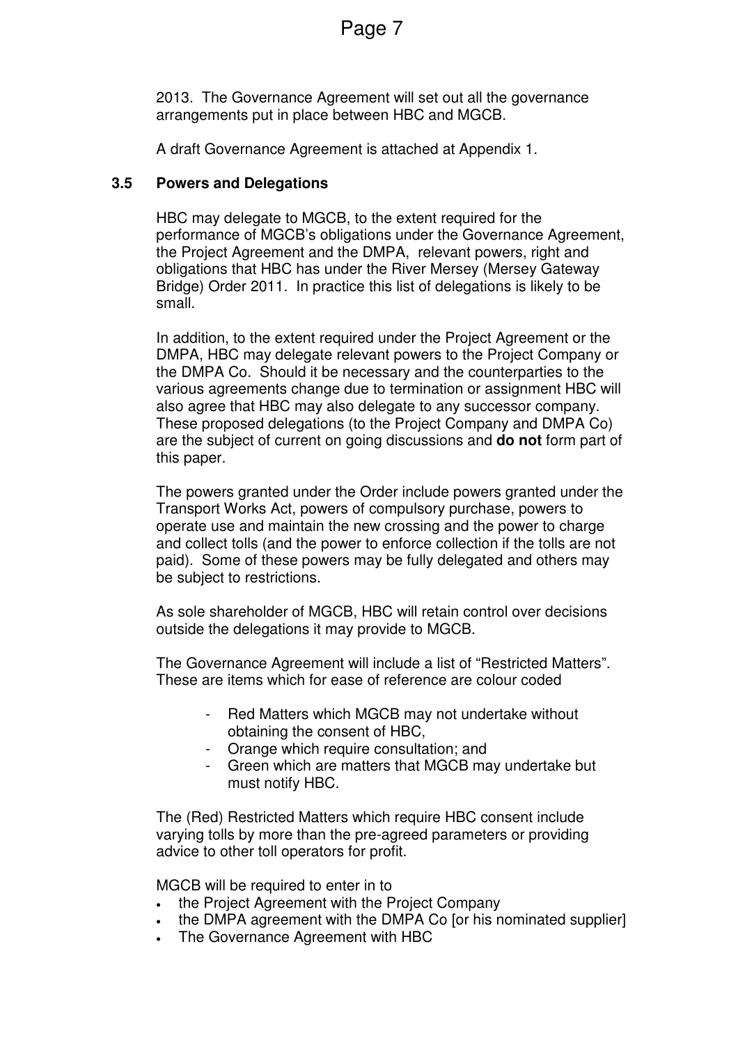2013. The Governance Agreement will set out all the governance arrangements put in place between HBC and MGCB.

A draft Governance Agreement is attached at Appendix 1.

### 3.5 Powers and Delegations

HBC may delegate to MGCB, to the extent required for the performance of MGCB's obligations under the Governance Agreement, the Project Agreement and the DMPA, relevant powers, right and obligations that HBC has under the River Mersey (Mersey Gateway Bridge) Order 2011. In practice this list of delegations is likely to be small.

In addition, to the extent required under the Project Agreement or the DMPA, HBC may delegate relevant powers to the Project Company or the DMPA Co. Should it be necessary and the counterparties to the various agreements change due to termination or assignment HBC will also agree that HBC may also delegate to any successor company. These proposed delegations (to the Project Company and DMPA Co) are the subject of current on going discussions and **do not** form part of this paper.

The powers granted under the Order include powers granted under the Transport Works Act, powers of compulsory purchase, powers to operate use and maintain the new crossing and the power to charge and collect tolls (and the power to enforce collection if the tolls are not paid). Some of these powers may be fully delegated and others may be subject to restrictions.

As sole shareholder of MGCB, HBC will retain control over decisions outside the delegations it may provide to MGCB.

The Governance Agreement will include a list of "Restricted Matters". These are items which for ease of reference are colour coded

- Red Matters which MGCB may not undertake without obtaining the consent of HBC,
- Orange which require consultation; and
- Green which are matters that MGCB may undertake but must notify HBC.

The (Red) Restricted Matters which require HBC consent include varying tolls by more than the pre-agreed parameters or providing advice to other toll operators for profit.

MGCB will be required to enter in to

- the Project Agreement with the Project Company
- the DMPA agreement with the DMPA Co [or his nominated supplier]
- The Governance Agreement with HBC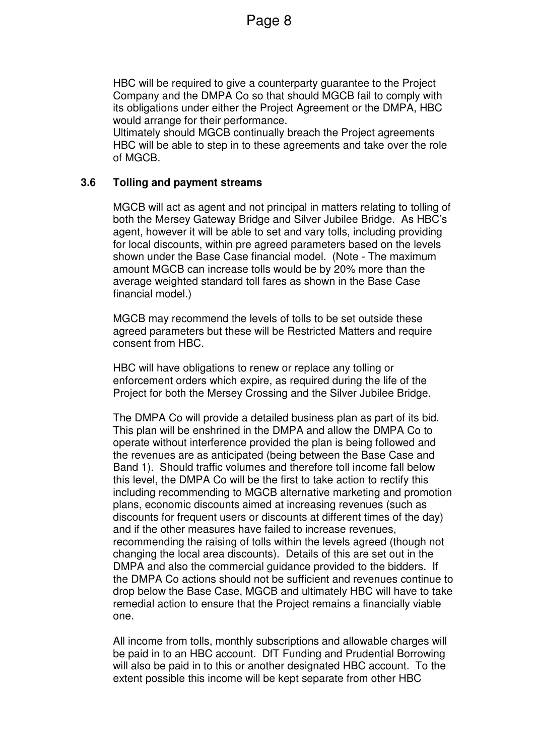HBC will be required to give a counterparty guarantee to the Project Company and the DMPA Co so that should MGCB fail to comply with its obligations under either the Project Agreement or the DMPA, HBC would arrange for their performance.
Ultimately should MGCB continually breach the Project agreements HBC will be able to step in to these agreements and take over the role of MGCB.

### 3.6 Tolling and payment streams

MGCB will act as agent and not principal in matters relating to tolling of both the Mersey Gateway Bridge and Silver Jubilee Bridge. As HBC's agent, however it will be able to set and vary tolls, including providing for local discounts, within pre agreed parameters based on the levels shown under the Base Case financial model. (Note - The maximum amount MGCB can increase tolls would be by 20% more than the average weighted standard toll fares as shown in the Base Case financial model.)

MGCB may recommend the levels of tolls to be set outside these agreed parameters but these will be Restricted Matters and require consent from HBC.

HBC will have obligations to renew or replace any tolling or enforcement orders which expire, as required during the life of the Project for both the Mersey Crossing and the Silver Jubilee Bridge.

The DMPA Co will provide a detailed business plan as part of its bid. This plan will be enshrined in the DMPA and allow the DMPA Co to operate without interference provided the plan is being followed and the revenues are as anticipated (being between the Base Case and Band 1). Should traffic volumes and therefore toll income fall below this level, the DMPA Co will be the first to take action to rectify this including recommending to MGCB alternative marketing and promotion plans, economic discounts aimed at increasing revenues (such as discounts for frequent users or discounts at different times of the day) and if the other measures have failed to increase revenues, recommending the raising of tolls within the levels agreed (though not changing the local area discounts). Details of this are set out in the DMPA and also the commercial guidance provided to the bidders. If the DMPA Co actions should not be sufficient and revenues continue to drop below the Base Case, MGCB and ultimately HBC will have to take remedial action to ensure that the Project remains a financially viable one.

All income from tolls, monthly subscriptions and allowable charges will be paid in to an HBC account. DfT Funding and Prudential Borrowing will also be paid in to this or another designated HBC account. To the extent possible this income will be kept separate from other HBC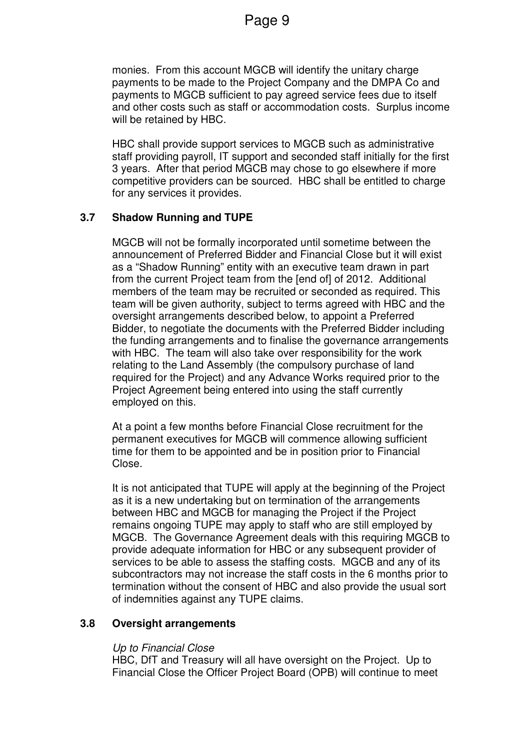monies. From this account MGCB will identify the unitary charge payments to be made to the Project Company and the DMPA Co and payments to MGCB sufficient to pay agreed service fees due to itself and other costs such as staff or accommodation costs. Surplus income will be retained by HBC.

HBC shall provide support services to MGCB such as administrative staff providing payroll, IT support and seconded staff initially for the first 3 years. After that period MGCB may chose to go elsewhere if more competitive providers can be sourced. HBC shall be entitled to charge for any services it provides.

### 3.7 Shadow Running and TUPE

MGCB will not be formally incorporated until sometime between the announcement of Preferred Bidder and Financial Close but it will exist as a "Shadow Running" entity with an executive team drawn in part from the current Project team from the [end of] of 2012. Additional members of the team may be recruited or seconded as required. This team will be given authority, subject to terms agreed with HBC and the oversight arrangements described below, to appoint a Preferred Bidder, to negotiate the documents with the Preferred Bidder including the funding arrangements and to finalise the governance arrangements with HBC. The team will also take over responsibility for the work relating to the Land Assembly (the compulsory purchase of land required for the Project) and any Advance Works required prior to the Project Agreement being entered into using the staff currently employed on this.

At a point a few months before Financial Close recruitment for the permanent executives for MGCB will commence allowing sufficient time for them to be appointed and be in position prior to Financial Close.

It is not anticipated that TUPE will apply at the beginning of the Project as it is a new undertaking but on termination of the arrangements between HBC and MGCB for managing the Project if the Project remains ongoing TUPE may apply to staff who are still employed by MGCB. The Governance Agreement deals with this requiring MGCB to provide adequate information for HBC or any subsequent provider of services to be able to assess the staffing costs. MGCB and any of its subcontractors may not increase the staff costs in the 6 months prior to termination without the consent of HBC and also provide the usual sort of indemnities against any TUPE claims.

### 3.8 Oversight arrangements

*Up to Financial Close*
HBC, DfT and Treasury will all have oversight on the Project. Up to Financial Close the Officer Project Board (OPB) will continue to meet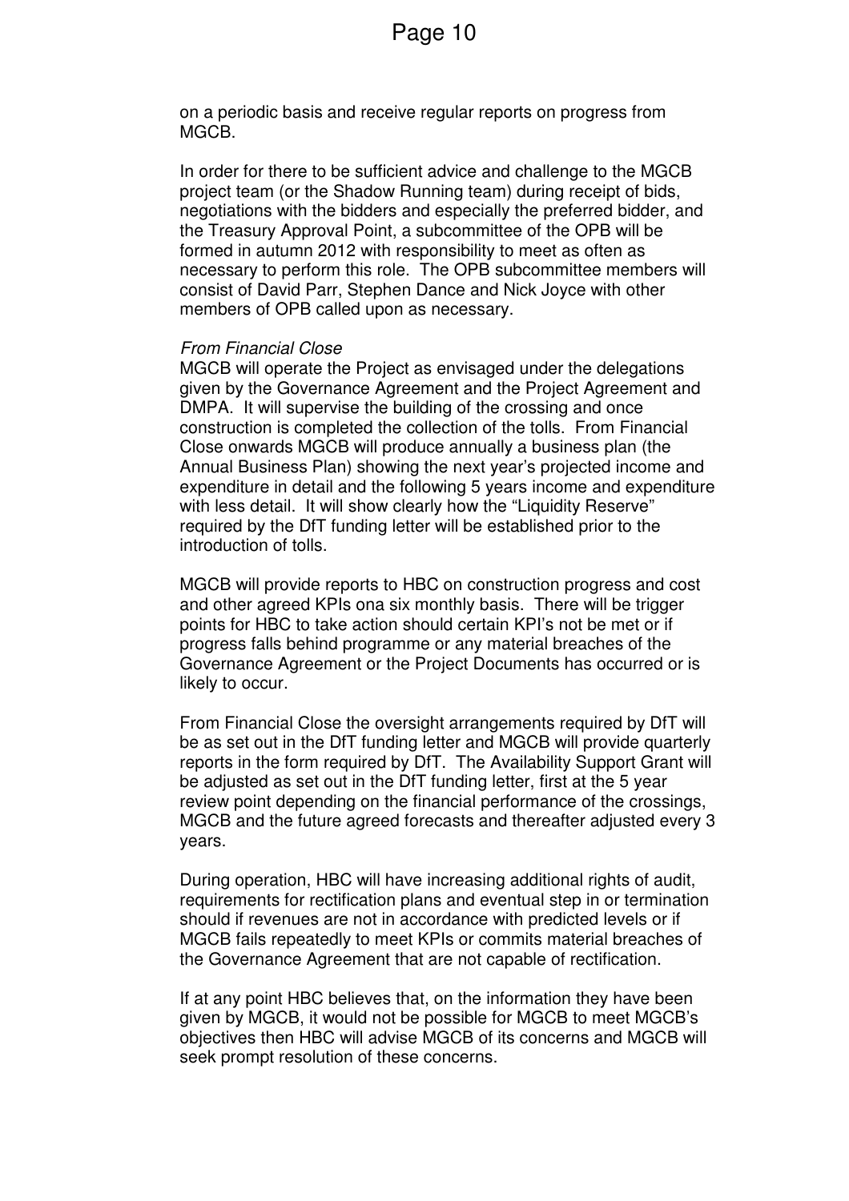on a periodic basis and receive regular reports on progress from MGCB.

In order for there to be sufficient advice and challenge to the MGCB project team (or the Shadow Running team) during receipt of bids, negotiations with the bidders and especially the preferred bidder, and the Treasury Approval Point, a subcommittee of the OPB will be formed in autumn 2012 with responsibility to meet as often as necessary to perform this role. The OPB subcommittee members will consist of David Parr, Stephen Dance and Nick Joyce with other members of OPB called upon as necessary.

*From Financial Close*

MGCB will operate the Project as envisaged under the delegations given by the Governance Agreement and the Project Agreement and DMPA. It will supervise the building of the crossing and once construction is completed the collection of the tolls. From Financial Close onwards MGCB will produce annually a business plan (the Annual Business Plan) showing the next year's projected income and expenditure in detail and the following 5 years income and expenditure with less detail. It will show clearly how the "Liquidity Reserve" required by the DfT funding letter will be established prior to the introduction of tolls.

MGCB will provide reports to HBC on construction progress and cost and other agreed KPIs ona six monthly basis. There will be trigger points for HBC to take action should certain KPI's not be met or if progress falls behind programme or any material breaches of the Governance Agreement or the Project Documents has occurred or is likely to occur.

From Financial Close the oversight arrangements required by DfT will be as set out in the DfT funding letter and MGCB will provide quarterly reports in the form required by DfT. The Availability Support Grant will be adjusted as set out in the DfT funding letter, first at the 5 year review point depending on the financial performance of the crossings, MGCB and the future agreed forecasts and thereafter adjusted every 3 years.

During operation, HBC will have increasing additional rights of audit, requirements for rectification plans and eventual step in or termination should if revenues are not in accordance with predicted levels or if MGCB fails repeatedly to meet KPIs or commits material breaches of the Governance Agreement that are not capable of rectification.

If at any point HBC believes that, on the information they have been given by MGCB, it would not be possible for MGCB to meet MGCB's objectives then HBC will advise MGCB of its concerns and MGCB will seek prompt resolution of these concerns.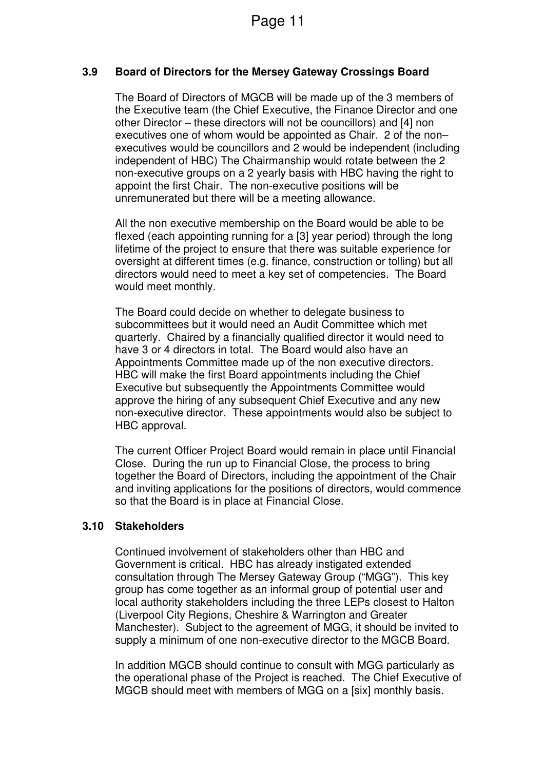### 3.9 Board of Directors for the Mersey Gateway Crossings Board

The Board of Directors of MGCB will be made up of the 3 members of the Executive team (the Chief Executive, the Finance Director and one other Director – these directors will not be councillors) and [4] non executives one of whom would be appointed as Chair. 2 of the non–executives would be councillors and 2 would be independent (including independent of HBC) The Chairmanship would rotate between the 2 non-executive groups on a 2 yearly basis with HBC having the right to appoint the first Chair. The non-executive positions will be unremunerated but there will be a meeting allowance.

All the non executive membership on the Board would be able to be flexed (each appointing running for a [3] year period) through the long lifetime of the project to ensure that there was suitable experience for oversight at different times (e.g. finance, construction or tolling) but all directors would need to meet a key set of competencies. The Board would meet monthly.

The Board could decide on whether to delegate business to subcommittees but it would need an Audit Committee which met quarterly. Chaired by a financially qualified director it would need to have 3 or 4 directors in total. The Board would also have an Appointments Committee made up of the non executive directors. HBC will make the first Board appointments including the Chief Executive but subsequently the Appointments Committee would approve the hiring of any subsequent Chief Executive and any new non-executive director. These appointments would also be subject to HBC approval.

The current Officer Project Board would remain in place until Financial Close. During the run up to Financial Close, the process to bring together the Board of Directors, including the appointment of the Chair and inviting applications for the positions of directors, would commence so that the Board is in place at Financial Close.

### 3.10 Stakeholders

Continued involvement of stakeholders other than HBC and Government is critical. HBC has already instigated extended consultation through The Mersey Gateway Group ("MGG"). This key group has come together as an informal group of potential user and local authority stakeholders including the three LEPs closest to Halton (Liverpool City Regions, Cheshire & Warrington and Greater Manchester). Subject to the agreement of MGG, it should be invited to supply a minimum of one non-executive director to the MGCB Board.

In addition MGCB should continue to consult with MGG particularly as the operational phase of the Project is reached. The Chief Executive of MGCB should meet with members of MGG on a [six] monthly basis.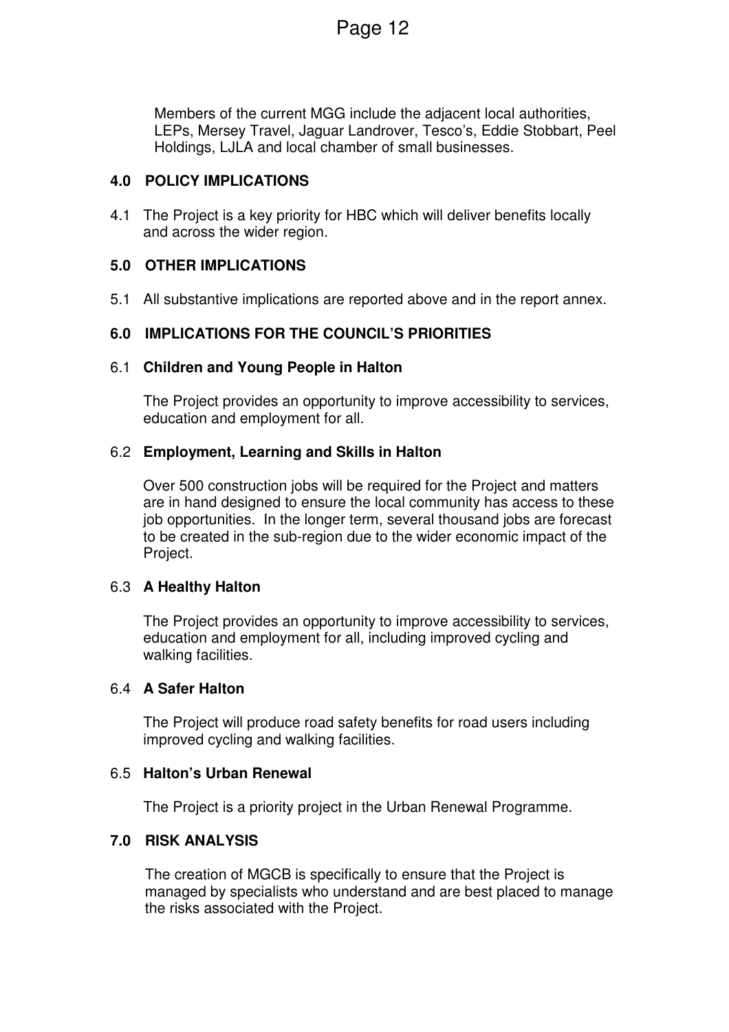Members of the current MGG include the adjacent local authorities, LEPs, Mersey Travel, Jaguar Landrover, Tesco's, Eddie Stobbart, Peel Holdings, LJLA and local chamber of small businesses.

## 4.0 POLICY IMPLICATIONS

4.1 The Project is a key priority for HBC which will deliver benefits locally and across the wider region.

## 5.0 OTHER IMPLICATIONS

5.1 All substantive implications are reported above and in the report annex.

## 6.0 IMPLICATIONS FOR THE COUNCIL'S PRIORITIES

6.1 **Children and Young People in Halton**

The Project provides an opportunity to improve accessibility to services, education and employment for all.

6.2 **Employment, Learning and Skills in Halton**

Over 500 construction jobs will be required for the Project and matters are in hand designed to ensure the local community has access to these job opportunities. In the longer term, several thousand jobs are forecast to be created in the sub-region due to the wider economic impact of the Project.

6.3 **A Healthy Halton**

The Project provides an opportunity to improve accessibility to services, education and employment for all, including improved cycling and walking facilities.

6.4 **A Safer Halton**

The Project will produce road safety benefits for road users including improved cycling and walking facilities.

6.5 **Halton's Urban Renewal**

The Project is a priority project in the Urban Renewal Programme.

## 7.0 RISK ANALYSIS

The creation of MGCB is specifically to ensure that the Project is managed by specialists who understand and are best placed to manage the risks associated with the Project.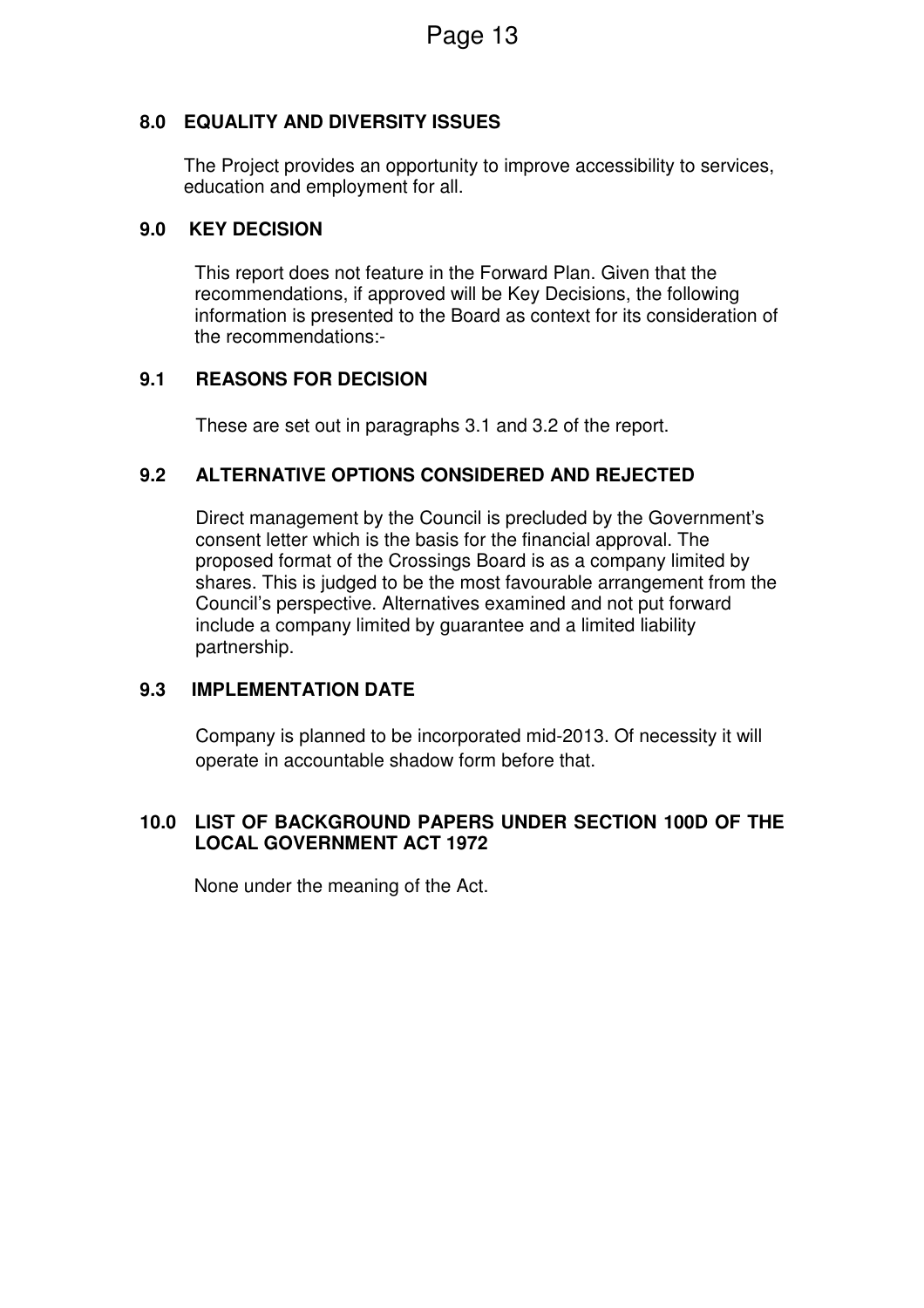## 8.0 EQUALITY AND DIVERSITY ISSUES

The Project provides an opportunity to improve accessibility to services, education and employment for all.

## 9.0 KEY DECISION

This report does not feature in the Forward Plan. Given that the recommendations, if approved will be Key Decisions, the following information is presented to the Board as context for its consideration of the recommendations:-

### 9.1 REASONS FOR DECISION

These are set out in paragraphs 3.1 and 3.2 of the report.

### 9.2 ALTERNATIVE OPTIONS CONSIDERED AND REJECTED

Direct management by the Council is precluded by the Government's consent letter which is the basis for the financial approval. The proposed format of the Crossings Board is as a company limited by shares. This is judged to be the most favourable arrangement from the Council's perspective. Alternatives examined and not put forward include a company limited by guarantee and a limited liability partnership.

### 9.3 IMPLEMENTATION DATE

Company is planned to be incorporated mid-2013. Of necessity it will operate in accountable shadow form before that.

## 10.0 LIST OF BACKGROUND PAPERS UNDER SECTION 100D OF THE LOCAL GOVERNMENT ACT 1972

None under the meaning of the Act.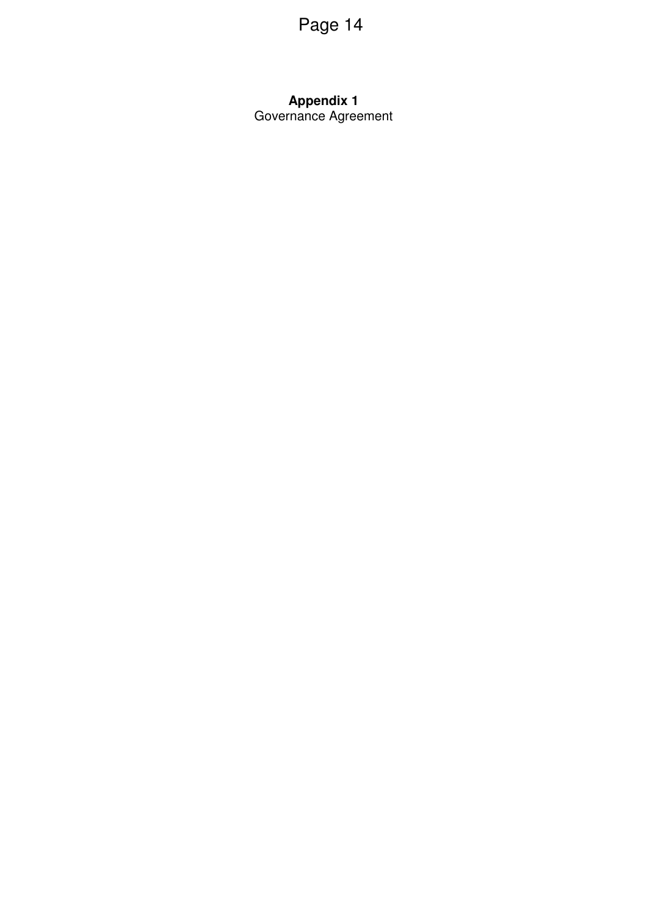**Appendix 1**
Governance Agreement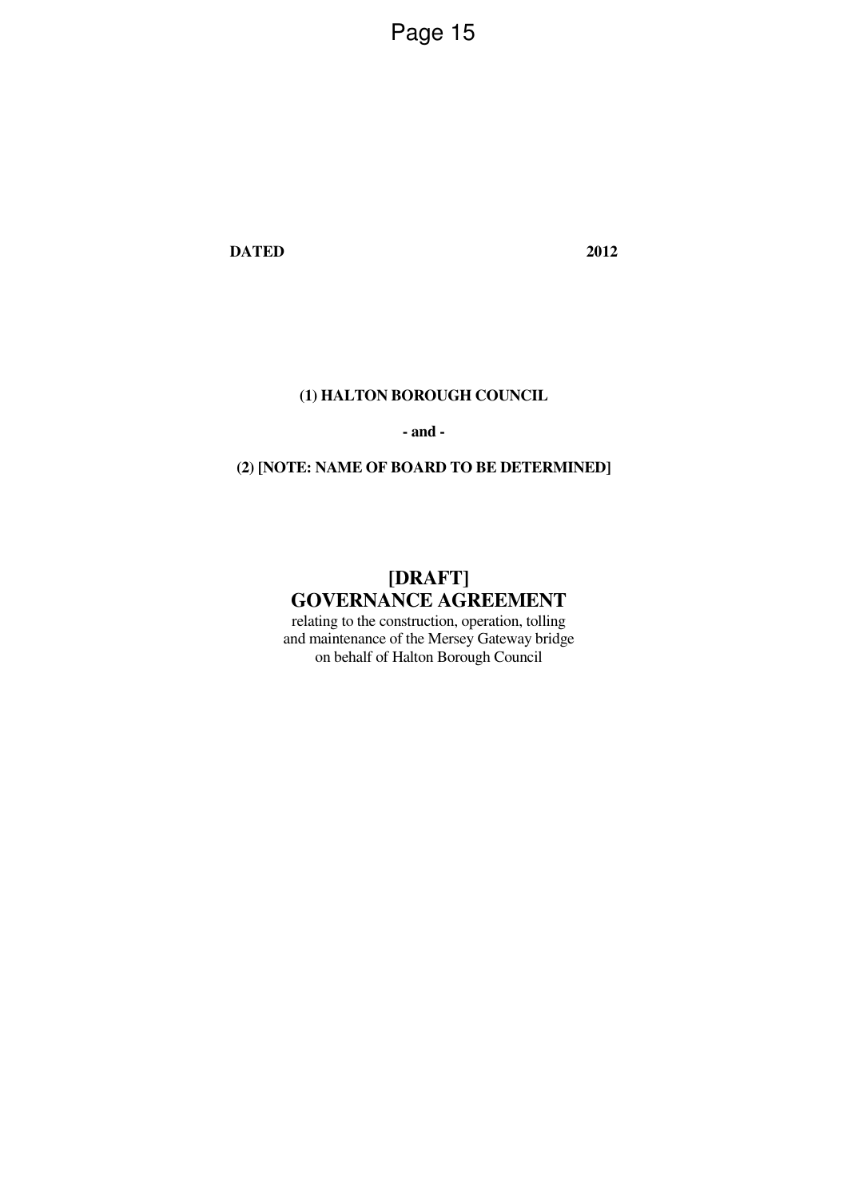**DATED 2012**

**(1) HALTON BOROUGH COUNCIL**

**- and -**

**(2) [NOTE: NAME OF BOARD TO BE DETERMINED]**

# [DRAFT] GOVERNANCE AGREEMENT

relating to the construction, operation, tolling and maintenance of the Mersey Gateway bridge on behalf of Halton Borough Council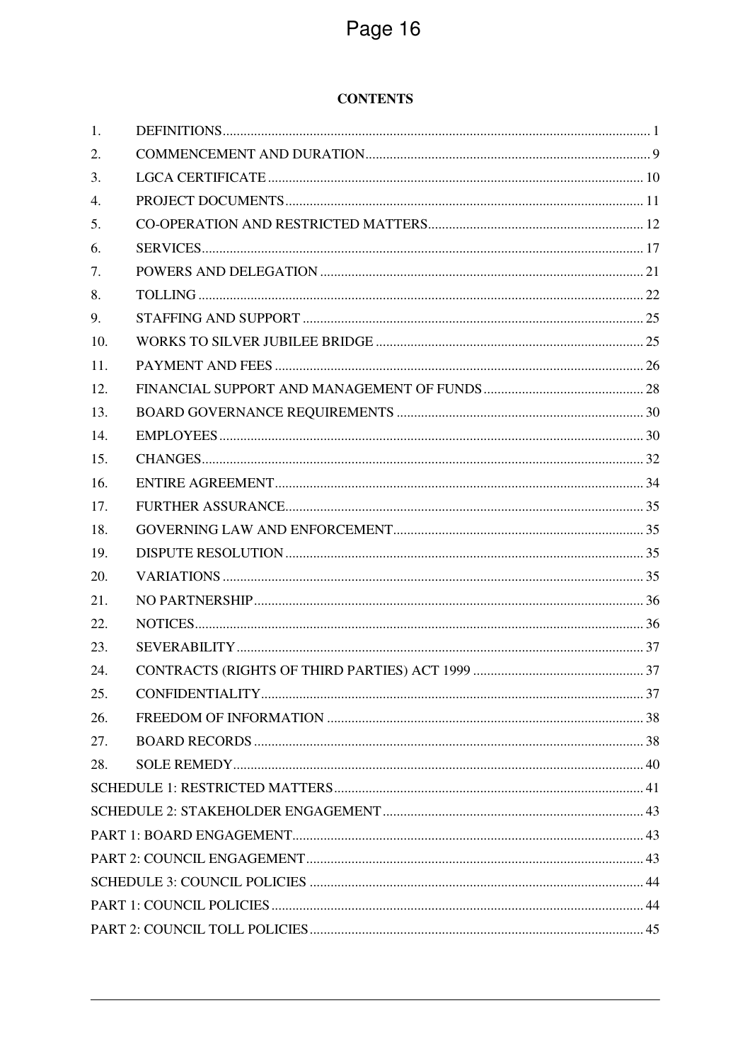## CONTENTS

| | | |
|---|---|---|
| 1. | DEFINITIONS | 1 |
| 2. | COMMENCEMENT AND DURATION | 9 |
| 3. | LGCA CERTIFICATE | 10 |
| 4. | PROJECT DOCUMENTS | 11 |
| 5. | CO-OPERATION AND RESTRICTED MATTERS | 12 |
| 6. | SERVICES | 17 |
| 7. | POWERS AND DELEGATION | 21 |
| 8. | TOLLING | 22 |
| 9. | STAFFING AND SUPPORT | 25 |
| 10. | WORKS TO SILVER JUBILEE BRIDGE | 25 |
| 11. | PAYMENT AND FEES | 26 |
| 12. | FINANCIAL SUPPORT AND MANAGEMENT OF FUNDS | 28 |
| 13. | BOARD GOVERNANCE REQUIREMENTS | 30 |
| 14. | EMPLOYEES | 30 |
| 15. | CHANGES | 32 |
| 16. | ENTIRE AGREEMENT | 34 |
| 17. | FURTHER ASSURANCE | 35 |
| 18. | GOVERNING LAW AND ENFORCEMENT | 35 |
| 19. | DISPUTE RESOLUTION | 35 |
| 20. | VARIATIONS | 35 |
| 21. | NO PARTNERSHIP | 36 |
| 22. | NOTICES | 36 |
| 23. | SEVERABILITY | 37 |
| 24. | CONTRACTS (RIGHTS OF THIRD PARTIES) ACT 1999 | 37 |
| 25. | CONFIDENTIALITY | 37 |
| 26. | FREEDOM OF INFORMATION | 38 |
| 27. | BOARD RECORDS | 38 |
| 28. | SOLE REMEDY | 40 |
| | SCHEDULE 1: RESTRICTED MATTERS | 41 |
| | SCHEDULE 2: STAKEHOLDER ENGAGEMENT | 43 |
| | PART 1: BOARD ENGAGEMENT | 43 |
| | PART 2: COUNCIL ENGAGEMENT | 43 |
| | SCHEDULE 3: COUNCIL POLICIES | 44 |
| | PART 1: COUNCIL POLICIES | 44 |
| | PART 2: COUNCIL TOLL POLICIES | 45 |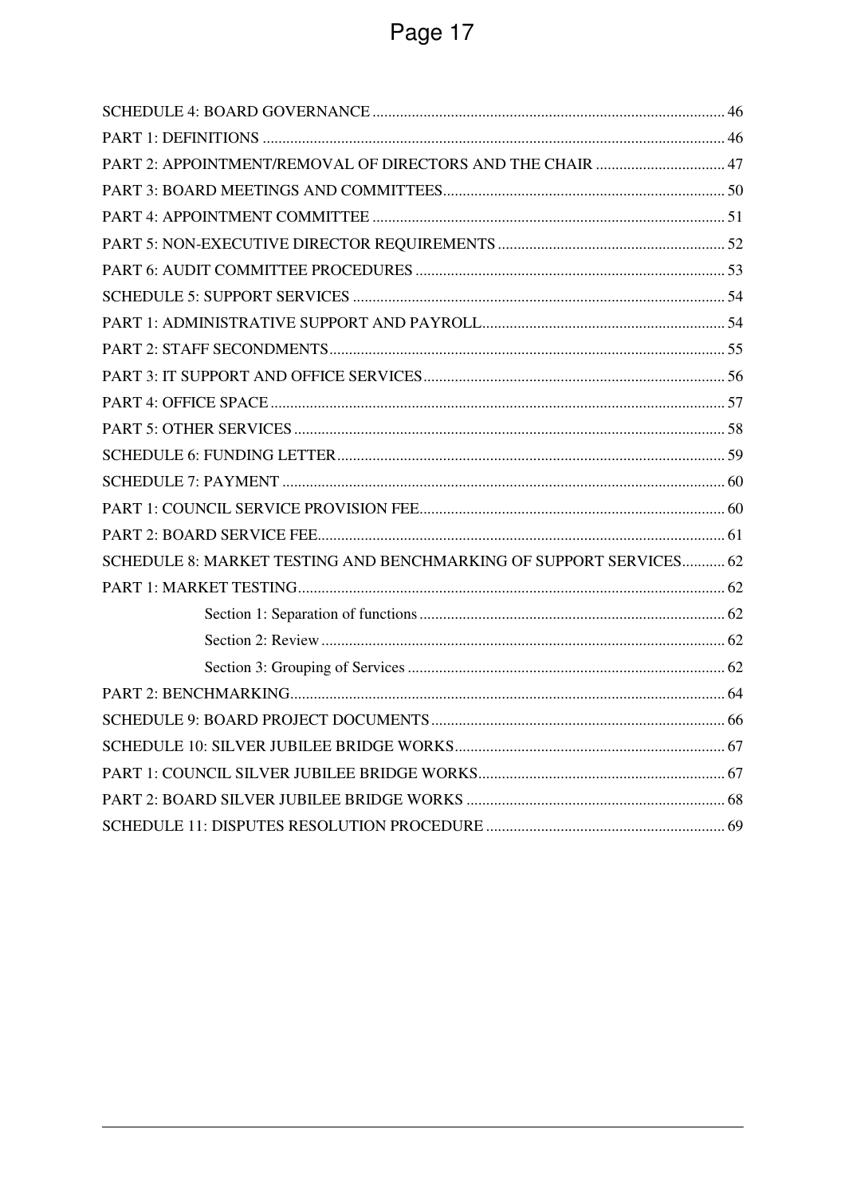SCHEDULE 4: BOARD GOVERNANCE ........................................................................................ 46

PART 1: DEFINITIONS ........................................................................................................ 46

PART 2: APPOINTMENT/REMOVAL OF DIRECTORS AND THE CHAIR ................................ 47

PART 3: BOARD MEETINGS AND COMMITTEES ...................................................................... 50

PART 4: APPOINTMENT COMMITTEE ........................................................................................ 51

PART 5: NON-EXECUTIVE DIRECTOR REQUIREMENTS ........................................................ 52

PART 6: AUDIT COMMITTEE PROCEDURES ............................................................................. 53

SCHEDULE 5: SUPPORT SERVICES ............................................................................................. 54

PART 1: ADMINISTRATIVE SUPPORT AND PAYROLL ............................................................ 54

PART 2: STAFF SECONDMENTS .................................................................................................. 55

PART 3: IT SUPPORT AND OFFICE SERVICES ........................................................................... 56

PART 4: OFFICE SPACE ................................................................................................................ 57

PART 5: OTHER SERVICES ........................................................................................................... 58

SCHEDULE 6: FUNDING LETTER ................................................................................................ 59

SCHEDULE 7: PAYMENT .............................................................................................................. 60

PART 1: COUNCIL SERVICE PROVISION FEE ............................................................................ 60

PART 2: BOARD SERVICE FEE ..................................................................................................... 61

SCHEDULE 8: MARKET TESTING AND BENCHMARKING OF SUPPORT SERVICES ........... 62

PART 1: MARKET TESTING .......................................................................................................... 62

Section 1: Separation of functions ............................................................................ 62

Section 2: Review ..................................................................................................... 62

Section 3: Grouping of Services ............................................................................... 62

PART 2: BENCHMARKING ............................................................................................................ 64

SCHEDULE 9: BOARD PROJECT DOCUMENTS .......................................................................... 66

SCHEDULE 10: SILVER JUBILEE BRIDGE WORKS .................................................................... 67

PART 1: COUNCIL SILVER JUBILEE BRIDGE WORKS .............................................................. 67

PART 2: BOARD SILVER JUBILEE BRIDGE WORKS ................................................................. 68

SCHEDULE 11: DISPUTES RESOLUTION PROCEDURE ............................................................ 69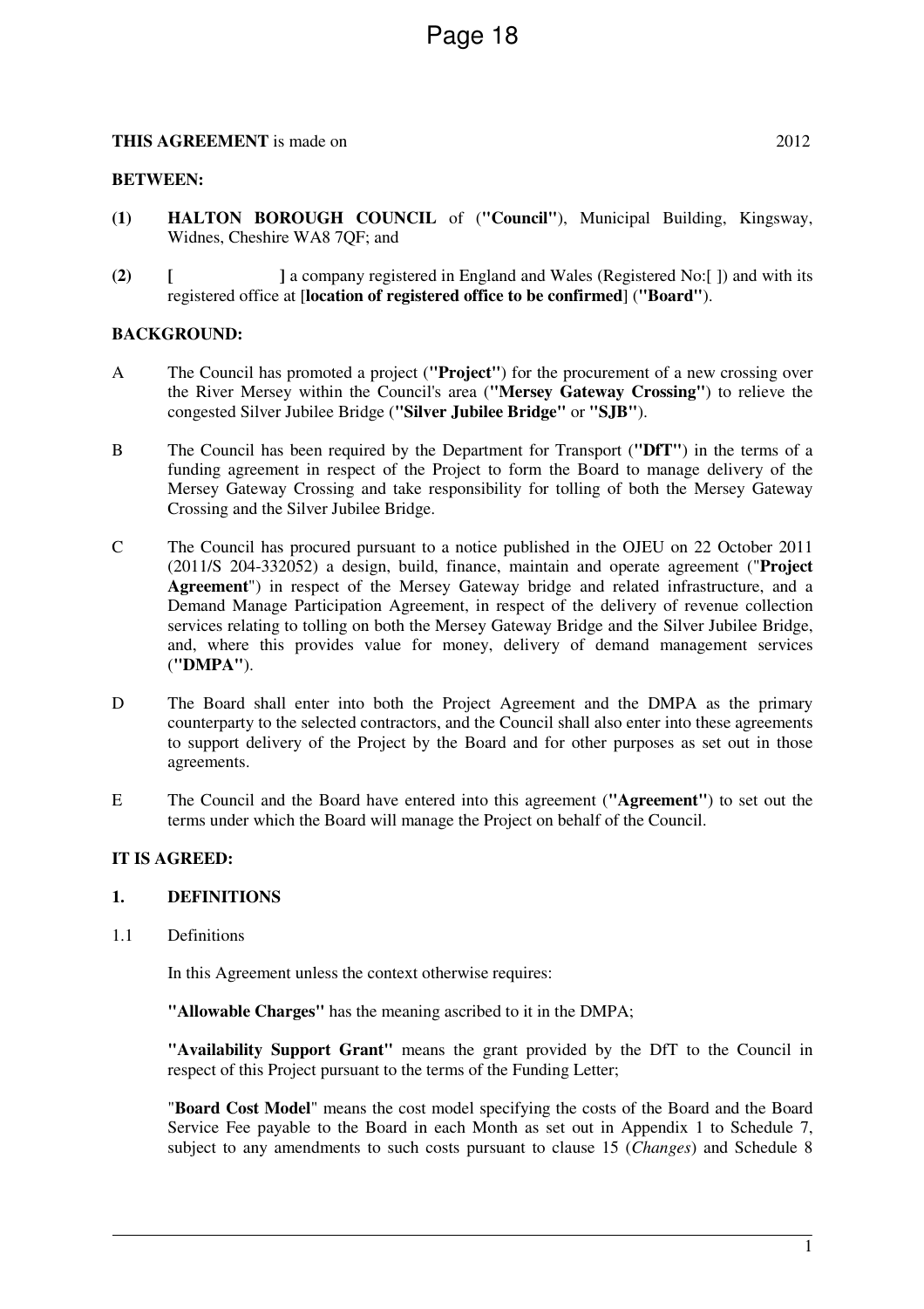**THIS AGREEMENT** is made on 2012

**BETWEEN:**

**(1)** **HALTON BOROUGH COUNCIL** of (**"Council"**), Municipal Building, Kingsway, Widnes, Cheshire WA8 7QF; and

**(2)** **[ ]** a company registered in England and Wales (Registered No:[ ]) and with its registered office at [**location of registered office to be confirmed**] (**"Board"**).

**BACKGROUND:**

A The Council has promoted a project (**"Project"**) for the procurement of a new crossing over the River Mersey within the Council's area (**"Mersey Gateway Crossing"**) to relieve the congested Silver Jubilee Bridge (**"Silver Jubilee Bridge"** or **"SJB"**).

B The Council has been required by the Department for Transport (**"DfT"**) in the terms of a funding agreement in respect of the Project to form the Board to manage delivery of the Mersey Gateway Crossing and take responsibility for tolling of both the Mersey Gateway Crossing and the Silver Jubilee Bridge.

C The Council has procured pursuant to a notice published in the OJEU on 22 October 2011 (2011/S 204-332052) a design, build, finance, maintain and operate agreement ("**Project Agreement**") in respect of the Mersey Gateway bridge and related infrastructure, and a Demand Manage Participation Agreement, in respect of the delivery of revenue collection services relating to tolling on both the Mersey Gateway Bridge and the Silver Jubilee Bridge, and, where this provides value for money, delivery of demand management services (**"DMPA"**).

D The Board shall enter into both the Project Agreement and the DMPA as the primary counterparty to the selected contractors, and the Council shall also enter into these agreements to support delivery of the Project by the Board and for other purposes as set out in those agreements.

E The Council and the Board have entered into this agreement (**"Agreement"**) to set out the terms under which the Board will manage the Project on behalf of the Council.

**IT IS AGREED:**

## 1. DEFINITIONS

1.1 Definitions

In this Agreement unless the context otherwise requires:

**"Allowable Charges"** has the meaning ascribed to it in the DMPA;

**"Availability Support Grant"** means the grant provided by the DfT to the Council in respect of this Project pursuant to the terms of the Funding Letter;

"**Board Cost Model**" means the cost model specifying the costs of the Board and the Board Service Fee payable to the Board in each Month as set out in Appendix 1 to Schedule 7, subject to any amendments to such costs pursuant to clause 15 (*Changes*) and Schedule 8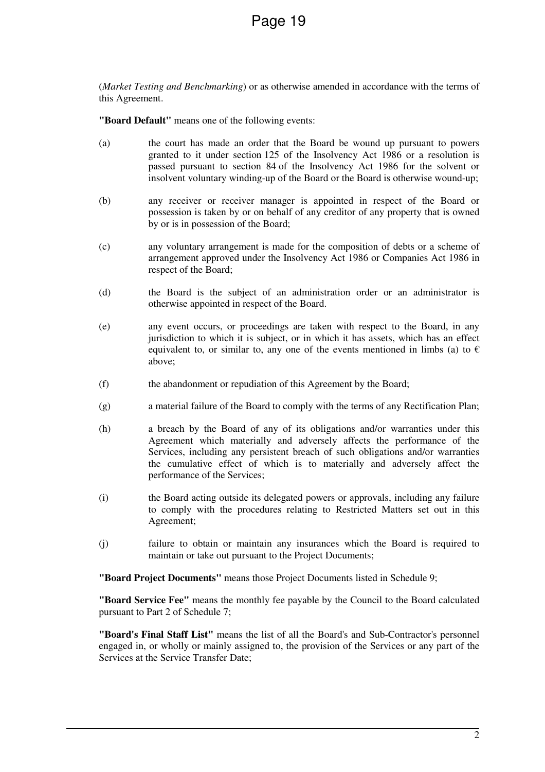(*Market Testing and Benchmarking*) or as otherwise amended in accordance with the terms of this Agreement.

**"Board Default"** means one of the following events:

(a) the court has made an order that the Board be wound up pursuant to powers granted to it under section 125 of the Insolvency Act 1986 or a resolution is passed pursuant to section 84 of the Insolvency Act 1986 for the solvent or insolvent voluntary winding-up of the Board or the Board is otherwise wound-up;

(b) any receiver or receiver manager is appointed in respect of the Board or possession is taken by or on behalf of any creditor of any property that is owned by or is in possession of the Board;

(c) any voluntary arrangement is made for the composition of debts or a scheme of arrangement approved under the Insolvency Act 1986 or Companies Act 1986 in respect of the Board;

(d) the Board is the subject of an administration order or an administrator is otherwise appointed in respect of the Board.

(e) any event occurs, or proceedings are taken with respect to the Board, in any jurisdiction to which it is subject, or in which it has assets, which has an effect equivalent to, or similar to, any one of the events mentioned in limbs (a) to € above;

(f) the abandonment or repudiation of this Agreement by the Board;

(g) a material failure of the Board to comply with the terms of any Rectification Plan;

(h) a breach by the Board of any of its obligations and/or warranties under this Agreement which materially and adversely affects the performance of the Services, including any persistent breach of such obligations and/or warranties the cumulative effect of which is to materially and adversely affect the performance of the Services;

(i) the Board acting outside its delegated powers or approvals, including any failure to comply with the procedures relating to Restricted Matters set out in this Agreement;

(j) failure to obtain or maintain any insurances which the Board is required to maintain or take out pursuant to the Project Documents;

**"Board Project Documents"** means those Project Documents listed in Schedule 9;

**"Board Service Fee"** means the monthly fee payable by the Council to the Board calculated pursuant to Part 2 of Schedule 7;

**"Board's Final Staff List"** means the list of all the Board's and Sub-Contractor's personnel engaged in, or wholly or mainly assigned to, the provision of the Services or any part of the Services at the Service Transfer Date;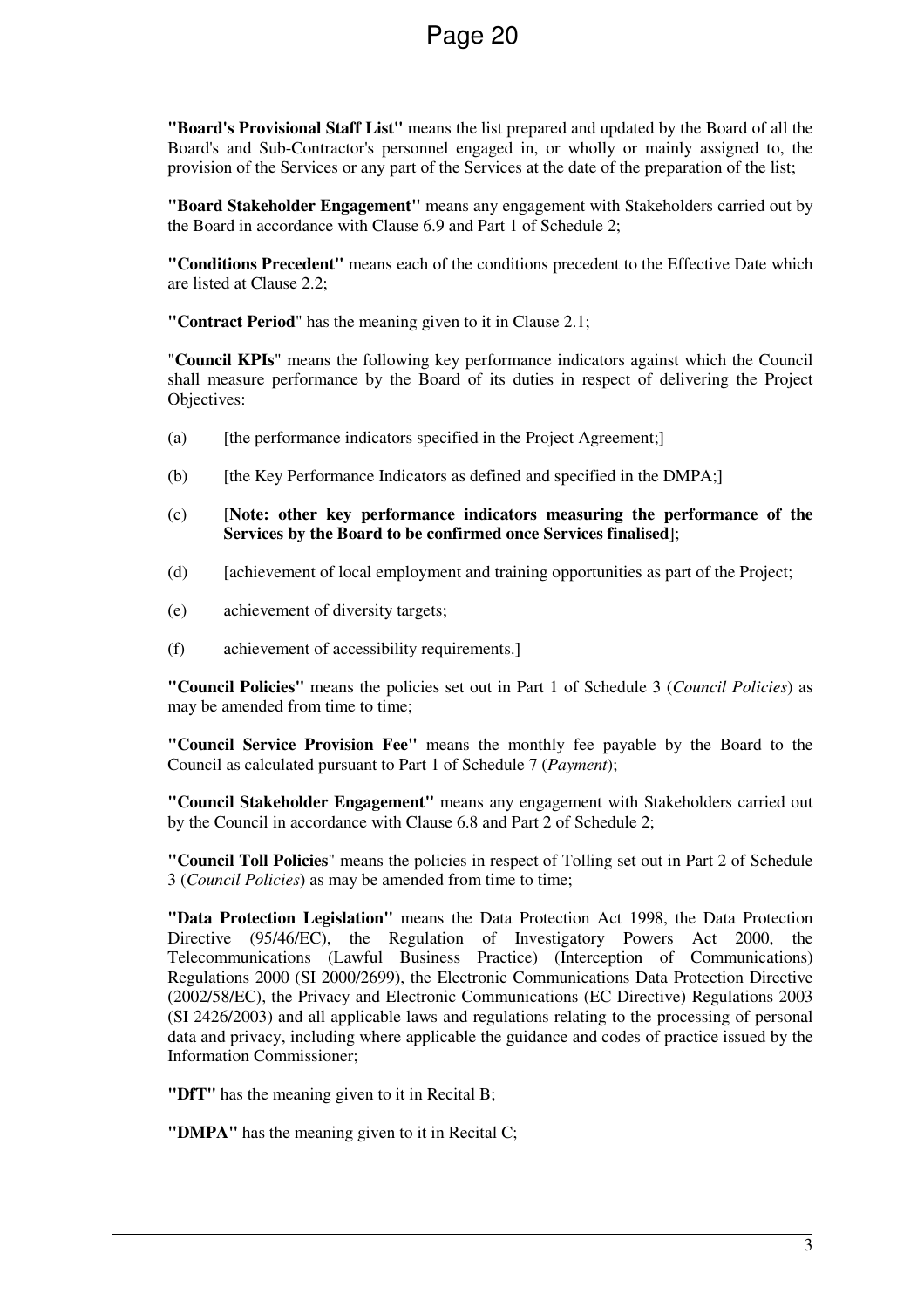**"Board's Provisional Staff List"** means the list prepared and updated by the Board of all the Board's and Sub-Contractor's personnel engaged in, or wholly or mainly assigned to, the provision of the Services or any part of the Services at the date of the preparation of the list;

**"Board Stakeholder Engagement"** means any engagement with Stakeholders carried out by the Board in accordance with Clause 6.9 and Part 1 of Schedule 2;

**"Conditions Precedent"** means each of the conditions precedent to the Effective Date which are listed at Clause 2.2;

**"Contract Period"** has the meaning given to it in Clause 2.1;

"**Council KPIs**" means the following key performance indicators against which the Council shall measure performance by the Board of its duties in respect of delivering the Project Objectives:

(a) [the performance indicators specified in the Project Agreement;]

(b) [the Key Performance Indicators as defined and specified in the DMPA;]

(c) [**Note: other key performance indicators measuring the performance of the Services by the Board to be confirmed once Services finalised**];

(d) [achievement of local employment and training opportunities as part of the Project;

(e) achievement of diversity targets;

(f) achievement of accessibility requirements.]

**"Council Policies"** means the policies set out in Part 1 of Schedule 3 (*Council Policies*) as may be amended from time to time;

**"Council Service Provision Fee"** means the monthly fee payable by the Board to the Council as calculated pursuant to Part 1 of Schedule 7 (*Payment*);

**"Council Stakeholder Engagement"** means any engagement with Stakeholders carried out by the Council in accordance with Clause 6.8 and Part 2 of Schedule 2;

**"Council Toll Policies"** means the policies in respect of Tolling set out in Part 2 of Schedule 3 (*Council Policies*) as may be amended from time to time;

**"Data Protection Legislation"** means the Data Protection Act 1998, the Data Protection Directive (95/46/EC), the Regulation of Investigatory Powers Act 2000, the Telecommunications (Lawful Business Practice) (Interception of Communications) Regulations 2000 (SI 2000/2699), the Electronic Communications Data Protection Directive (2002/58/EC), the Privacy and Electronic Communications (EC Directive) Regulations 2003 (SI 2426/2003) and all applicable laws and regulations relating to the processing of personal data and privacy, including where applicable the guidance and codes of practice issued by the Information Commissioner;

**"DfT"** has the meaning given to it in Recital B;

**"DMPA"** has the meaning given to it in Recital C;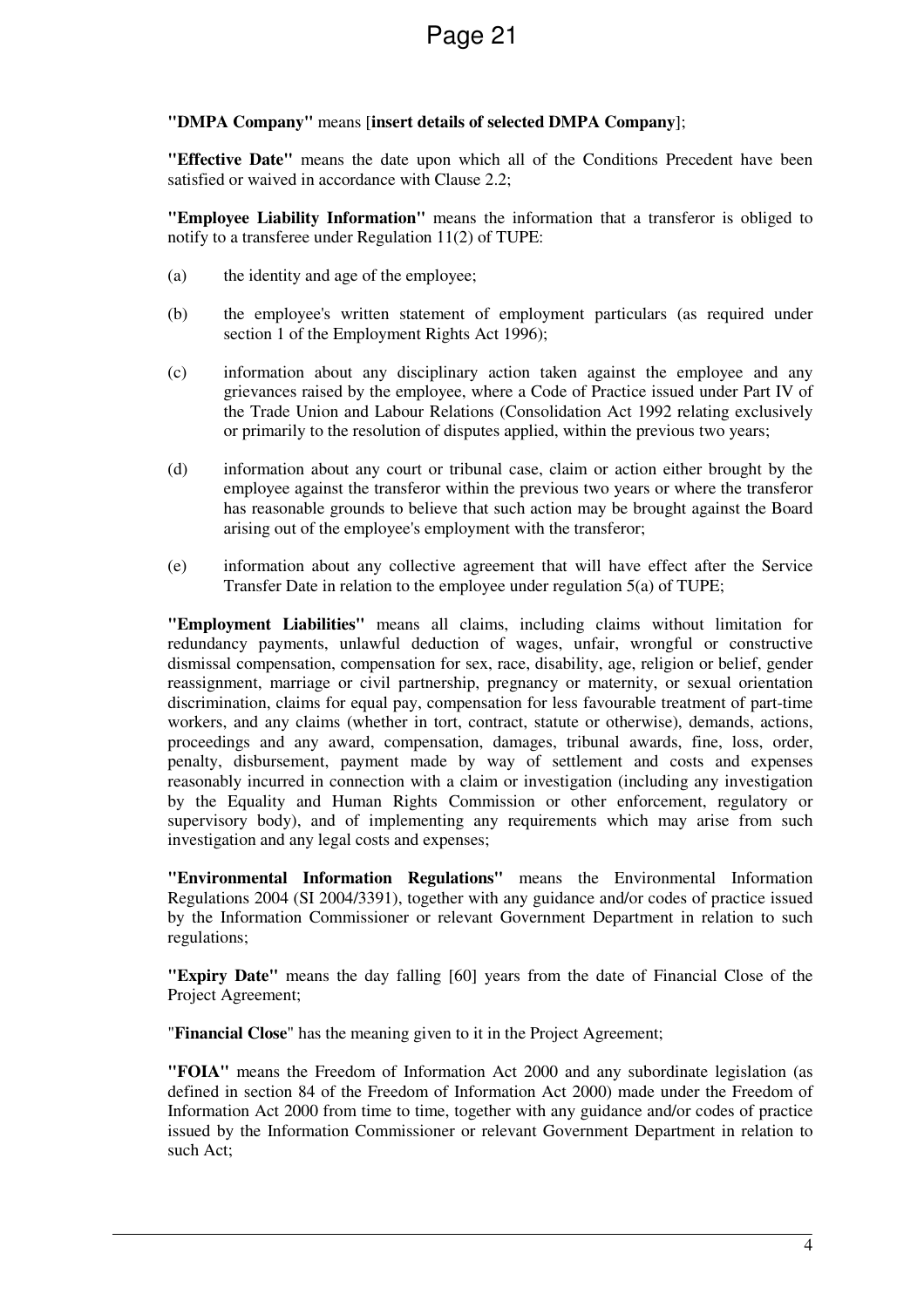**"DMPA Company"** means [**insert details of selected DMPA Company**];

**"Effective Date"** means the date upon which all of the Conditions Precedent have been satisfied or waived in accordance with Clause 2.2;

**"Employee Liability Information"** means the information that a transferor is obliged to notify to a transferee under Regulation 11(2) of TUPE:

(a) the identity and age of the employee;

(b) the employee's written statement of employment particulars (as required under section 1 of the Employment Rights Act 1996);

(c) information about any disciplinary action taken against the employee and any grievances raised by the employee, where a Code of Practice issued under Part IV of the Trade Union and Labour Relations (Consolidation Act 1992 relating exclusively or primarily to the resolution of disputes applied, within the previous two years;

(d) information about any court or tribunal case, claim or action either brought by the employee against the transferor within the previous two years or where the transferor has reasonable grounds to believe that such action may be brought against the Board arising out of the employee's employment with the transferor;

(e) information about any collective agreement that will have effect after the Service Transfer Date in relation to the employee under regulation 5(a) of TUPE;

**"Employment Liabilities"** means all claims, including claims without limitation for redundancy payments, unlawful deduction of wages, unfair, wrongful or constructive dismissal compensation, compensation for sex, race, disability, age, religion or belief, gender reassignment, marriage or civil partnership, pregnancy or maternity, or sexual orientation discrimination, claims for equal pay, compensation for less favourable treatment of part-time workers, and any claims (whether in tort, contract, statute or otherwise), demands, actions, proceedings and any award, compensation, damages, tribunal awards, fine, loss, order, penalty, disbursement, payment made by way of settlement and costs and expenses reasonably incurred in connection with a claim or investigation (including any investigation by the Equality and Human Rights Commission or other enforcement, regulatory or supervisory body), and of implementing any requirements which may arise from such investigation and any legal costs and expenses;

**"Environmental Information Regulations"** means the Environmental Information Regulations 2004 (SI 2004/3391), together with any guidance and/or codes of practice issued by the Information Commissioner or relevant Government Department in relation to such regulations;

**"Expiry Date"** means the day falling [60] years from the date of Financial Close of the Project Agreement;

"**Financial Close**" has the meaning given to it in the Project Agreement;

**"FOIA"** means the Freedom of Information Act 2000 and any subordinate legislation (as defined in section 84 of the Freedom of Information Act 2000) made under the Freedom of Information Act 2000 from time to time, together with any guidance and/or codes of practice issued by the Information Commissioner or relevant Government Department in relation to such Act;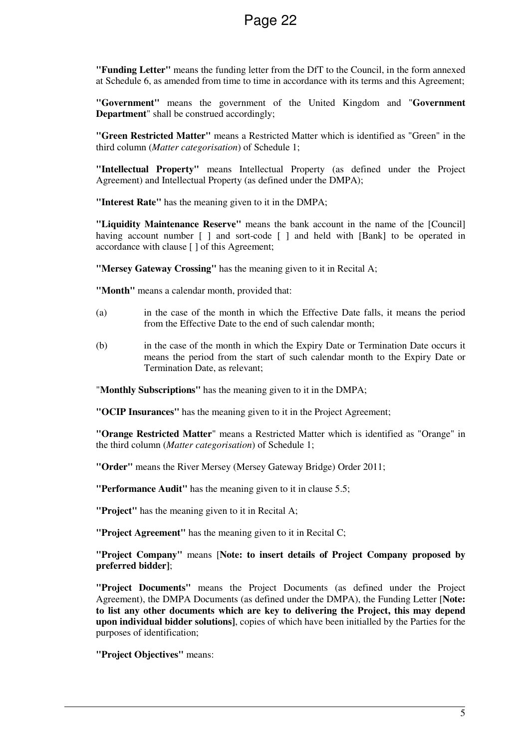**"Funding Letter"** means the funding letter from the DfT to the Council, in the form annexed at Schedule 6, as amended from time to time in accordance with its terms and this Agreement;

**"Government"** means the government of the United Kingdom and "**Government Department**" shall be construed accordingly;

**"Green Restricted Matter"** means a Restricted Matter which is identified as "Green" in the third column (*Matter categorisation*) of Schedule 1;

**"Intellectual Property"** means Intellectual Property (as defined under the Project Agreement) and Intellectual Property (as defined under the DMPA);

**"Interest Rate"** has the meaning given to it in the DMPA;

**"Liquidity Maintenance Reserve"** means the bank account in the name of the [Council] having account number [ ] and sort-code [ ] and held with [Bank] to be operated in accordance with clause [ ] of this Agreement;

**"Mersey Gateway Crossing"** has the meaning given to it in Recital A;

**"Month"** means a calendar month, provided that:

(a) in the case of the month in which the Effective Date falls, it means the period from the Effective Date to the end of such calendar month;

(b) in the case of the month in which the Expiry Date or Termination Date occurs it means the period from the start of such calendar month to the Expiry Date or Termination Date, as relevant;

"**Monthly Subscriptions"** has the meaning given to it in the DMPA;

**"OCIP Insurances"** has the meaning given to it in the Project Agreement;

**"Orange Restricted Matter**" means a Restricted Matter which is identified as "Orange" in the third column (*Matter categorisation*) of Schedule 1;

**"Order"** means the River Mersey (Mersey Gateway Bridge) Order 2011;

**"Performance Audit"** has the meaning given to it in clause 5.5;

**"Project"** has the meaning given to it in Recital A;

**"Project Agreement"** has the meaning given to it in Recital C;

**"Project Company"** means [**Note: to insert details of Project Company proposed by preferred bidder]**;

**"Project Documents"** means the Project Documents (as defined under the Project Agreement), the DMPA Documents (as defined under the DMPA), the Funding Letter [**Note: to list any other documents which are key to delivering the Project, this may depend upon individual bidder solutions]**, copies of which have been initialled by the Parties for the purposes of identification;

**"Project Objectives"** means: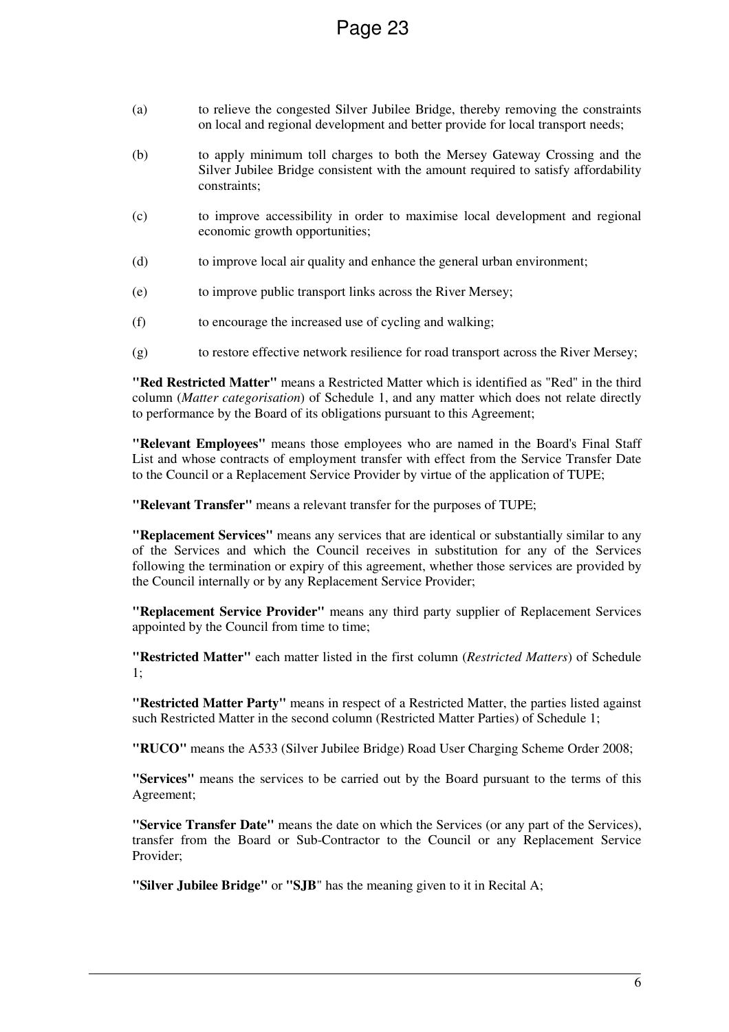(a) to relieve the congested Silver Jubilee Bridge, thereby removing the constraints on local and regional development and better provide for local transport needs;

(b) to apply minimum toll charges to both the Mersey Gateway Crossing and the Silver Jubilee Bridge consistent with the amount required to satisfy affordability constraints;

(c) to improve accessibility in order to maximise local development and regional economic growth opportunities;

(d) to improve local air quality and enhance the general urban environment;

(e) to improve public transport links across the River Mersey;

(f) to encourage the increased use of cycling and walking;

(g) to restore effective network resilience for road transport across the River Mersey;

**"Red Restricted Matter"** means a Restricted Matter which is identified as "Red" in the third column (*Matter categorisation*) of Schedule 1, and any matter which does not relate directly to performance by the Board of its obligations pursuant to this Agreement;

**"Relevant Employees"** means those employees who are named in the Board's Final Staff List and whose contracts of employment transfer with effect from the Service Transfer Date to the Council or a Replacement Service Provider by virtue of the application of TUPE;

**"Relevant Transfer"** means a relevant transfer for the purposes of TUPE;

**"Replacement Services"** means any services that are identical or substantially similar to any of the Services and which the Council receives in substitution for any of the Services following the termination or expiry of this agreement, whether those services are provided by the Council internally or by any Replacement Service Provider;

**"Replacement Service Provider"** means any third party supplier of Replacement Services appointed by the Council from time to time;

**"Restricted Matter"** each matter listed in the first column (*Restricted Matters*) of Schedule 1;

**"Restricted Matter Party"** means in respect of a Restricted Matter, the parties listed against such Restricted Matter in the second column (Restricted Matter Parties) of Schedule 1;

**"RUCO"** means the A533 (Silver Jubilee Bridge) Road User Charging Scheme Order 2008;

**"Services"** means the services to be carried out by the Board pursuant to the terms of this Agreement;

**"Service Transfer Date"** means the date on which the Services (or any part of the Services), transfer from the Board or Sub-Contractor to the Council or any Replacement Service Provider;

**"Silver Jubilee Bridge"** or **"SJB"** has the meaning given to it in Recital A;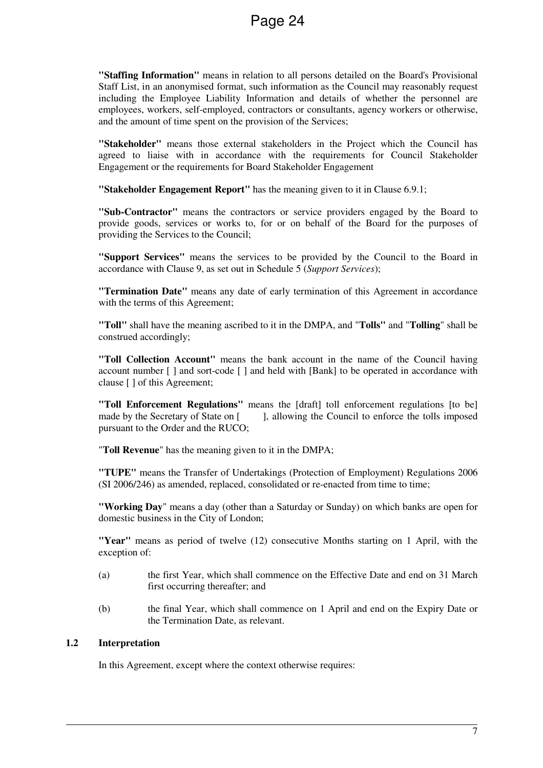**"Staffing Information"** means in relation to all persons detailed on the Board's Provisional Staff List, in an anonymised format, such information as the Council may reasonably request including the Employee Liability Information and details of whether the personnel are employees, workers, self-employed, contractors or consultants, agency workers or otherwise, and the amount of time spent on the provision of the Services;

**"Stakeholder"** means those external stakeholders in the Project which the Council has agreed to liaise with in accordance with the requirements for Council Stakeholder Engagement or the requirements for Board Stakeholder Engagement

**"Stakeholder Engagement Report"** has the meaning given to it in Clause 6.9.1;

**"Sub-Contractor"** means the contractors or service providers engaged by the Board to provide goods, services or works to, for or on behalf of the Board for the purposes of providing the Services to the Council;

**"Support Services"** means the services to be provided by the Council to the Board in accordance with Clause 9, as set out in Schedule 5 (*Support Services*);

**"Termination Date"** means any date of early termination of this Agreement in accordance with the terms of this Agreement;

**"Toll"** shall have the meaning ascribed to it in the DMPA, and "**Tolls"** and "**Tolling**" shall be construed accordingly;

**"Toll Collection Account"** means the bank account in the name of the Council having account number [ ] and sort-code [ ] and held with [Bank] to be operated in accordance with clause [ ] of this Agreement;

**"Toll Enforcement Regulations"** means the [draft] toll enforcement regulations [to be] made by the Secretary of State on [ ], allowing the Council to enforce the tolls imposed pursuant to the Order and the RUCO;

"**Toll Revenue**" has the meaning given to it in the DMPA;

**"TUPE"** means the Transfer of Undertakings (Protection of Employment) Regulations 2006 (SI 2006/246) as amended, replaced, consolidated or re-enacted from time to time;

**"Working Day**" means a day (other than a Saturday or Sunday) on which banks are open for domestic business in the City of London;

**"Year"** means as period of twelve (12) consecutive Months starting on 1 April, with the exception of:

(a) the first Year, which shall commence on the Effective Date and end on 31 March first occurring thereafter; and

(b) the final Year, which shall commence on 1 April and end on the Expiry Date or the Termination Date, as relevant.

### 1.2 Interpretation

In this Agreement, except where the context otherwise requires: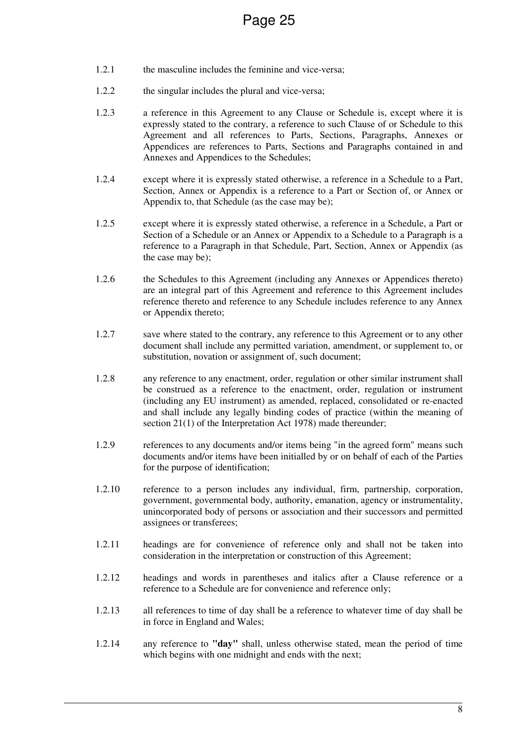1.2.1 the masculine includes the feminine and vice-versa;

1.2.2 the singular includes the plural and vice-versa;

1.2.3 a reference in this Agreement to any Clause or Schedule is, except where it is expressly stated to the contrary, a reference to such Clause of or Schedule to this Agreement and all references to Parts, Sections, Paragraphs, Annexes or Appendices are references to Parts, Sections and Paragraphs contained in and Annexes and Appendices to the Schedules;

1.2.4 except where it is expressly stated otherwise, a reference in a Schedule to a Part, Section, Annex or Appendix is a reference to a Part or Section of, or Annex or Appendix to, that Schedule (as the case may be);

1.2.5 except where it is expressly stated otherwise, a reference in a Schedule, a Part or Section of a Schedule or an Annex or Appendix to a Schedule to a Paragraph is a reference to a Paragraph in that Schedule, Part, Section, Annex or Appendix (as the case may be);

1.2.6 the Schedules to this Agreement (including any Annexes or Appendices thereto) are an integral part of this Agreement and reference to this Agreement includes reference thereto and reference to any Schedule includes reference to any Annex or Appendix thereto;

1.2.7 save where stated to the contrary, any reference to this Agreement or to any other document shall include any permitted variation, amendment, or supplement to, or substitution, novation or assignment of, such document;

1.2.8 any reference to any enactment, order, regulation or other similar instrument shall be construed as a reference to the enactment, order, regulation or instrument (including any EU instrument) as amended, replaced, consolidated or re-enacted and shall include any legally binding codes of practice (within the meaning of section 21(1) of the Interpretation Act 1978) made thereunder;

1.2.9 references to any documents and/or items being "in the agreed form" means such documents and/or items have been initialled by or on behalf of each of the Parties for the purpose of identification;

1.2.10 reference to a person includes any individual, firm, partnership, corporation, government, governmental body, authority, emanation, agency or instrumentality, unincorporated body of persons or association and their successors and permitted assignees or transferees;

1.2.11 headings are for convenience of reference only and shall not be taken into consideration in the interpretation or construction of this Agreement;

1.2.12 headings and words in parentheses and italics after a Clause reference or a reference to a Schedule are for convenience and reference only;

1.2.13 all references to time of day shall be a reference to whatever time of day shall be in force in England and Wales;

1.2.14 any reference to **"day"** shall, unless otherwise stated, mean the period of time which begins with one midnight and ends with the next;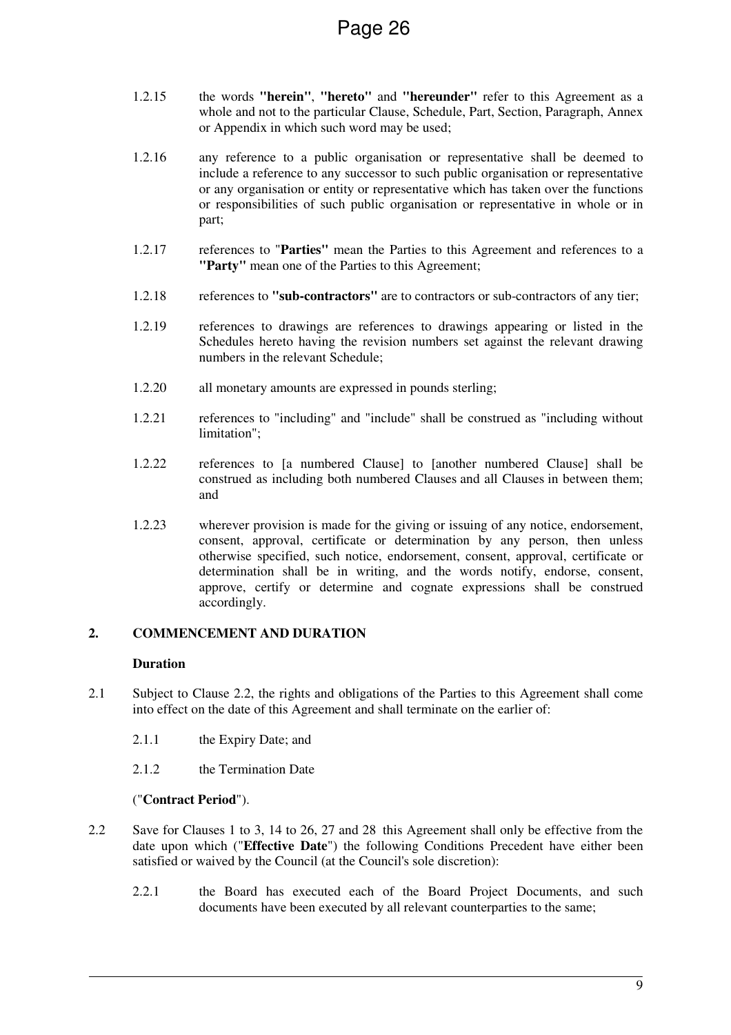1.2.15 the words **"herein"**, **"hereto"** and **"hereunder"** refer to this Agreement as a whole and not to the particular Clause, Schedule, Part, Section, Paragraph, Annex or Appendix in which such word may be used;

1.2.16 any reference to a public organisation or representative shall be deemed to include a reference to any successor to such public organisation or representative or any organisation or entity or representative which has taken over the functions or responsibilities of such public organisation or representative in whole or in part;

1.2.17 references to "**Parties"** mean the Parties to this Agreement and references to a **"Party"** mean one of the Parties to this Agreement;

1.2.18 references to **"sub-contractors"** are to contractors or sub-contractors of any tier;

1.2.19 references to drawings are references to drawings appearing or listed in the Schedules hereto having the revision numbers set against the relevant drawing numbers in the relevant Schedule;

1.2.20 all monetary amounts are expressed in pounds sterling;

1.2.21 references to "including" and "include" shall be construed as "including without limitation";

1.2.22 references to [a numbered Clause] to [another numbered Clause] shall be construed as including both numbered Clauses and all Clauses in between them; and

1.2.23 wherever provision is made for the giving or issuing of any notice, endorsement, consent, approval, certificate or determination by any person, then unless otherwise specified, such notice, endorsement, consent, approval, certificate or determination shall be in writing, and the words notify, endorse, consent, approve, certify or determine and cognate expressions shall be construed accordingly.

## 2. COMMENCEMENT AND DURATION

### Duration

2.1 Subject to Clause 2.2, the rights and obligations of the Parties to this Agreement shall come into effect on the date of this Agreement and shall terminate on the earlier of:

2.1.1 the Expiry Date; and

2.1.2 the Termination Date

("**Contract Period**").

2.2 Save for Clauses 1 to 3, 14 to 26, 27 and 28 this Agreement shall only be effective from the date upon which ("**Effective Date**") the following Conditions Precedent have either been satisfied or waived by the Council (at the Council's sole discretion):

2.2.1 the Board has executed each of the Board Project Documents, and such documents have been executed by all relevant counterparties to the same;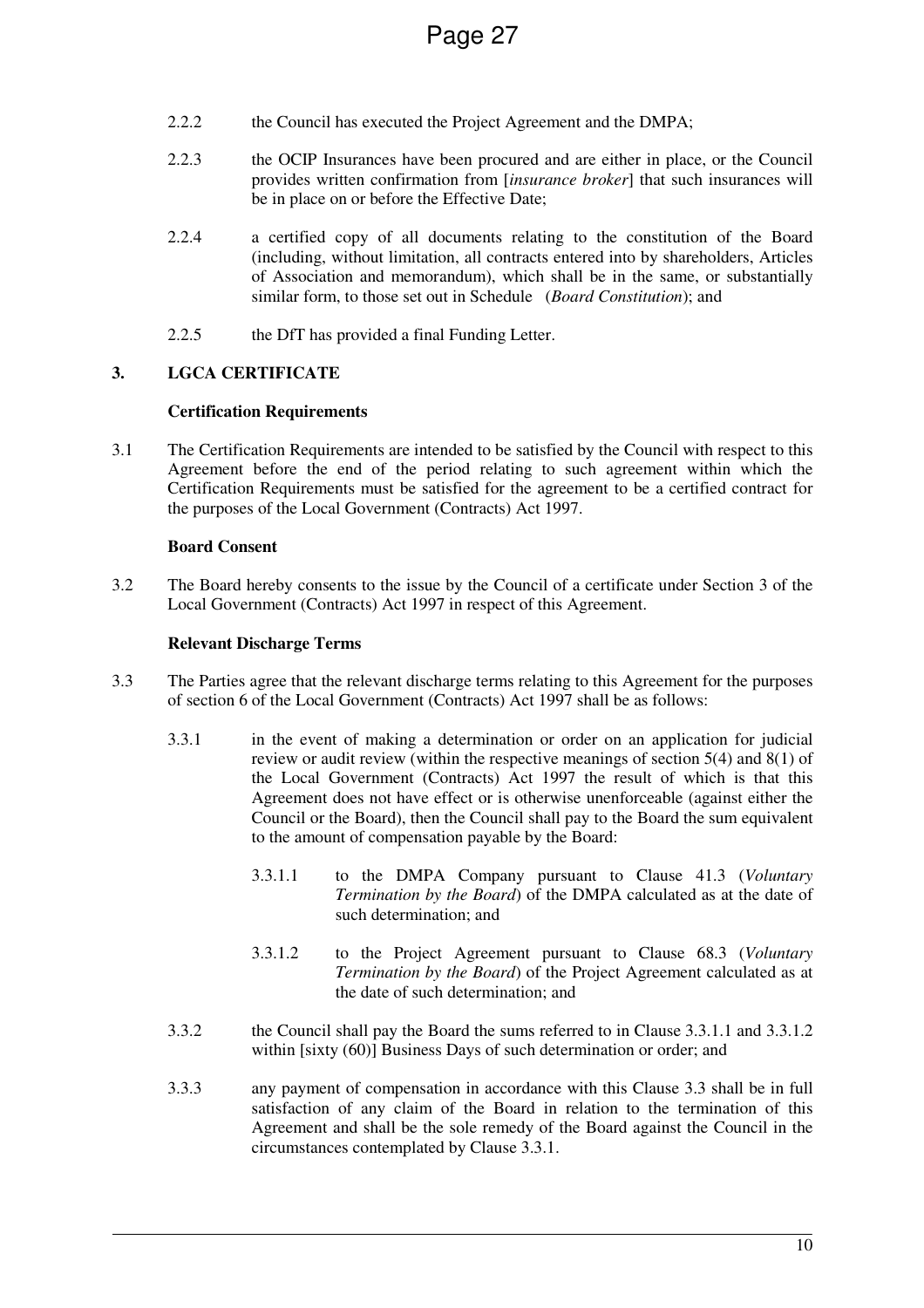2.2.2 the Council has executed the Project Agreement and the DMPA;

2.2.3 the OCIP Insurances have been procured and are either in place, or the Council provides written confirmation from [*insurance broker*] that such insurances will be in place on or before the Effective Date;

2.2.4 a certified copy of all documents relating to the constitution of the Board (including, without limitation, all contracts entered into by shareholders, Articles of Association and memorandum), which shall be in the same, or substantially similar form, to those set out in Schedule (*Board Constitution*); and

2.2.5 the DfT has provided a final Funding Letter.

## 3. LGCA CERTIFICATE

**Certification Requirements**

3.1 The Certification Requirements are intended to be satisfied by the Council with respect to this Agreement before the end of the period relating to such agreement within which the Certification Requirements must be satisfied for the agreement to be a certified contract for the purposes of the Local Government (Contracts) Act 1997.

**Board Consent**

3.2 The Board hereby consents to the issue by the Council of a certificate under Section 3 of the Local Government (Contracts) Act 1997 in respect of this Agreement.

**Relevant Discharge Terms**

3.3 The Parties agree that the relevant discharge terms relating to this Agreement for the purposes of section 6 of the Local Government (Contracts) Act 1997 shall be as follows:

3.3.1 in the event of making a determination or order on an application for judicial review or audit review (within the respective meanings of section 5(4) and 8(1) of the Local Government (Contracts) Act 1997 the result of which is that this Agreement does not have effect or is otherwise unenforceable (against either the Council or the Board), then the Council shall pay to the Board the sum equivalent to the amount of compensation payable by the Board:

3.3.1.1 to the DMPA Company pursuant to Clause 41.3 (*Voluntary Termination by the Board*) of the DMPA calculated as at the date of such determination; and

3.3.1.2 to the Project Agreement pursuant to Clause 68.3 (*Voluntary Termination by the Board*) of the Project Agreement calculated as at the date of such determination; and

3.3.2 the Council shall pay the Board the sums referred to in Clause 3.3.1.1 and 3.3.1.2 within [sixty (60)] Business Days of such determination or order; and

3.3.3 any payment of compensation in accordance with this Clause 3.3 shall be in full satisfaction of any claim of the Board in relation to the termination of this Agreement and shall be the sole remedy of the Board against the Council in the circumstances contemplated by Clause 3.3.1.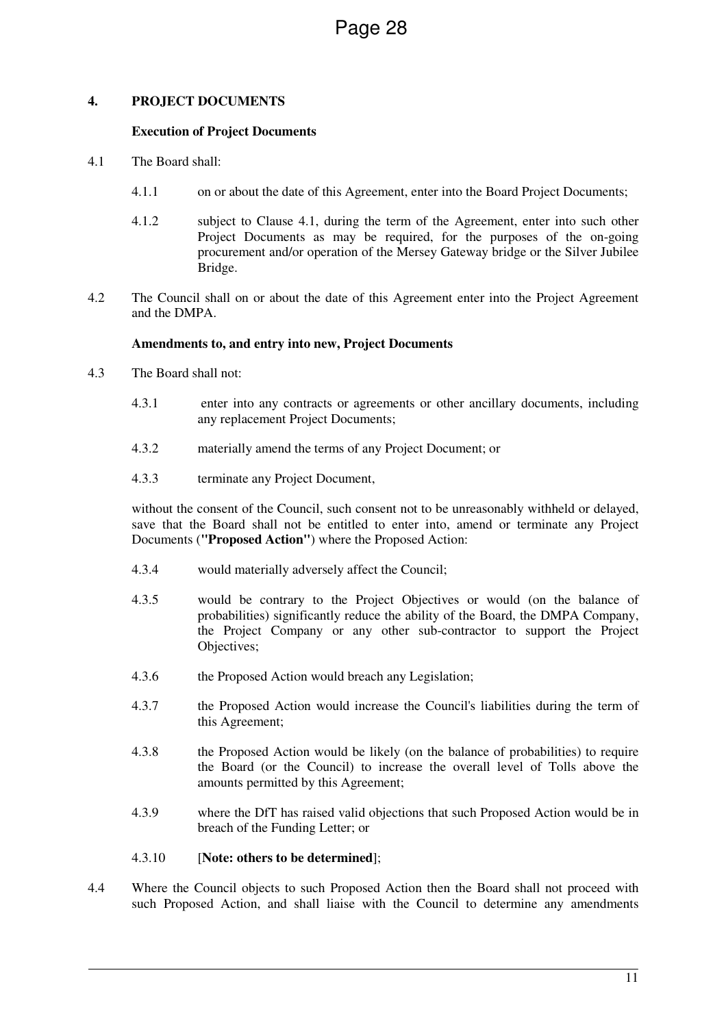## 4. PROJECT DOCUMENTS

### Execution of Project Documents

4.1 The Board shall:

4.1.1 on or about the date of this Agreement, enter into the Board Project Documents;

4.1.2 subject to Clause 4.1, during the term of the Agreement, enter into such other Project Documents as may be required, for the purposes of the on-going procurement and/or operation of the Mersey Gateway bridge or the Silver Jubilee Bridge.

4.2 The Council shall on or about the date of this Agreement enter into the Project Agreement and the DMPA.

### Amendments to, and entry into new, Project Documents

4.3 The Board shall not:

4.3.1 enter into any contracts or agreements or other ancillary documents, including any replacement Project Documents;

4.3.2 materially amend the terms of any Project Document; or

4.3.3 terminate any Project Document,

without the consent of the Council, such consent not to be unreasonably withheld or delayed, save that the Board shall not be entitled to enter into, amend or terminate any Project Documents (**"Proposed Action"**) where the Proposed Action:

4.3.4 would materially adversely affect the Council;

4.3.5 would be contrary to the Project Objectives or would (on the balance of probabilities) significantly reduce the ability of the Board, the DMPA Company, the Project Company or any other sub-contractor to support the Project Objectives;

4.3.6 the Proposed Action would breach any Legislation;

4.3.7 the Proposed Action would increase the Council's liabilities during the term of this Agreement;

4.3.8 the Proposed Action would be likely (on the balance of probabilities) to require the Board (or the Council) to increase the overall level of Tolls above the amounts permitted by this Agreement;

4.3.9 where the DfT has raised valid objections that such Proposed Action would be in breach of the Funding Letter; or

4.3.10 [**Note: others to be determined**];

4.4 Where the Council objects to such Proposed Action then the Board shall not proceed with such Proposed Action, and shall liaise with the Council to determine any amendments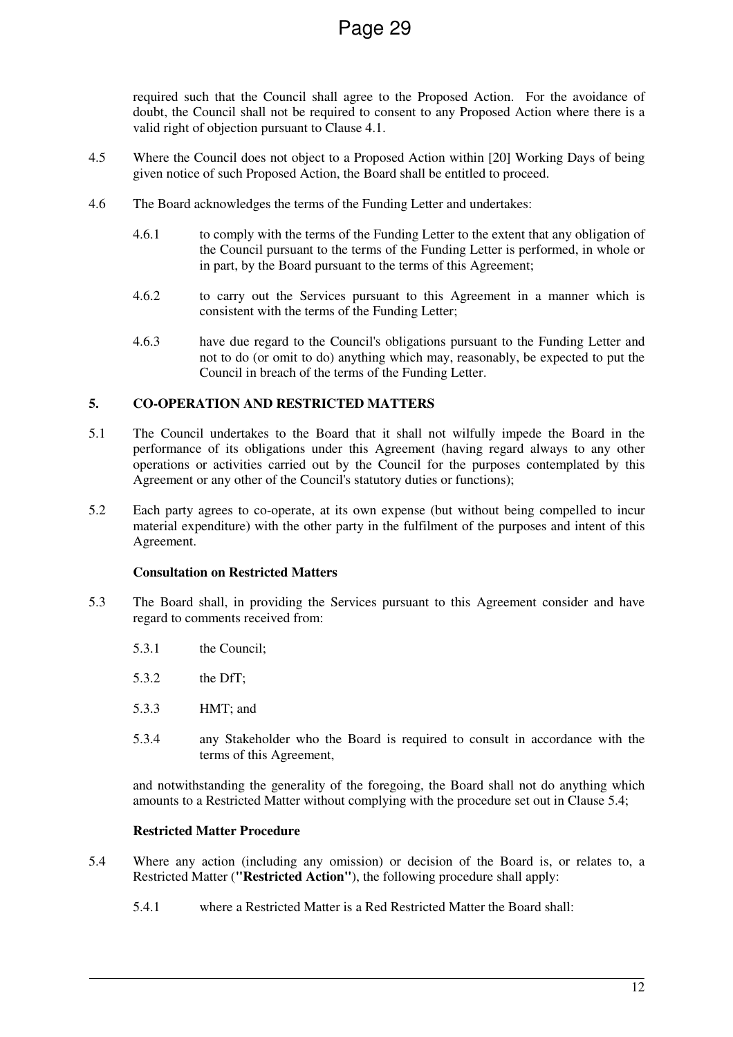required such that the Council shall agree to the Proposed Action. For the avoidance of doubt, the Council shall not be required to consent to any Proposed Action where there is a valid right of objection pursuant to Clause 4.1.

4.5 Where the Council does not object to a Proposed Action within [20] Working Days of being given notice of such Proposed Action, the Board shall be entitled to proceed.

4.6 The Board acknowledges the terms of the Funding Letter and undertakes:

4.6.1 to comply with the terms of the Funding Letter to the extent that any obligation of the Council pursuant to the terms of the Funding Letter is performed, in whole or in part, by the Board pursuant to the terms of this Agreement;

4.6.2 to carry out the Services pursuant to this Agreement in a manner which is consistent with the terms of the Funding Letter;

4.6.3 have due regard to the Council's obligations pursuant to the Funding Letter and not to do (or omit to do) anything which may, reasonably, be expected to put the Council in breach of the terms of the Funding Letter.

## 5. CO-OPERATION AND RESTRICTED MATTERS

5.1 The Council undertakes to the Board that it shall not wilfully impede the Board in the performance of its obligations under this Agreement (having regard always to any other operations or activities carried out by the Council for the purposes contemplated by this Agreement or any other of the Council's statutory duties or functions);

5.2 Each party agrees to co-operate, at its own expense (but without being compelled to incur material expenditure) with the other party in the fulfilment of the purposes and intent of this Agreement.

**Consultation on Restricted Matters**

5.3 The Board shall, in providing the Services pursuant to this Agreement consider and have regard to comments received from:

5.3.1 the Council;

5.3.2 the DfT;

5.3.3 HMT; and

5.3.4 any Stakeholder who the Board is required to consult in accordance with the terms of this Agreement,

and notwithstanding the generality of the foregoing, the Board shall not do anything which amounts to a Restricted Matter without complying with the procedure set out in Clause 5.4;

**Restricted Matter Procedure**

5.4 Where any action (including any omission) or decision of the Board is, or relates to, a Restricted Matter (**"Restricted Action"**), the following procedure shall apply:

5.4.1 where a Restricted Matter is a Red Restricted Matter the Board shall: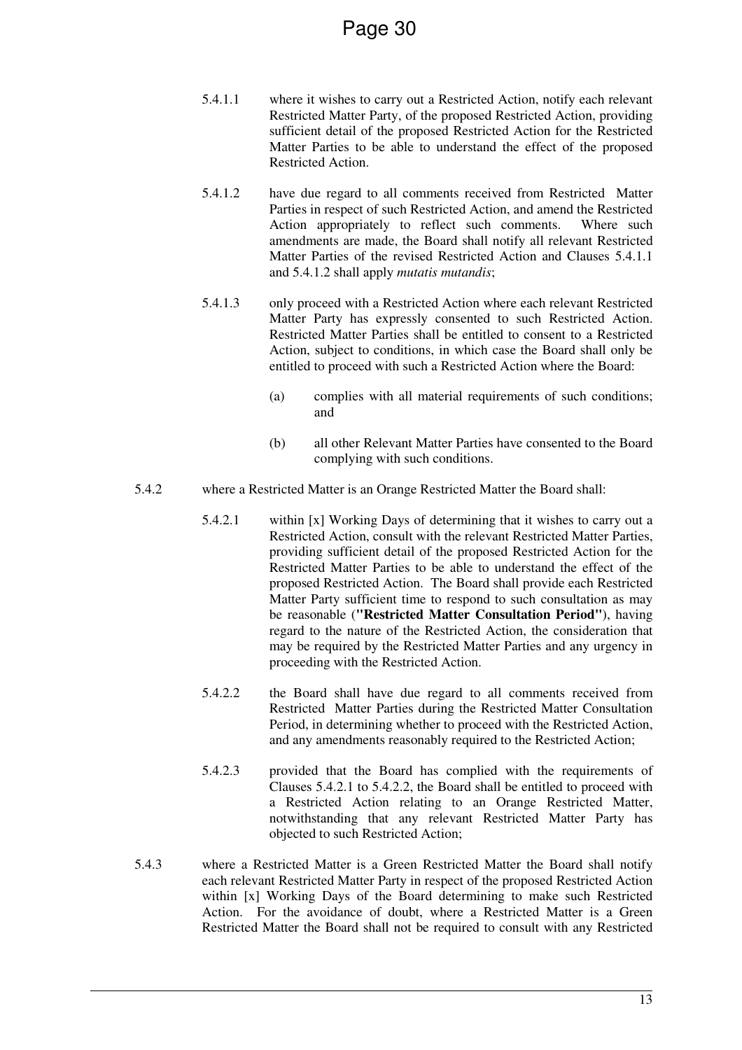5.4.1.1 where it wishes to carry out a Restricted Action, notify each relevant Restricted Matter Party, of the proposed Restricted Action, providing sufficient detail of the proposed Restricted Action for the Restricted Matter Parties to be able to understand the effect of the proposed Restricted Action.

5.4.1.2 have due regard to all comments received from Restricted Matter Parties in respect of such Restricted Action, and amend the Restricted Action appropriately to reflect such comments. Where such amendments are made, the Board shall notify all relevant Restricted Matter Parties of the revised Restricted Action and Clauses 5.4.1.1 and 5.4.1.2 shall apply *mutatis mutandis*;

5.4.1.3 only proceed with a Restricted Action where each relevant Restricted Matter Party has expressly consented to such Restricted Action. Restricted Matter Parties shall be entitled to consent to a Restricted Action, subject to conditions, in which case the Board shall only be entitled to proceed with such a Restricted Action where the Board:

(a) complies with all material requirements of such conditions; and

(b) all other Relevant Matter Parties have consented to the Board complying with such conditions.

5.4.2 where a Restricted Matter is an Orange Restricted Matter the Board shall:

5.4.2.1 within [x] Working Days of determining that it wishes to carry out a Restricted Action, consult with the relevant Restricted Matter Parties, providing sufficient detail of the proposed Restricted Action for the Restricted Matter Parties to be able to understand the effect of the proposed Restricted Action. The Board shall provide each Restricted Matter Party sufficient time to respond to such consultation as may be reasonable (**"Restricted Matter Consultation Period"**), having regard to the nature of the Restricted Action, the consideration that may be required by the Restricted Matter Parties and any urgency in proceeding with the Restricted Action.

5.4.2.2 the Board shall have due regard to all comments received from Restricted Matter Parties during the Restricted Matter Consultation Period, in determining whether to proceed with the Restricted Action, and any amendments reasonably required to the Restricted Action;

5.4.2.3 provided that the Board has complied with the requirements of Clauses 5.4.2.1 to 5.4.2.2, the Board shall be entitled to proceed with a Restricted Action relating to an Orange Restricted Matter, notwithstanding that any relevant Restricted Matter Party has objected to such Restricted Action;

5.4.3 where a Restricted Matter is a Green Restricted Matter the Board shall notify each relevant Restricted Matter Party in respect of the proposed Restricted Action within [x] Working Days of the Board determining to make such Restricted Action. For the avoidance of doubt, where a Restricted Matter is a Green Restricted Matter the Board shall not be required to consult with any Restricted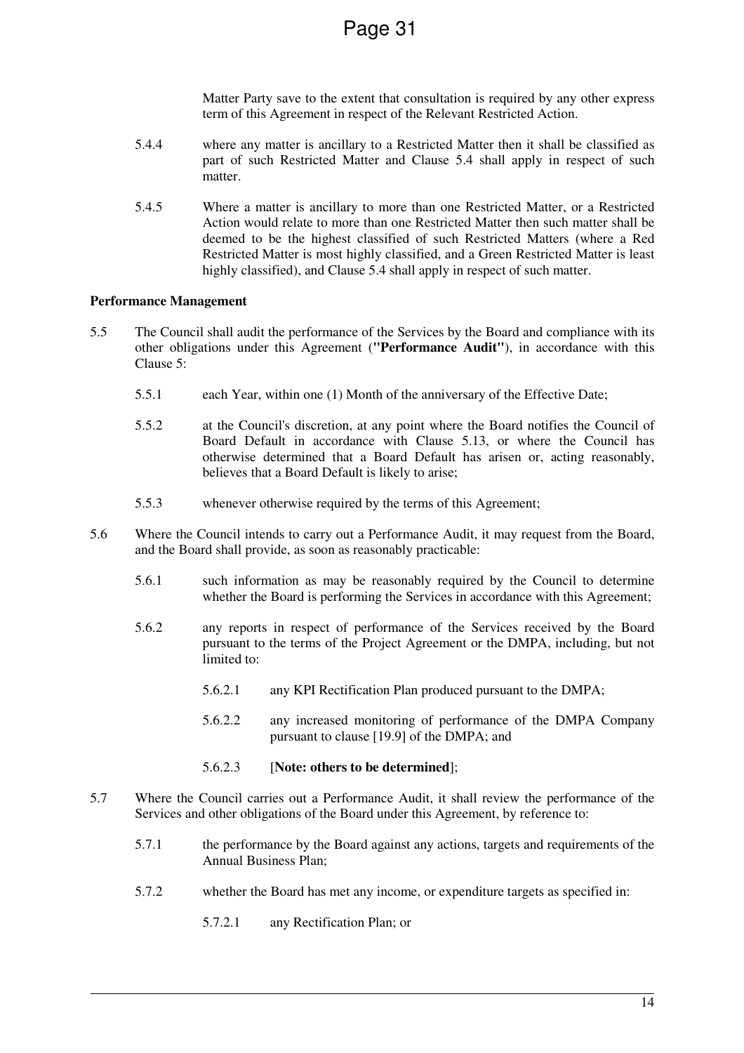Matter Party save to the extent that consultation is required by any other express term of this Agreement in respect of the Relevant Restricted Action.

5.4.4 where any matter is ancillary to a Restricted Matter then it shall be classified as part of such Restricted Matter and Clause 5.4 shall apply in respect of such matter.

5.4.5 Where a matter is ancillary to more than one Restricted Matter, or a Restricted Action would relate to more than one Restricted Matter then such matter shall be deemed to be the highest classified of such Restricted Matters (where a Red Restricted Matter is most highly classified, and a Green Restricted Matter is least highly classified), and Clause 5.4 shall apply in respect of such matter.

**Performance Management**

5.5 The Council shall audit the performance of the Services by the Board and compliance with its other obligations under this Agreement (**"Performance Audit"**), in accordance with this Clause 5:

5.5.1 each Year, within one (1) Month of the anniversary of the Effective Date;

5.5.2 at the Council's discretion, at any point where the Board notifies the Council of Board Default in accordance with Clause 5.13, or where the Council has otherwise determined that a Board Default has arisen or, acting reasonably, believes that a Board Default is likely to arise;

5.5.3 whenever otherwise required by the terms of this Agreement;

5.6 Where the Council intends to carry out a Performance Audit, it may request from the Board, and the Board shall provide, as soon as reasonably practicable:

5.6.1 such information as may be reasonably required by the Council to determine whether the Board is performing the Services in accordance with this Agreement;

5.6.2 any reports in respect of performance of the Services received by the Board pursuant to the terms of the Project Agreement or the DMPA, including, but not limited to:

5.6.2.1 any KPI Rectification Plan produced pursuant to the DMPA;

5.6.2.2 any increased monitoring of performance of the DMPA Company pursuant to clause [19.9] of the DMPA; and

5.6.2.3 [**Note: others to be determined**];

5.7 Where the Council carries out a Performance Audit, it shall review the performance of the Services and other obligations of the Board under this Agreement, by reference to:

5.7.1 the performance by the Board against any actions, targets and requirements of the Annual Business Plan;

5.7.2 whether the Board has met any income, or expenditure targets as specified in:

5.7.2.1 any Rectification Plan; or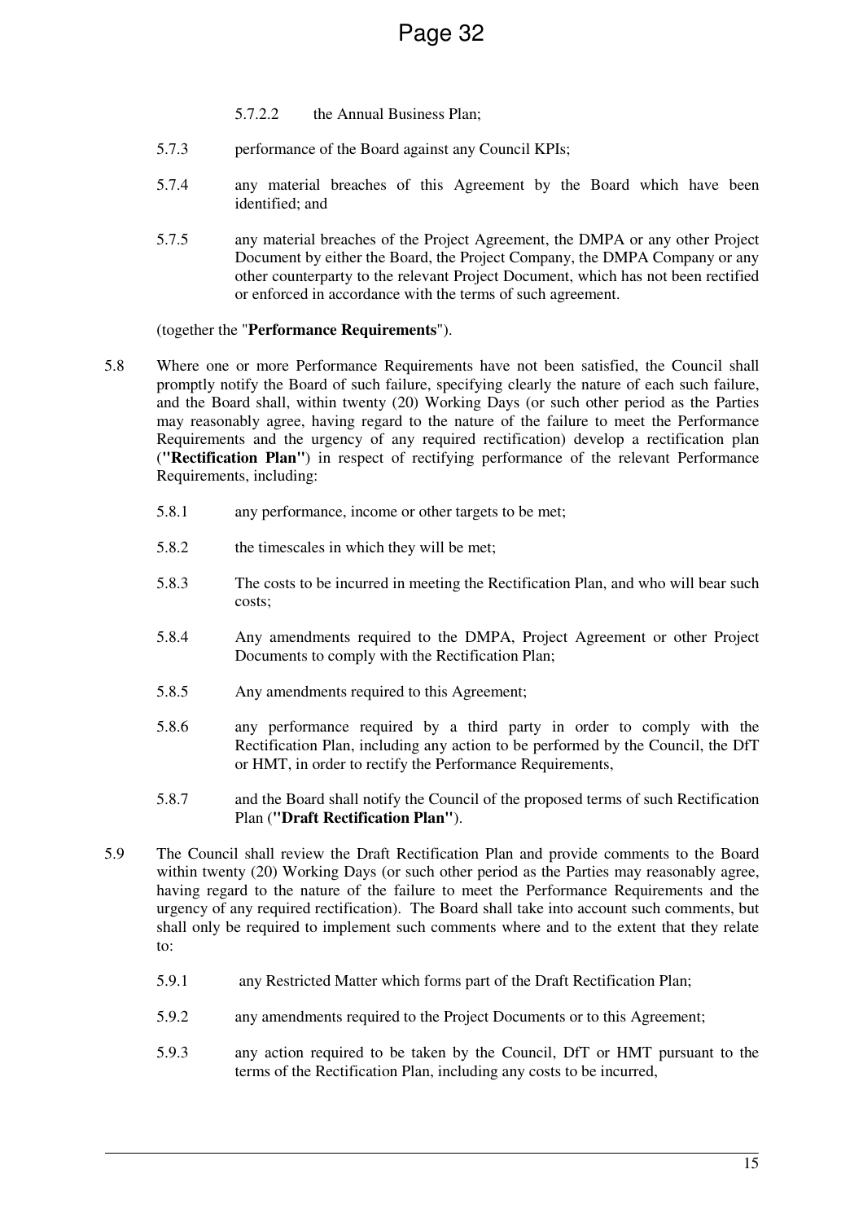5.7.2.2 the Annual Business Plan;

5.7.3 performance of the Board against any Council KPIs;

5.7.4 any material breaches of this Agreement by the Board which have been identified; and

5.7.5 any material breaches of the Project Agreement, the DMPA or any other Project Document by either the Board, the Project Company, the DMPA Company or any other counterparty to the relevant Project Document, which has not been rectified or enforced in accordance with the terms of such agreement.

(together the "**Performance Requirements**").

5.8 Where one or more Performance Requirements have not been satisfied, the Council shall promptly notify the Board of such failure, specifying clearly the nature of each such failure, and the Board shall, within twenty (20) Working Days (or such other period as the Parties may reasonably agree, having regard to the nature of the failure to meet the Performance Requirements and the urgency of any required rectification) develop a rectification plan (**"Rectification Plan"**) in respect of rectifying performance of the relevant Performance Requirements, including:

5.8.1 any performance, income or other targets to be met;

5.8.2 the timescales in which they will be met;

5.8.3 The costs to be incurred in meeting the Rectification Plan, and who will bear such costs;

5.8.4 Any amendments required to the DMPA, Project Agreement or other Project Documents to comply with the Rectification Plan;

5.8.5 Any amendments required to this Agreement;

5.8.6 any performance required by a third party in order to comply with the Rectification Plan, including any action to be performed by the Council, the DfT or HMT, in order to rectify the Performance Requirements,

5.8.7 and the Board shall notify the Council of the proposed terms of such Rectification Plan (**"Draft Rectification Plan"**).

5.9 The Council shall review the Draft Rectification Plan and provide comments to the Board within twenty (20) Working Days (or such other period as the Parties may reasonably agree, having regard to the nature of the failure to meet the Performance Requirements and the urgency of any required rectification). The Board shall take into account such comments, but shall only be required to implement such comments where and to the extent that they relate to:

5.9.1 any Restricted Matter which forms part of the Draft Rectification Plan;

5.9.2 any amendments required to the Project Documents or to this Agreement;

5.9.3 any action required to be taken by the Council, DfT or HMT pursuant to the terms of the Rectification Plan, including any costs to be incurred,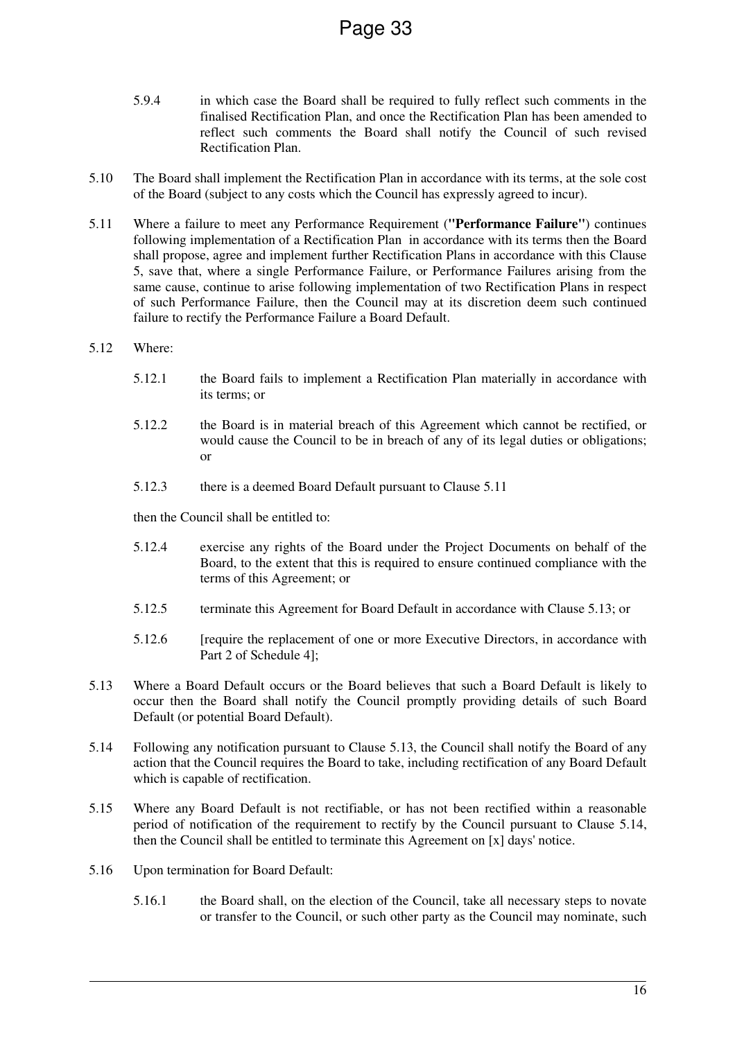5.9.4 in which case the Board shall be required to fully reflect such comments in the finalised Rectification Plan, and once the Rectification Plan has been amended to reflect such comments the Board shall notify the Council of such revised Rectification Plan.

5.10 The Board shall implement the Rectification Plan in accordance with its terms, at the sole cost of the Board (subject to any costs which the Council has expressly agreed to incur).

5.11 Where a failure to meet any Performance Requirement (**"Performance Failure"**) continues following implementation of a Rectification Plan in accordance with its terms then the Board shall propose, agree and implement further Rectification Plans in accordance with this Clause 5, save that, where a single Performance Failure, or Performance Failures arising from the same cause, continue to arise following implementation of two Rectification Plans in respect of such Performance Failure, then the Council may at its discretion deem such continued failure to rectify the Performance Failure a Board Default.

5.12 Where:

5.12.1 the Board fails to implement a Rectification Plan materially in accordance with its terms; or

5.12.2 the Board is in material breach of this Agreement which cannot be rectified, or would cause the Council to be in breach of any of its legal duties or obligations; or

5.12.3 there is a deemed Board Default pursuant to Clause 5.11

then the Council shall be entitled to:

5.12.4 exercise any rights of the Board under the Project Documents on behalf of the Board, to the extent that this is required to ensure continued compliance with the terms of this Agreement; or

5.12.5 terminate this Agreement for Board Default in accordance with Clause 5.13; or

5.12.6 [require the replacement of one or more Executive Directors, in accordance with Part 2 of Schedule 4];

5.13 Where a Board Default occurs or the Board believes that such a Board Default is likely to occur then the Board shall notify the Council promptly providing details of such Board Default (or potential Board Default).

5.14 Following any notification pursuant to Clause 5.13, the Council shall notify the Board of any action that the Council requires the Board to take, including rectification of any Board Default which is capable of rectification.

5.15 Where any Board Default is not rectifiable, or has not been rectified within a reasonable period of notification of the requirement to rectify by the Council pursuant to Clause 5.14, then the Council shall be entitled to terminate this Agreement on [x] days' notice.

5.16 Upon termination for Board Default:

5.16.1 the Board shall, on the election of the Council, take all necessary steps to novate or transfer to the Council, or such other party as the Council may nominate, such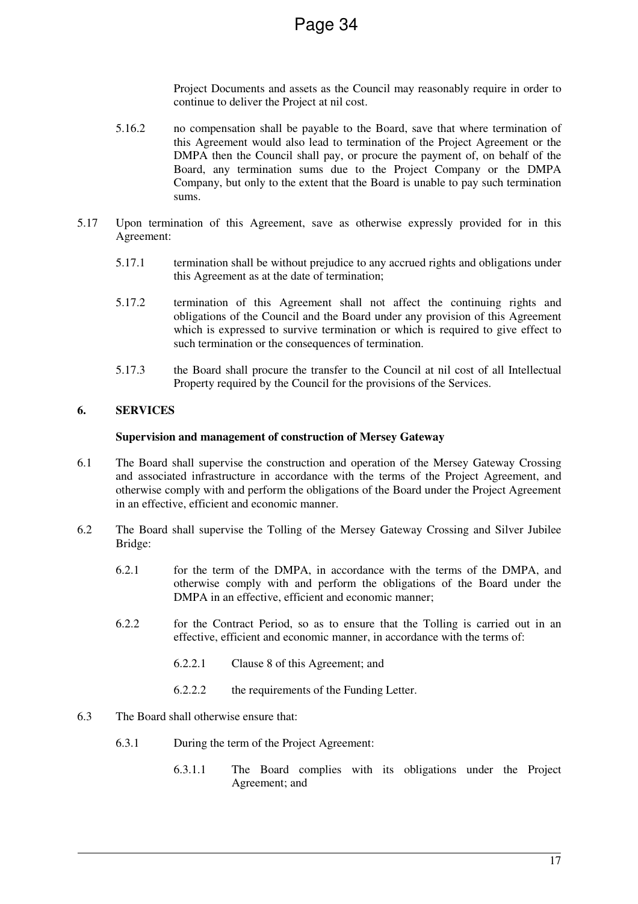Project Documents and assets as the Council may reasonably require in order to continue to deliver the Project at nil cost.

5.16.2 no compensation shall be payable to the Board, save that where termination of this Agreement would also lead to termination of the Project Agreement or the DMPA then the Council shall pay, or procure the payment of, on behalf of the Board, any termination sums due to the Project Company or the DMPA Company, but only to the extent that the Board is unable to pay such termination sums.

5.17 Upon termination of this Agreement, save as otherwise expressly provided for in this Agreement:

5.17.1 termination shall be without prejudice to any accrued rights and obligations under this Agreement as at the date of termination;

5.17.2 termination of this Agreement shall not affect the continuing rights and obligations of the Council and the Board under any provision of this Agreement which is expressed to survive termination or which is required to give effect to such termination or the consequences of termination.

5.17.3 the Board shall procure the transfer to the Council at nil cost of all Intellectual Property required by the Council for the provisions of the Services.

## 6. SERVICES

**Supervision and management of construction of Mersey Gateway**

6.1 The Board shall supervise the construction and operation of the Mersey Gateway Crossing and associated infrastructure in accordance with the terms of the Project Agreement, and otherwise comply with and perform the obligations of the Board under the Project Agreement in an effective, efficient and economic manner.

6.2 The Board shall supervise the Tolling of the Mersey Gateway Crossing and Silver Jubilee Bridge:

6.2.1 for the term of the DMPA, in accordance with the terms of the DMPA, and otherwise comply with and perform the obligations of the Board under the DMPA in an effective, efficient and economic manner;

6.2.2 for the Contract Period, so as to ensure that the Tolling is carried out in an effective, efficient and economic manner, in accordance with the terms of:

6.2.2.1 Clause 8 of this Agreement; and

6.2.2.2 the requirements of the Funding Letter.

6.3 The Board shall otherwise ensure that:

6.3.1 During the term of the Project Agreement:

6.3.1.1 The Board complies with its obligations under the Project Agreement; and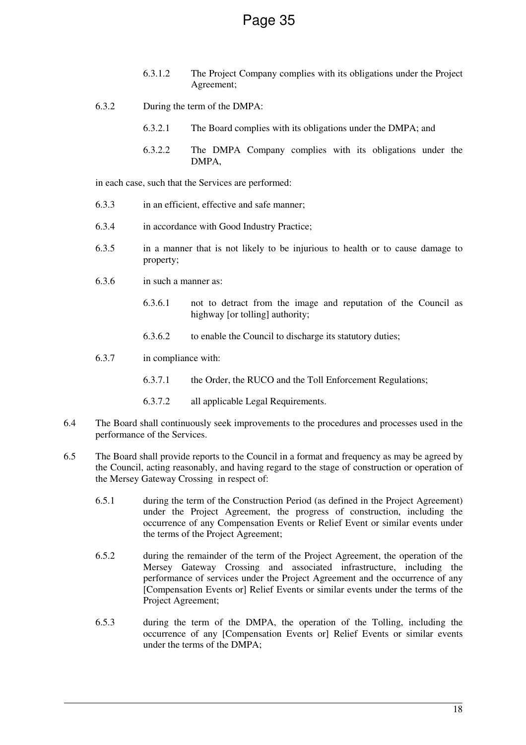6.3.1.2 The Project Company complies with its obligations under the Project Agreement;

6.3.2 During the term of the DMPA:

6.3.2.1 The Board complies with its obligations under the DMPA; and

6.3.2.2 The DMPA Company complies with its obligations under the DMPA,

in each case, such that the Services are performed:

6.3.3 in an efficient, effective and safe manner;

6.3.4 in accordance with Good Industry Practice;

6.3.5 in a manner that is not likely to be injurious to health or to cause damage to property;

6.3.6 in such a manner as:

6.3.6.1 not to detract from the image and reputation of the Council as highway [or tolling] authority;

6.3.6.2 to enable the Council to discharge its statutory duties;

6.3.7 in compliance with:

6.3.7.1 the Order, the RUCO and the Toll Enforcement Regulations;

6.3.7.2 all applicable Legal Requirements.

6.4 The Board shall continuously seek improvements to the procedures and processes used in the performance of the Services.

6.5 The Board shall provide reports to the Council in a format and frequency as may be agreed by the Council, acting reasonably, and having regard to the stage of construction or operation of the Mersey Gateway Crossing in respect of:

6.5.1 during the term of the Construction Period (as defined in the Project Agreement) under the Project Agreement, the progress of construction, including the occurrence of any Compensation Events or Relief Event or similar events under the terms of the Project Agreement;

6.5.2 during the remainder of the term of the Project Agreement, the operation of the Mersey Gateway Crossing and associated infrastructure, including the performance of services under the Project Agreement and the occurrence of any [Compensation Events or] Relief Events or similar events under the terms of the Project Agreement;

6.5.3 during the term of the DMPA, the operation of the Tolling, including the occurrence of any [Compensation Events or] Relief Events or similar events under the terms of the DMPA;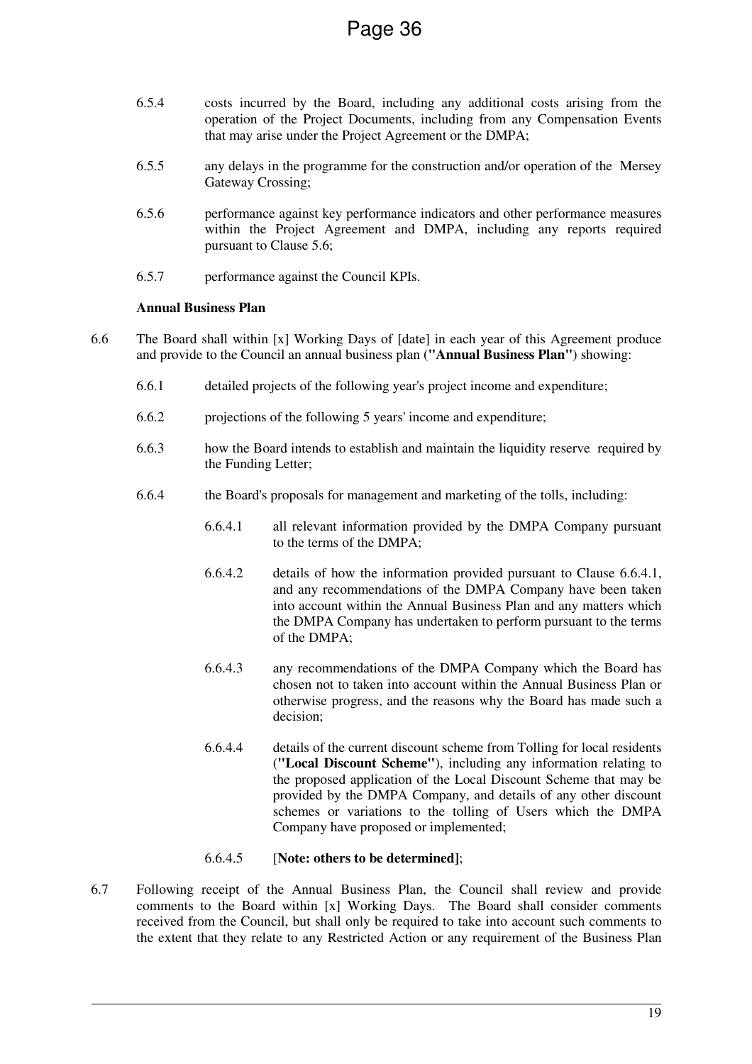6.5.4 costs incurred by the Board, including any additional costs arising from the operation of the Project Documents, including from any Compensation Events that may arise under the Project Agreement or the DMPA;

6.5.5 any delays in the programme for the construction and/or operation of the Mersey Gateway Crossing;

6.5.6 performance against key performance indicators and other performance measures within the Project Agreement and DMPA, including any reports required pursuant to Clause 5.6;

6.5.7 performance against the Council KPIs.

**Annual Business Plan**

6.6 The Board shall within [x] Working Days of [date] in each year of this Agreement produce and provide to the Council an annual business plan (**"Annual Business Plan"**) showing:

6.6.1 detailed projects of the following year's project income and expenditure;

6.6.2 projections of the following 5 years' income and expenditure;

6.6.3 how the Board intends to establish and maintain the liquidity reserve required by the Funding Letter;

6.6.4 the Board's proposals for management and marketing of the tolls, including:

6.6.4.1 all relevant information provided by the DMPA Company pursuant to the terms of the DMPA;

6.6.4.2 details of how the information provided pursuant to Clause 6.6.4.1, and any recommendations of the DMPA Company have been taken into account within the Annual Business Plan and any matters which the DMPA Company has undertaken to perform pursuant to the terms of the DMPA;

6.6.4.3 any recommendations of the DMPA Company which the Board has chosen not to taken into account within the Annual Business Plan or otherwise progress, and the reasons why the Board has made such a decision;

6.6.4.4 details of the current discount scheme from Tolling for local residents (**"Local Discount Scheme"**), including any information relating to the proposed application of the Local Discount Scheme that may be provided by the DMPA Company, and details of any other discount schemes or variations to the tolling of Users which the DMPA Company have proposed or implemented;

6.6.4.5 [**Note: others to be determined]**;

6.7 Following receipt of the Annual Business Plan, the Council shall review and provide comments to the Board within [x] Working Days. The Board shall consider comments received from the Council, but shall only be required to take into account such comments to the extent that they relate to any Restricted Action or any requirement of the Business Plan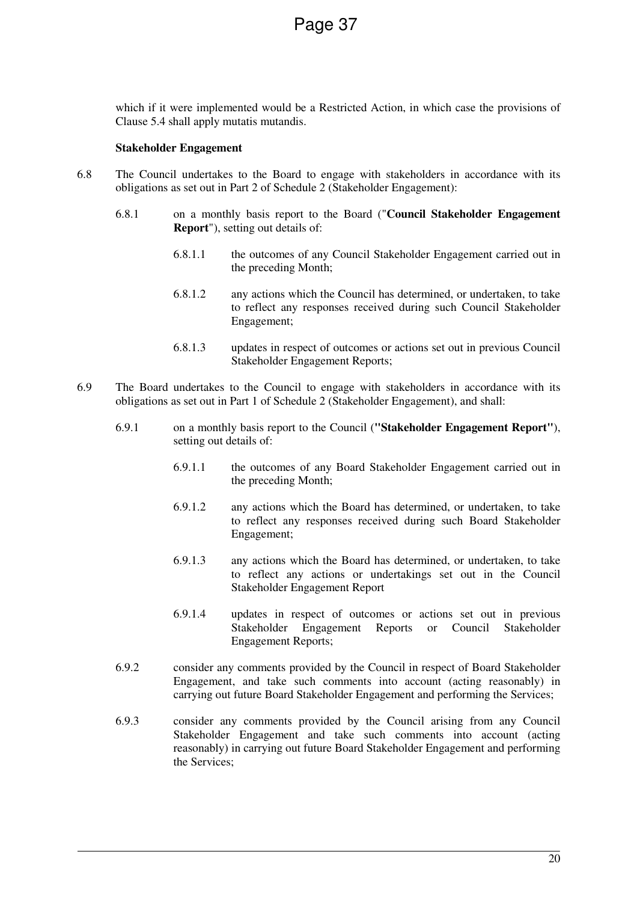which if it were implemented would be a Restricted Action, in which case the provisions of Clause 5.4 shall apply mutatis mutandis.

**Stakeholder Engagement**

6.8 The Council undertakes to the Board to engage with stakeholders in accordance with its obligations as set out in Part 2 of Schedule 2 (Stakeholder Engagement):

6.8.1 on a monthly basis report to the Board ("**Council Stakeholder Engagement Report**"), setting out details of:

6.8.1.1 the outcomes of any Council Stakeholder Engagement carried out in the preceding Month;

6.8.1.2 any actions which the Council has determined, or undertaken, to take to reflect any responses received during such Council Stakeholder Engagement;

6.8.1.3 updates in respect of outcomes or actions set out in previous Council Stakeholder Engagement Reports;

6.9 The Board undertakes to the Council to engage with stakeholders in accordance with its obligations as set out in Part 1 of Schedule 2 (Stakeholder Engagement), and shall:

6.9.1 on a monthly basis report to the Council (**"Stakeholder Engagement Report"**), setting out details of:

6.9.1.1 the outcomes of any Board Stakeholder Engagement carried out in the preceding Month;

6.9.1.2 any actions which the Board has determined, or undertaken, to take to reflect any responses received during such Board Stakeholder Engagement;

6.9.1.3 any actions which the Board has determined, or undertaken, to take to reflect any actions or undertakings set out in the Council Stakeholder Engagement Report

6.9.1.4 updates in respect of outcomes or actions set out in previous Stakeholder Engagement Reports or Council Stakeholder Engagement Reports;

6.9.2 consider any comments provided by the Council in respect of Board Stakeholder Engagement, and take such comments into account (acting reasonably) in carrying out future Board Stakeholder Engagement and performing the Services;

6.9.3 consider any comments provided by the Council arising from any Council Stakeholder Engagement and take such comments into account (acting reasonably) in carrying out future Board Stakeholder Engagement and performing the Services;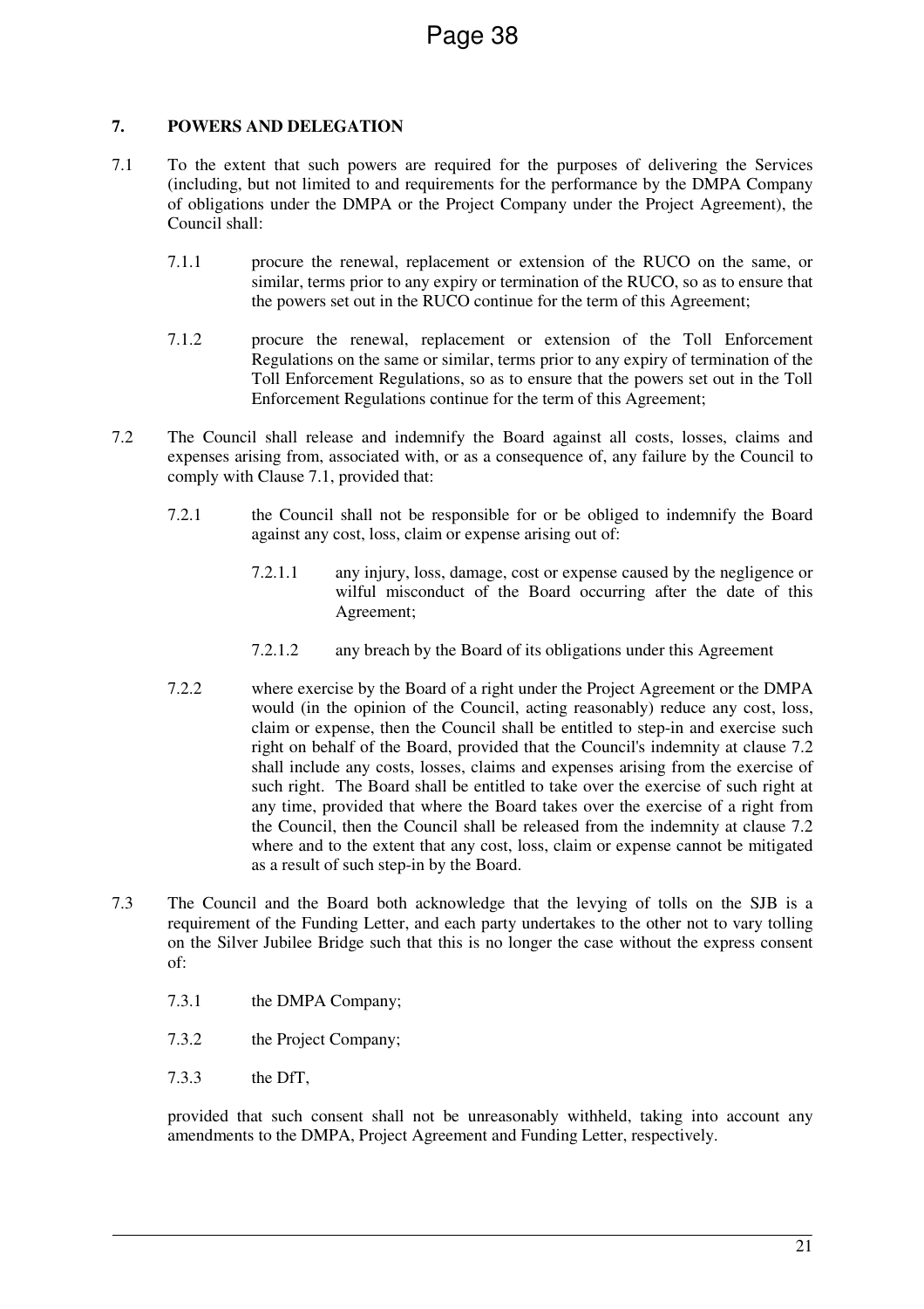## 7. POWERS AND DELEGATION

7.1 To the extent that such powers are required for the purposes of delivering the Services (including, but not limited to and requirements for the performance by the DMPA Company of obligations under the DMPA or the Project Company under the Project Agreement), the Council shall:

7.1.1 procure the renewal, replacement or extension of the RUCO on the same, or similar, terms prior to any expiry or termination of the RUCO, so as to ensure that the powers set out in the RUCO continue for the term of this Agreement;

7.1.2 procure the renewal, replacement or extension of the Toll Enforcement Regulations on the same or similar, terms prior to any expiry of termination of the Toll Enforcement Regulations, so as to ensure that the powers set out in the Toll Enforcement Regulations continue for the term of this Agreement;

7.2 The Council shall release and indemnify the Board against all costs, losses, claims and expenses arising from, associated with, or as a consequence of, any failure by the Council to comply with Clause 7.1, provided that:

7.2.1 the Council shall not be responsible for or be obliged to indemnify the Board against any cost, loss, claim or expense arising out of:

7.2.1.1 any injury, loss, damage, cost or expense caused by the negligence or wilful misconduct of the Board occurring after the date of this Agreement;

7.2.1.2 any breach by the Board of its obligations under this Agreement

7.2.2 where exercise by the Board of a right under the Project Agreement or the DMPA would (in the opinion of the Council, acting reasonably) reduce any cost, loss, claim or expense, then the Council shall be entitled to step-in and exercise such right on behalf of the Board, provided that the Council's indemnity at clause 7.2 shall include any costs, losses, claims and expenses arising from the exercise of such right. The Board shall be entitled to take over the exercise of such right at any time, provided that where the Board takes over the exercise of a right from the Council, then the Council shall be released from the indemnity at clause 7.2 where and to the extent that any cost, loss, claim or expense cannot be mitigated as a result of such step-in by the Board.

7.3 The Council and the Board both acknowledge that the levying of tolls on the SJB is a requirement of the Funding Letter, and each party undertakes to the other not to vary tolling on the Silver Jubilee Bridge such that this is no longer the case without the express consent of:

7.3.1 the DMPA Company;

7.3.2 the Project Company;

7.3.3 the DfT,

provided that such consent shall not be unreasonably withheld, taking into account any amendments to the DMPA, Project Agreement and Funding Letter, respectively.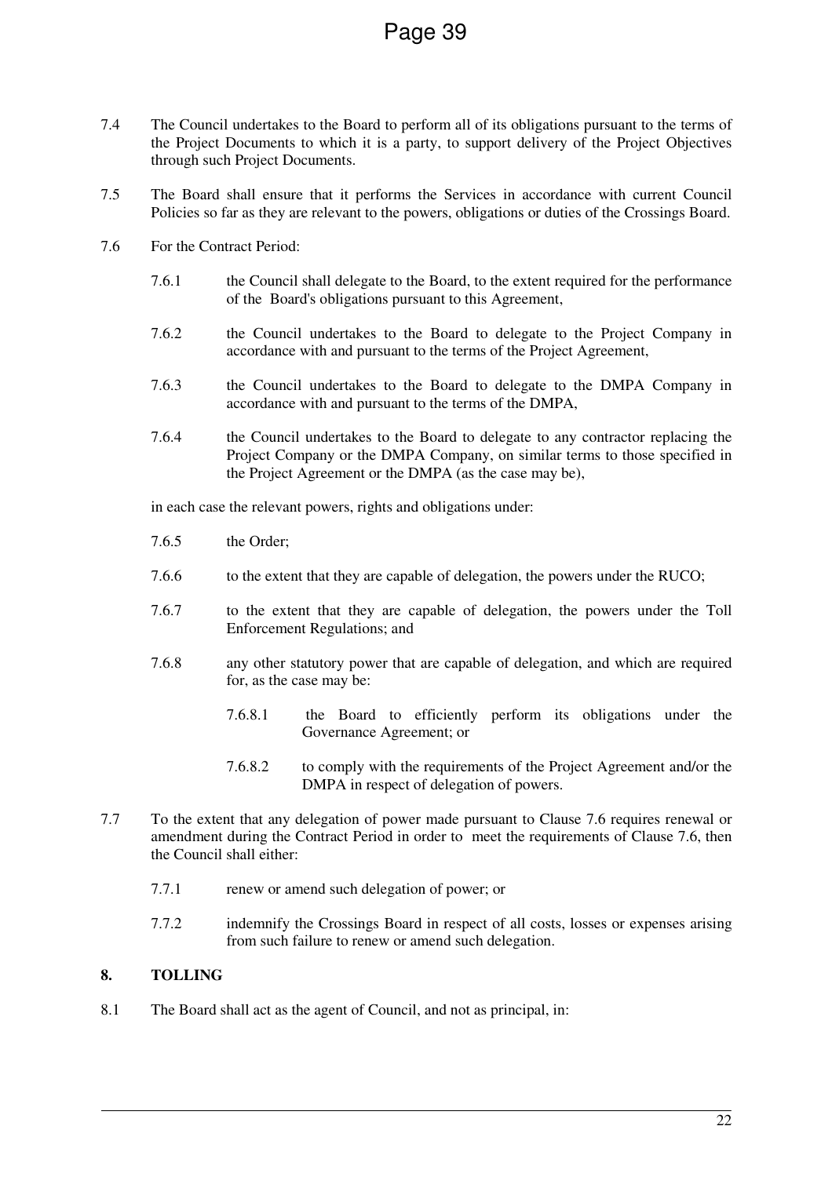7.4 The Council undertakes to the Board to perform all of its obligations pursuant to the terms of the Project Documents to which it is a party, to support delivery of the Project Objectives through such Project Documents.

7.5 The Board shall ensure that it performs the Services in accordance with current Council Policies so far as they are relevant to the powers, obligations or duties of the Crossings Board.

7.6 For the Contract Period:

7.6.1 the Council shall delegate to the Board, to the extent required for the performance of the Board's obligations pursuant to this Agreement,

7.6.2 the Council undertakes to the Board to delegate to the Project Company in accordance with and pursuant to the terms of the Project Agreement,

7.6.3 the Council undertakes to the Board to delegate to the DMPA Company in accordance with and pursuant to the terms of the DMPA,

7.6.4 the Council undertakes to the Board to delegate to any contractor replacing the Project Company or the DMPA Company, on similar terms to those specified in the Project Agreement or the DMPA (as the case may be),

in each case the relevant powers, rights and obligations under:

7.6.5 the Order;

7.6.6 to the extent that they are capable of delegation, the powers under the RUCO;

7.6.7 to the extent that they are capable of delegation, the powers under the Toll Enforcement Regulations; and

7.6.8 any other statutory power that are capable of delegation, and which are required for, as the case may be:

7.6.8.1 the Board to efficiently perform its obligations under the Governance Agreement; or

7.6.8.2 to comply with the requirements of the Project Agreement and/or the DMPA in respect of delegation of powers.

7.7 To the extent that any delegation of power made pursuant to Clause 7.6 requires renewal or amendment during the Contract Period in order to meet the requirements of Clause 7.6, then the Council shall either:

7.7.1 renew or amend such delegation of power; or

7.7.2 indemnify the Crossings Board in respect of all costs, losses or expenses arising from such failure to renew or amend such delegation.

## 8. TOLLING

8.1 The Board shall act as the agent of Council, and not as principal, in: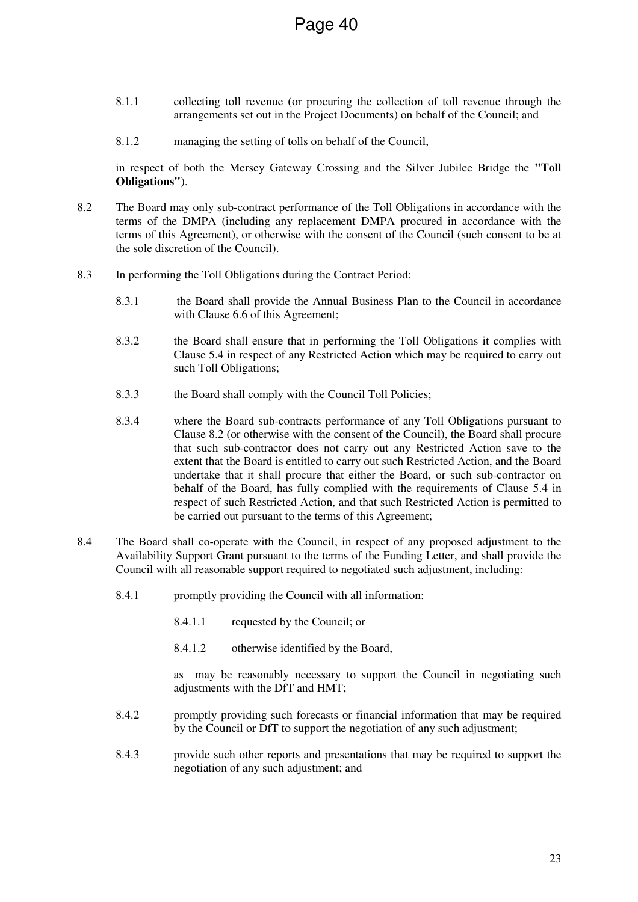8.1.1 collecting toll revenue (or procuring the collection of toll revenue through the arrangements set out in the Project Documents) on behalf of the Council; and

8.1.2 managing the setting of tolls on behalf of the Council,

in respect of both the Mersey Gateway Crossing and the Silver Jubilee Bridge the **"Toll Obligations"**).

8.2 The Board may only sub-contract performance of the Toll Obligations in accordance with the terms of the DMPA (including any replacement DMPA procured in accordance with the terms of this Agreement), or otherwise with the consent of the Council (such consent to be at the sole discretion of the Council).

8.3 In performing the Toll Obligations during the Contract Period:

8.3.1 the Board shall provide the Annual Business Plan to the Council in accordance with Clause 6.6 of this Agreement;

8.3.2 the Board shall ensure that in performing the Toll Obligations it complies with Clause 5.4 in respect of any Restricted Action which may be required to carry out such Toll Obligations;

8.3.3 the Board shall comply with the Council Toll Policies;

8.3.4 where the Board sub-contracts performance of any Toll Obligations pursuant to Clause 8.2 (or otherwise with the consent of the Council), the Board shall procure that such sub-contractor does not carry out any Restricted Action save to the extent that the Board is entitled to carry out such Restricted Action, and the Board undertake that it shall procure that either the Board, or such sub-contractor on behalf of the Board, has fully complied with the requirements of Clause 5.4 in respect of such Restricted Action, and that such Restricted Action is permitted to be carried out pursuant to the terms of this Agreement;

8.4 The Board shall co-operate with the Council, in respect of any proposed adjustment to the Availability Support Grant pursuant to the terms of the Funding Letter, and shall provide the Council with all reasonable support required to negotiated such adjustment, including:

8.4.1 promptly providing the Council with all information:

8.4.1.1 requested by the Council; or

8.4.1.2 otherwise identified by the Board,

as may be reasonably necessary to support the Council in negotiating such adjustments with the DfT and HMT;

8.4.2 promptly providing such forecasts or financial information that may be required by the Council or DfT to support the negotiation of any such adjustment;

8.4.3 provide such other reports and presentations that may be required to support the negotiation of any such adjustment; and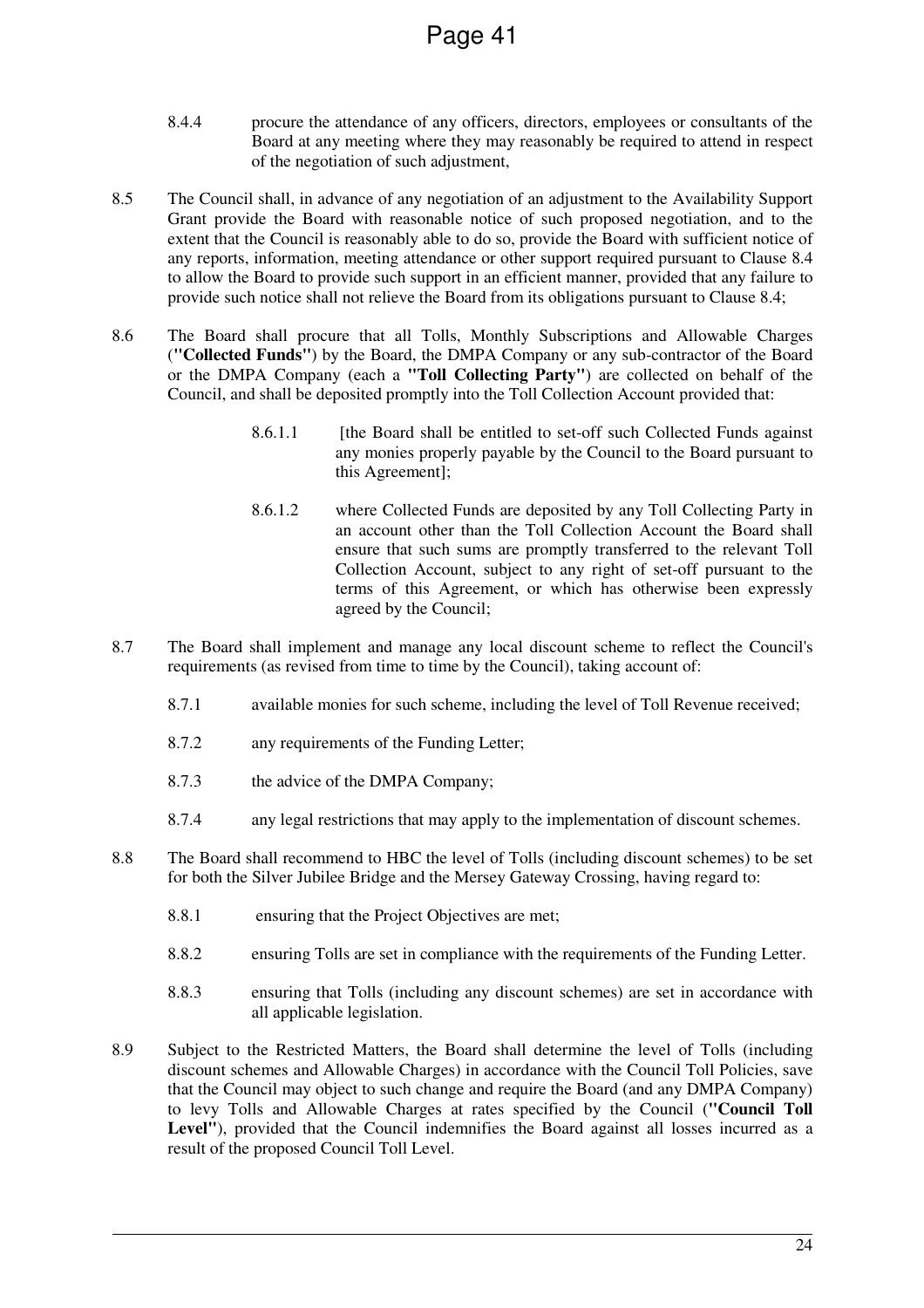8.4.4 procure the attendance of any officers, directors, employees or consultants of the Board at any meeting where they may reasonably be required to attend in respect of the negotiation of such adjustment,

8.5 The Council shall, in advance of any negotiation of an adjustment to the Availability Support Grant provide the Board with reasonable notice of such proposed negotiation, and to the extent that the Council is reasonably able to do so, provide the Board with sufficient notice of any reports, information, meeting attendance or other support required pursuant to Clause 8.4 to allow the Board to provide such support in an efficient manner, provided that any failure to provide such notice shall not relieve the Board from its obligations pursuant to Clause 8.4;

8.6 The Board shall procure that all Tolls, Monthly Subscriptions and Allowable Charges (**"Collected Funds"**) by the Board, the DMPA Company or any sub-contractor of the Board or the DMPA Company (each a **"Toll Collecting Party"**) are collected on behalf of the Council, and shall be deposited promptly into the Toll Collection Account provided that:

> 8.6.1.1 [the Board shall be entitled to set-off such Collected Funds against any monies properly payable by the Council to the Board pursuant to this Agreement];
>
> 8.6.1.2 where Collected Funds are deposited by any Toll Collecting Party in an account other than the Toll Collection Account the Board shall ensure that such sums are promptly transferred to the relevant Toll Collection Account, subject to any right of set-off pursuant to the terms of this Agreement, or which has otherwise been expressly agreed by the Council;

8.7 The Board shall implement and manage any local discount scheme to reflect the Council's requirements (as revised from time to time by the Council), taking account of:

- 8.7.1 available monies for such scheme, including the level of Toll Revenue received;
- 8.7.2 any requirements of the Funding Letter;
- 8.7.3 the advice of the DMPA Company;
- 8.7.4 any legal restrictions that may apply to the implementation of discount schemes.

8.8 The Board shall recommend to HBC the level of Tolls (including discount schemes) to be set for both the Silver Jubilee Bridge and the Mersey Gateway Crossing, having regard to:

- 8.8.1 ensuring that the Project Objectives are met;
- 8.8.2 ensuring Tolls are set in compliance with the requirements of the Funding Letter.
- 8.8.3 ensuring that Tolls (including any discount schemes) are set in accordance with all applicable legislation.

8.9 Subject to the Restricted Matters, the Board shall determine the level of Tolls (including discount schemes and Allowable Charges) in accordance with the Council Toll Policies, save that the Council may object to such change and require the Board (and any DMPA Company) to levy Tolls and Allowable Charges at rates specified by the Council (**"Council Toll Level"**), provided that the Council indemnifies the Board against all losses incurred as a result of the proposed Council Toll Level.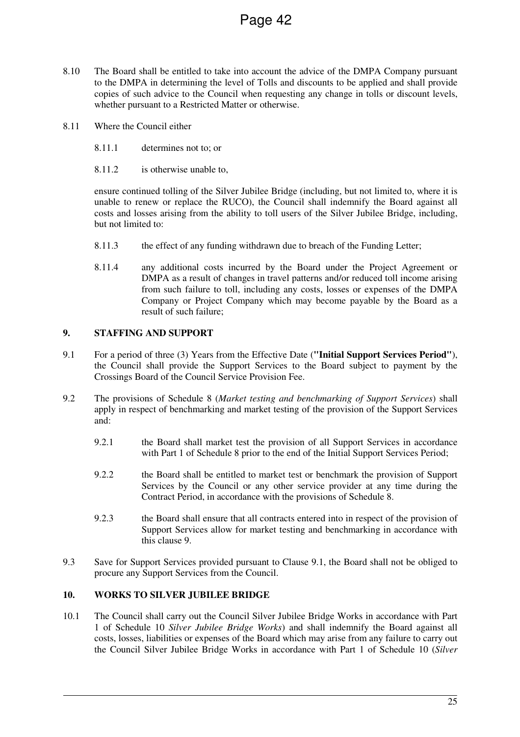8.10 The Board shall be entitled to take into account the advice of the DMPA Company pursuant to the DMPA in determining the level of Tolls and discounts to be applied and shall provide copies of such advice to the Council when requesting any change in tolls or discount levels, whether pursuant to a Restricted Matter or otherwise.

8.11 Where the Council either

8.11.1 determines not to; or

8.11.2 is otherwise unable to,

ensure continued tolling of the Silver Jubilee Bridge (including, but not limited to, where it is unable to renew or replace the RUCO), the Council shall indemnify the Board against all costs and losses arising from the ability to toll users of the Silver Jubilee Bridge, including, but not limited to:

8.11.3 the effect of any funding withdrawn due to breach of the Funding Letter;

8.11.4 any additional costs incurred by the Board under the Project Agreement or DMPA as a result of changes in travel patterns and/or reduced toll income arising from such failure to toll, including any costs, losses or expenses of the DMPA Company or Project Company which may become payable by the Board as a result of such failure;

## 9. STAFFING AND SUPPORT

9.1 For a period of three (3) Years from the Effective Date (**"Initial Support Services Period"**), the Council shall provide the Support Services to the Board subject to payment by the Crossings Board of the Council Service Provision Fee.

9.2 The provisions of Schedule 8 (*Market testing and benchmarking of Support Services*) shall apply in respect of benchmarking and market testing of the provision of the Support Services and:

9.2.1 the Board shall market test the provision of all Support Services in accordance with Part 1 of Schedule 8 prior to the end of the Initial Support Services Period;

9.2.2 the Board shall be entitled to market test or benchmark the provision of Support Services by the Council or any other service provider at any time during the Contract Period, in accordance with the provisions of Schedule 8.

9.2.3 the Board shall ensure that all contracts entered into in respect of the provision of Support Services allow for market testing and benchmarking in accordance with this clause 9.

9.3 Save for Support Services provided pursuant to Clause 9.1, the Board shall not be obliged to procure any Support Services from the Council.

## 10. WORKS TO SILVER JUBILEE BRIDGE

10.1 The Council shall carry out the Council Silver Jubilee Bridge Works in accordance with Part 1 of Schedule 10 *Silver Jubilee Bridge Works*) and shall indemnify the Board against all costs, losses, liabilities or expenses of the Board which may arise from any failure to carry out the Council Silver Jubilee Bridge Works in accordance with Part 1 of Schedule 10 (*Silver*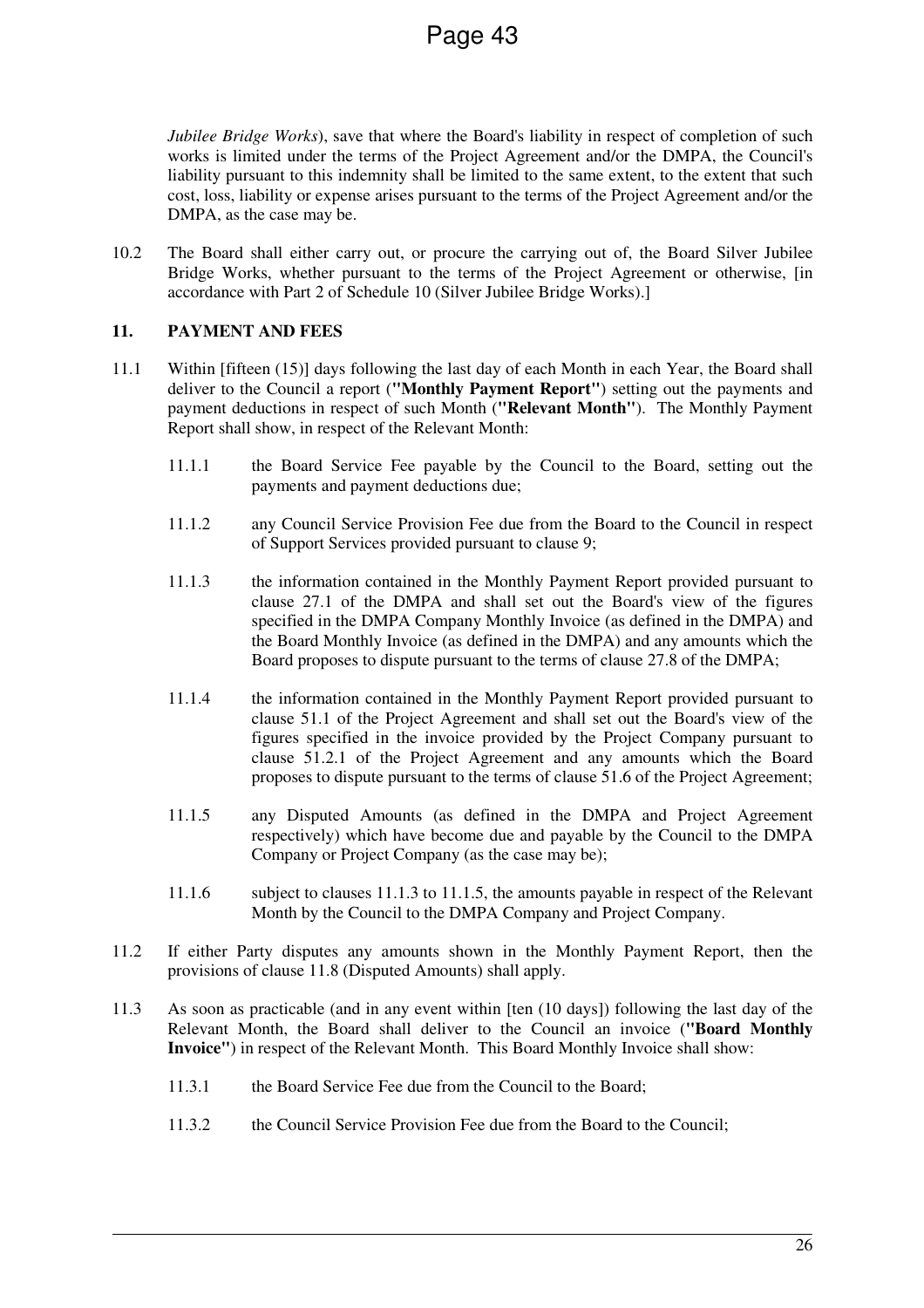*Jubilee Bridge Works*), save that where the Board's liability in respect of completion of such works is limited under the terms of the Project Agreement and/or the DMPA, the Council's liability pursuant to this indemnity shall be limited to the same extent, to the extent that such cost, loss, liability or expense arises pursuant to the terms of the Project Agreement and/or the DMPA, as the case may be.

10.2 The Board shall either carry out, or procure the carrying out of, the Board Silver Jubilee Bridge Works, whether pursuant to the terms of the Project Agreement or otherwise, [in accordance with Part 2 of Schedule 10 (Silver Jubilee Bridge Works).]

## 11. PAYMENT AND FEES

11.1 Within [fifteen (15)] days following the last day of each Month in each Year, the Board shall deliver to the Council a report (**"Monthly Payment Report"**) setting out the payments and payment deductions in respect of such Month (**"Relevant Month"**). The Monthly Payment Report shall show, in respect of the Relevant Month:

11.1.1 the Board Service Fee payable by the Council to the Board, setting out the payments and payment deductions due;

11.1.2 any Council Service Provision Fee due from the Board to the Council in respect of Support Services provided pursuant to clause 9;

11.1.3 the information contained in the Monthly Payment Report provided pursuant to clause 27.1 of the DMPA and shall set out the Board's view of the figures specified in the DMPA Company Monthly Invoice (as defined in the DMPA) and the Board Monthly Invoice (as defined in the DMPA) and any amounts which the Board proposes to dispute pursuant to the terms of clause 27.8 of the DMPA;

11.1.4 the information contained in the Monthly Payment Report provided pursuant to clause 51.1 of the Project Agreement and shall set out the Board's view of the figures specified in the invoice provided by the Project Company pursuant to clause 51.2.1 of the Project Agreement and any amounts which the Board proposes to dispute pursuant to the terms of clause 51.6 of the Project Agreement;

11.1.5 any Disputed Amounts (as defined in the DMPA and Project Agreement respectively) which have become due and payable by the Council to the DMPA Company or Project Company (as the case may be);

11.1.6 subject to clauses 11.1.3 to 11.1.5, the amounts payable in respect of the Relevant Month by the Council to the DMPA Company and Project Company.

11.2 If either Party disputes any amounts shown in the Monthly Payment Report, then the provisions of clause 11.8 (Disputed Amounts) shall apply.

11.3 As soon as practicable (and in any event within [ten (10 days]) following the last day of the Relevant Month, the Board shall deliver to the Council an invoice (**"Board Monthly Invoice"**) in respect of the Relevant Month. This Board Monthly Invoice shall show:

11.3.1 the Board Service Fee due from the Council to the Board;

11.3.2 the Council Service Provision Fee due from the Board to the Council;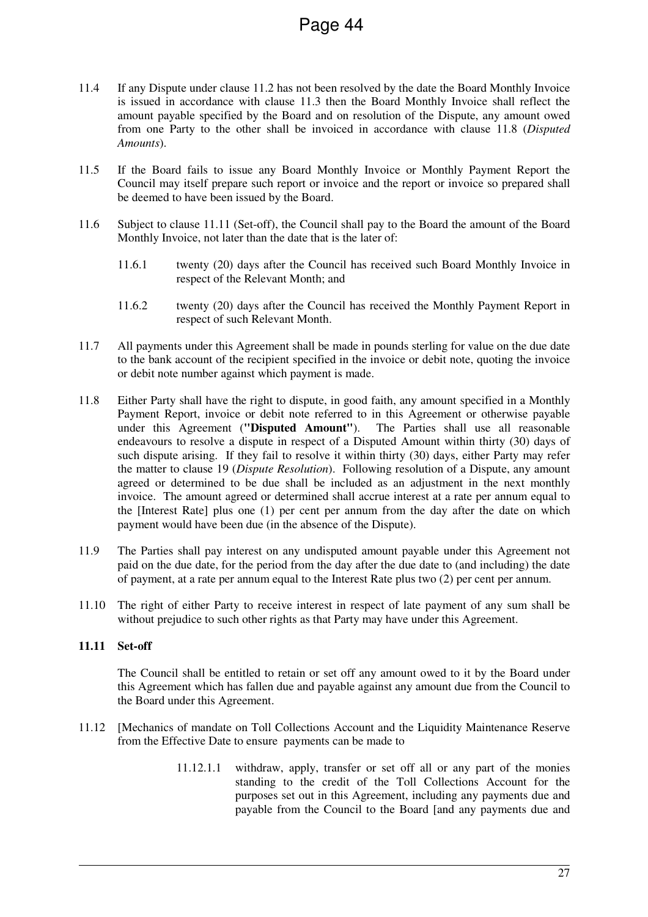11.4 If any Dispute under clause 11.2 has not been resolved by the date the Board Monthly Invoice is issued in accordance with clause 11.3 then the Board Monthly Invoice shall reflect the amount payable specified by the Board and on resolution of the Dispute, any amount owed from one Party to the other shall be invoiced in accordance with clause 11.8 (*Disputed Amounts*).

11.5 If the Board fails to issue any Board Monthly Invoice or Monthly Payment Report the Council may itself prepare such report or invoice and the report or invoice so prepared shall be deemed to have been issued by the Board.

11.6 Subject to clause 11.11 (Set-off), the Council shall pay to the Board the amount of the Board Monthly Invoice, not later than the date that is the later of:

11.6.1 twenty (20) days after the Council has received such Board Monthly Invoice in respect of the Relevant Month; and

11.6.2 twenty (20) days after the Council has received the Monthly Payment Report in respect of such Relevant Month.

11.7 All payments under this Agreement shall be made in pounds sterling for value on the due date to the bank account of the recipient specified in the invoice or debit note, quoting the invoice or debit note number against which payment is made.

11.8 Either Party shall have the right to dispute, in good faith, any amount specified in a Monthly Payment Report, invoice or debit note referred to in this Agreement or otherwise payable under this Agreement (**"Disputed Amount"**). The Parties shall use all reasonable endeavours to resolve a dispute in respect of a Disputed Amount within thirty (30) days of such dispute arising. If they fail to resolve it within thirty (30) days, either Party may refer the matter to clause 19 (*Dispute Resolution*). Following resolution of a Dispute, any amount agreed or determined to be due shall be included as an adjustment in the next monthly invoice. The amount agreed or determined shall accrue interest at a rate per annum equal to the [Interest Rate] plus one (1) per cent per annum from the day after the date on which payment would have been due (in the absence of the Dispute).

11.9 The Parties shall pay interest on any undisputed amount payable under this Agreement not paid on the due date, for the period from the day after the due date to (and including) the date of payment, at a rate per annum equal to the Interest Rate plus two (2) per cent per annum.

11.10 The right of either Party to receive interest in respect of late payment of any sum shall be without prejudice to such other rights as that Party may have under this Agreement.

**11.11 Set-off**

The Council shall be entitled to retain or set off any amount owed to it by the Board under this Agreement which has fallen due and payable against any amount due from the Council to the Board under this Agreement.

11.12 [Mechanics of mandate on Toll Collections Account and the Liquidity Maintenance Reserve from the Effective Date to ensure payments can be made to

11.12.1.1 withdraw, apply, transfer or set off all or any part of the monies standing to the credit of the Toll Collections Account for the purposes set out in this Agreement, including any payments due and payable from the Council to the Board [and any payments due and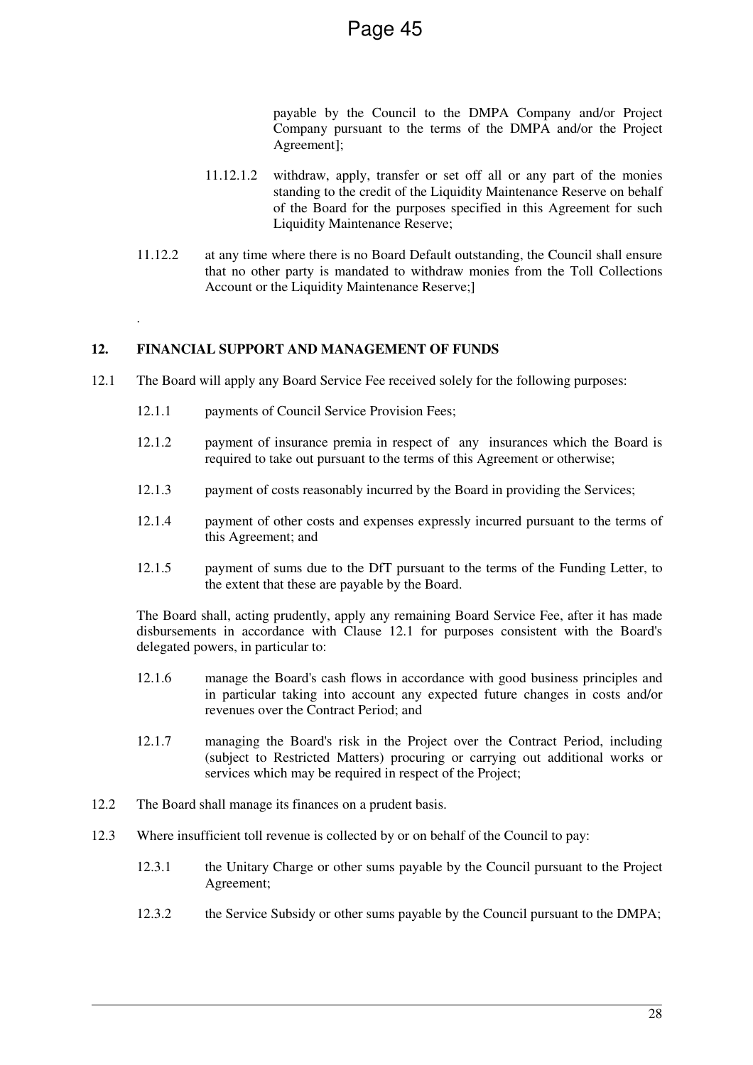payable by the Council to the DMPA Company and/or Project Company pursuant to the terms of the DMPA and/or the Project Agreement];

11.12.1.2 withdraw, apply, transfer or set off all or any part of the monies standing to the credit of the Liquidity Maintenance Reserve on behalf of the Board for the purposes specified in this Agreement for such Liquidity Maintenance Reserve;

11.12.2 at any time where there is no Board Default outstanding, the Council shall ensure that no other party is mandated to withdraw monies from the Toll Collections Account or the Liquidity Maintenance Reserve;]

.

## 12. FINANCIAL SUPPORT AND MANAGEMENT OF FUNDS

12.1 The Board will apply any Board Service Fee received solely for the following purposes:

12.1.1 payments of Council Service Provision Fees;

12.1.2 payment of insurance premia in respect of any insurances which the Board is required to take out pursuant to the terms of this Agreement or otherwise;

12.1.3 payment of costs reasonably incurred by the Board in providing the Services;

12.1.4 payment of other costs and expenses expressly incurred pursuant to the terms of this Agreement; and

12.1.5 payment of sums due to the DfT pursuant to the terms of the Funding Letter, to the extent that these are payable by the Board.

The Board shall, acting prudently, apply any remaining Board Service Fee, after it has made disbursements in accordance with Clause 12.1 for purposes consistent with the Board's delegated powers, in particular to:

12.1.6 manage the Board's cash flows in accordance with good business principles and in particular taking into account any expected future changes in costs and/or revenues over the Contract Period; and

12.1.7 managing the Board's risk in the Project over the Contract Period, including (subject to Restricted Matters) procuring or carrying out additional works or services which may be required in respect of the Project;

12.2 The Board shall manage its finances on a prudent basis.

12.3 Where insufficient toll revenue is collected by or on behalf of the Council to pay:

12.3.1 the Unitary Charge or other sums payable by the Council pursuant to the Project Agreement;

12.3.2 the Service Subsidy or other sums payable by the Council pursuant to the DMPA;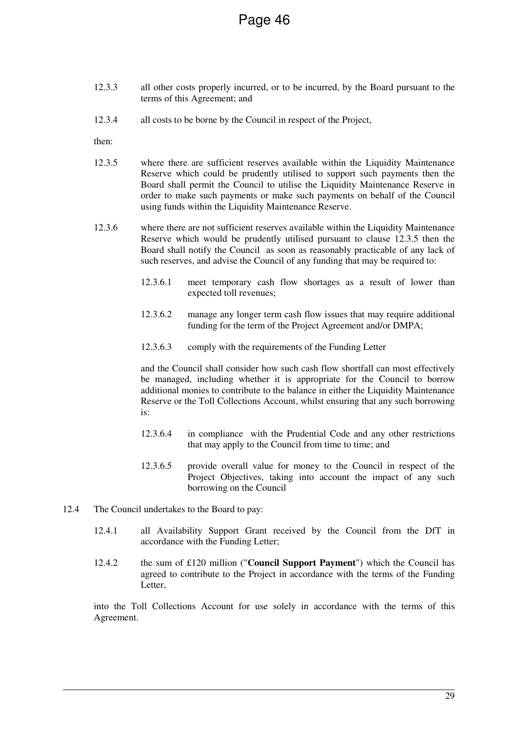12.3.3 all other costs properly incurred, or to be incurred, by the Board pursuant to the terms of this Agreement; and

12.3.4 all costs to be borne by the Council in respect of the Project,

then:

12.3.5 where there are sufficient reserves available within the Liquidity Maintenance Reserve which could be prudently utilised to support such payments then the Board shall permit the Council to utilise the Liquidity Maintenance Reserve in order to make such payments or make such payments on behalf of the Council using funds within the Liquidity Maintenance Reserve.

12.3.6 where there are not sufficient reserves available within the Liquidity Maintenance Reserve which would be prudently utilised pursuant to clause 12.3.5 then the Board shall notify the Council as soon as reasonably practicable of any lack of such reserves, and advise the Council of any funding that may be required to:

12.3.6.1 meet temporary cash flow shortages as a result of lower than expected toll revenues;

12.3.6.2 manage any longer term cash flow issues that may require additional funding for the term of the Project Agreement and/or DMPA;

12.3.6.3 comply with the requirements of the Funding Letter

and the Council shall consider how such cash flow shortfall can most effectively be managed, including whether it is appropriate for the Council to borrow additional monies to contribute to the balance in either the Liquidity Maintenance Reserve or the Toll Collections Account, whilst ensuring that any such borrowing is:

12.3.6.4 in compliance with the Prudential Code and any other restrictions that may apply to the Council from time to time; and

12.3.6.5 provide overall value for money to the Council in respect of the Project Objectives, taking into account the impact of any such borrowing on the Council

12.4 The Council undertakes to the Board to pay:

12.4.1 all Availability Support Grant received by the Council from the DfT in accordance with the Funding Letter;

12.4.2 the sum of £120 million ("**Council Support Payment**") which the Council has agreed to contribute to the Project in accordance with the terms of the Funding Letter,

into the Toll Collections Account for use solely in accordance with the terms of this Agreement.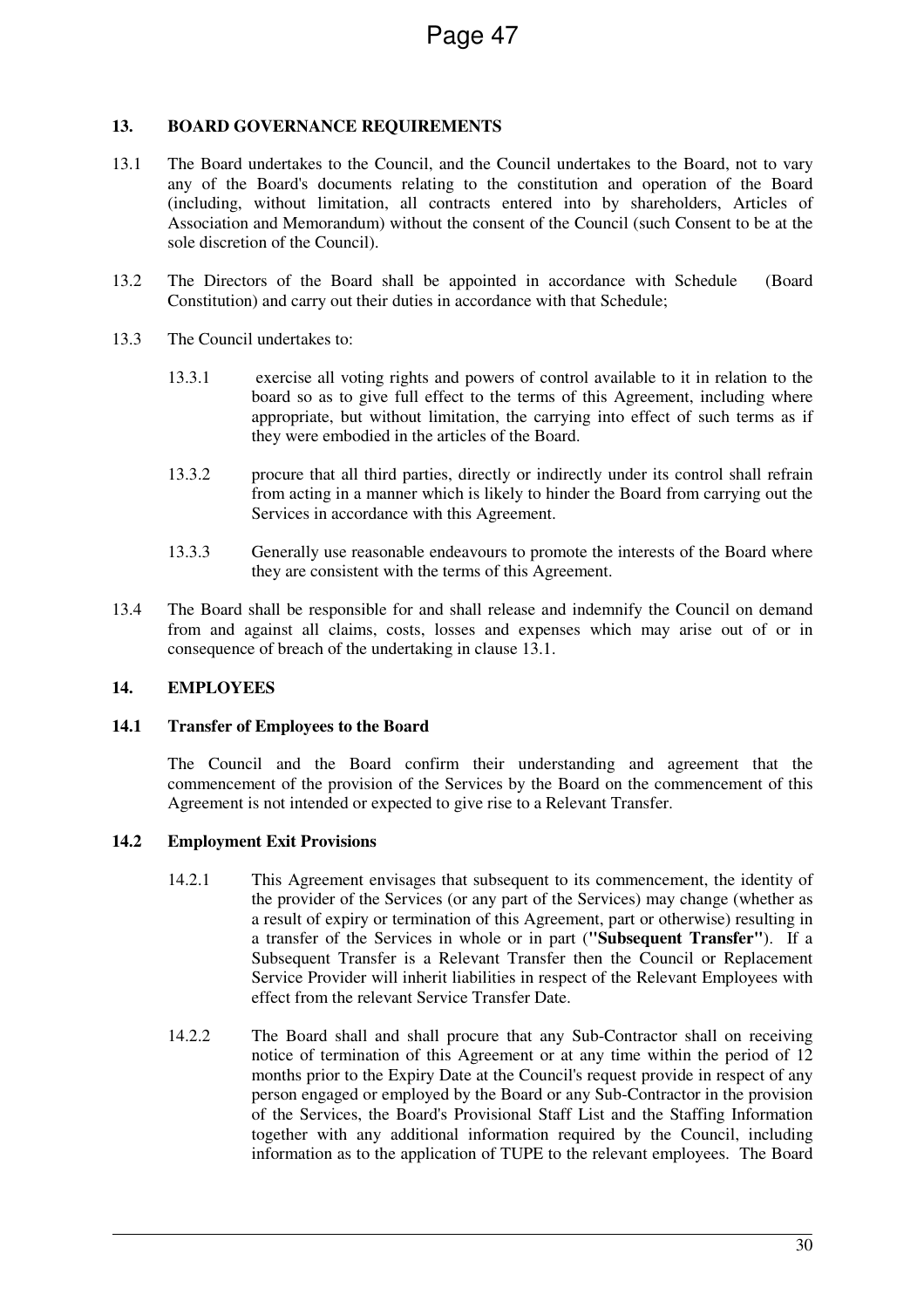## 13. BOARD GOVERNANCE REQUIREMENTS

13.1 The Board undertakes to the Council, and the Council undertakes to the Board, not to vary any of the Board's documents relating to the constitution and operation of the Board (including, without limitation, all contracts entered into by shareholders, Articles of Association and Memorandum) without the consent of the Council (such Consent to be at the sole discretion of the Council).

13.2 The Directors of the Board shall be appointed in accordance with Schedule (Board Constitution) and carry out their duties in accordance with that Schedule;

13.3 The Council undertakes to:

13.3.1 exercise all voting rights and powers of control available to it in relation to the board so as to give full effect to the terms of this Agreement, including where appropriate, but without limitation, the carrying into effect of such terms as if they were embodied in the articles of the Board.

13.3.2 procure that all third parties, directly or indirectly under its control shall refrain from acting in a manner which is likely to hinder the Board from carrying out the Services in accordance with this Agreement.

13.3.3 Generally use reasonable endeavours to promote the interests of the Board where they are consistent with the terms of this Agreement.

13.4 The Board shall be responsible for and shall release and indemnify the Council on demand from and against all claims, costs, losses and expenses which may arise out of or in consequence of breach of the undertaking in clause 13.1.

## 14. EMPLOYEES

### 14.1 Transfer of Employees to the Board

The Council and the Board confirm their understanding and agreement that the commencement of the provision of the Services by the Board on the commencement of this Agreement is not intended or expected to give rise to a Relevant Transfer.

### 14.2 Employment Exit Provisions

14.2.1 This Agreement envisages that subsequent to its commencement, the identity of the provider of the Services (or any part of the Services) may change (whether as a result of expiry or termination of this Agreement, part or otherwise) resulting in a transfer of the Services in whole or in part (**"Subsequent Transfer"**). If a Subsequent Transfer is a Relevant Transfer then the Council or Replacement Service Provider will inherit liabilities in respect of the Relevant Employees with effect from the relevant Service Transfer Date.

14.2.2 The Board shall and shall procure that any Sub-Contractor shall on receiving notice of termination of this Agreement or at any time within the period of 12 months prior to the Expiry Date at the Council's request provide in respect of any person engaged or employed by the Board or any Sub-Contractor in the provision of the Services, the Board's Provisional Staff List and the Staffing Information together with any additional information required by the Council, including information as to the application of TUPE to the relevant employees. The Board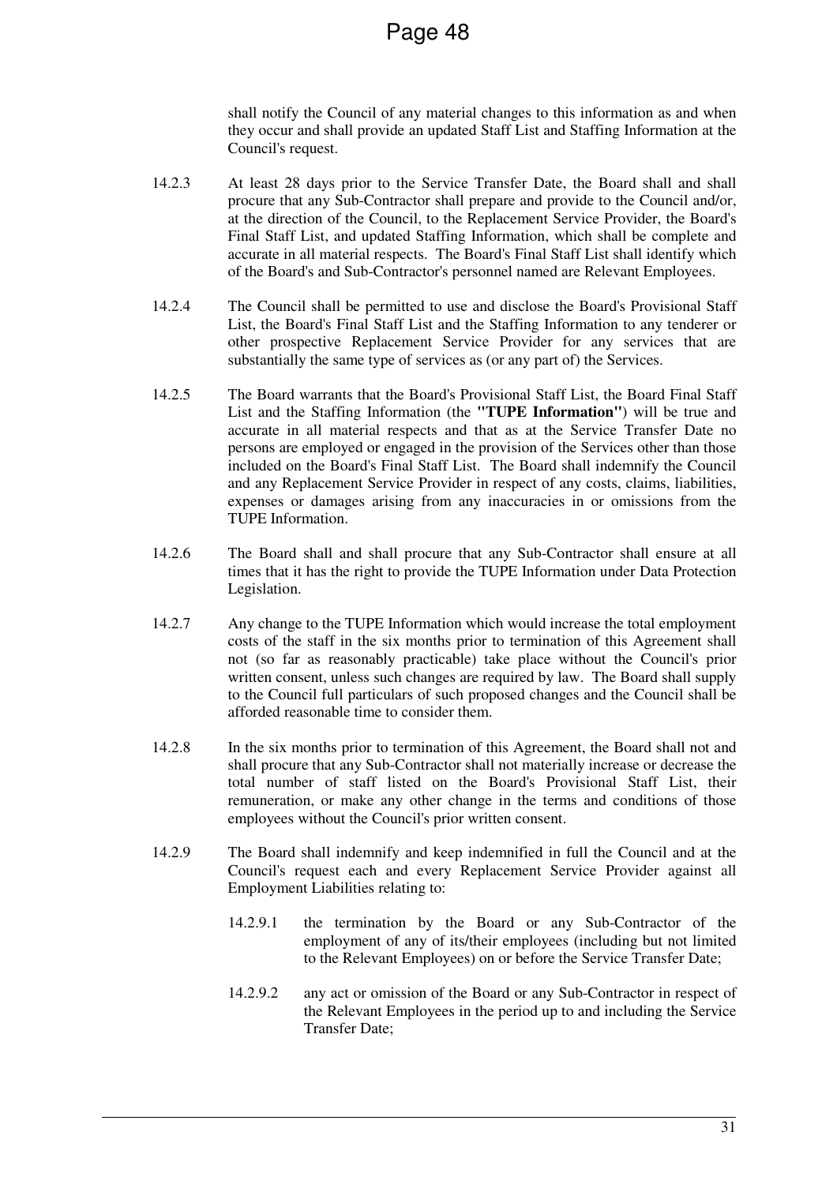shall notify the Council of any material changes to this information as and when they occur and shall provide an updated Staff List and Staffing Information at the Council's request.

14.2.3 At least 28 days prior to the Service Transfer Date, the Board shall and shall procure that any Sub-Contractor shall prepare and provide to the Council and/or, at the direction of the Council, to the Replacement Service Provider, the Board's Final Staff List, and updated Staffing Information, which shall be complete and accurate in all material respects. The Board's Final Staff List shall identify which of the Board's and Sub-Contractor's personnel named are Relevant Employees.

14.2.4 The Council shall be permitted to use and disclose the Board's Provisional Staff List, the Board's Final Staff List and the Staffing Information to any tenderer or other prospective Replacement Service Provider for any services that are substantially the same type of services as (or any part of) the Services.

14.2.5 The Board warrants that the Board's Provisional Staff List, the Board Final Staff List and the Staffing Information (the **"TUPE Information"**) will be true and accurate in all material respects and that as at the Service Transfer Date no persons are employed or engaged in the provision of the Services other than those included on the Board's Final Staff List. The Board shall indemnify the Council and any Replacement Service Provider in respect of any costs, claims, liabilities, expenses or damages arising from any inaccuracies in or omissions from the TUPE Information.

14.2.6 The Board shall and shall procure that any Sub-Contractor shall ensure at all times that it has the right to provide the TUPE Information under Data Protection Legislation.

14.2.7 Any change to the TUPE Information which would increase the total employment costs of the staff in the six months prior to termination of this Agreement shall not (so far as reasonably practicable) take place without the Council's prior written consent, unless such changes are required by law. The Board shall supply to the Council full particulars of such proposed changes and the Council shall be afforded reasonable time to consider them.

14.2.8 In the six months prior to termination of this Agreement, the Board shall not and shall procure that any Sub-Contractor shall not materially increase or decrease the total number of staff listed on the Board's Provisional Staff List, their remuneration, or make any other change in the terms and conditions of those employees without the Council's prior written consent.

14.2.9 The Board shall indemnify and keep indemnified in full the Council and at the Council's request each and every Replacement Service Provider against all Employment Liabilities relating to:

14.2.9.1 the termination by the Board or any Sub-Contractor of the employment of any of its/their employees (including but not limited to the Relevant Employees) on or before the Service Transfer Date;

14.2.9.2 any act or omission of the Board or any Sub-Contractor in respect of the Relevant Employees in the period up to and including the Service Transfer Date;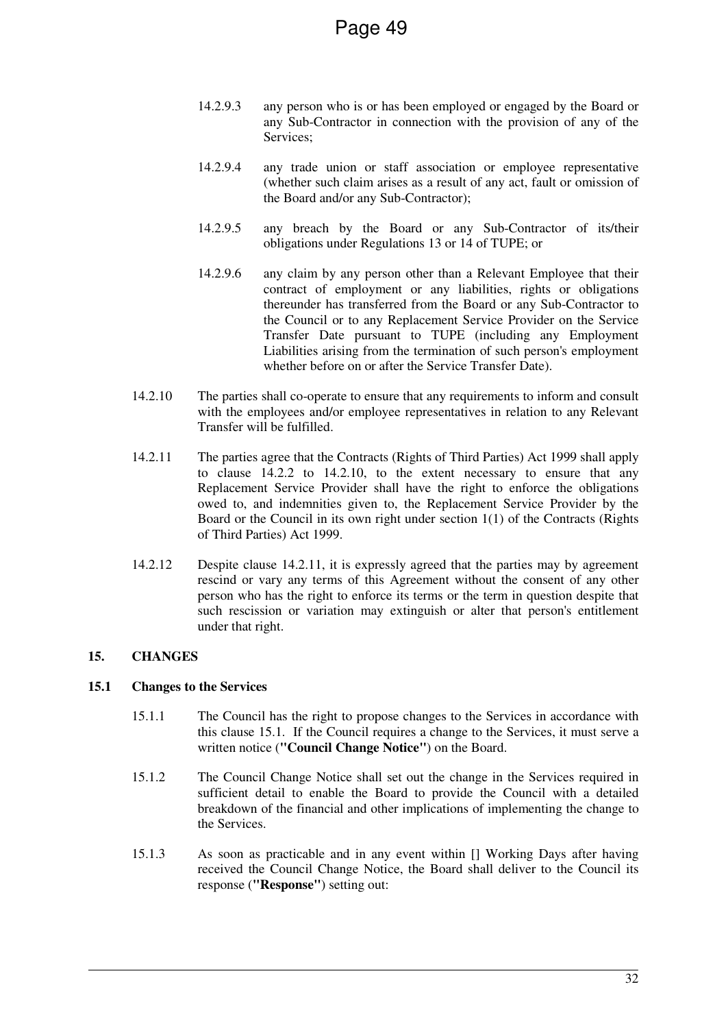14.2.9.3 any person who is or has been employed or engaged by the Board or any Sub-Contractor in connection with the provision of any of the Services;

14.2.9.4 any trade union or staff association or employee representative (whether such claim arises as a result of any act, fault or omission of the Board and/or any Sub-Contractor);

14.2.9.5 any breach by the Board or any Sub-Contractor of its/their obligations under Regulations 13 or 14 of TUPE; or

14.2.9.6 any claim by any person other than a Relevant Employee that their contract of employment or any liabilities, rights or obligations thereunder has transferred from the Board or any Sub-Contractor to the Council or to any Replacement Service Provider on the Service Transfer Date pursuant to TUPE (including any Employment Liabilities arising from the termination of such person's employment whether before on or after the Service Transfer Date).

14.2.10 The parties shall co-operate to ensure that any requirements to inform and consult with the employees and/or employee representatives in relation to any Relevant Transfer will be fulfilled.

14.2.11 The parties agree that the Contracts (Rights of Third Parties) Act 1999 shall apply to clause 14.2.2 to 14.2.10, to the extent necessary to ensure that any Replacement Service Provider shall have the right to enforce the obligations owed to, and indemnities given to, the Replacement Service Provider by the Board or the Council in its own right under section 1(1) of the Contracts (Rights of Third Parties) Act 1999.

14.2.12 Despite clause 14.2.11, it is expressly agreed that the parties may by agreement rescind or vary any terms of this Agreement without the consent of any other person who has the right to enforce its terms or the term in question despite that such rescission or variation may extinguish or alter that person's entitlement under that right.

## 15. CHANGES

### 15.1 Changes to the Services

15.1.1 The Council has the right to propose changes to the Services in accordance with this clause 15.1. If the Council requires a change to the Services, it must serve a written notice (**"Council Change Notice"**) on the Board.

15.1.2 The Council Change Notice shall set out the change in the Services required in sufficient detail to enable the Board to provide the Council with a detailed breakdown of the financial and other implications of implementing the change to the Services.

15.1.3 As soon as practicable and in any event within [] Working Days after having received the Council Change Notice, the Board shall deliver to the Council its response (**"Response"**) setting out: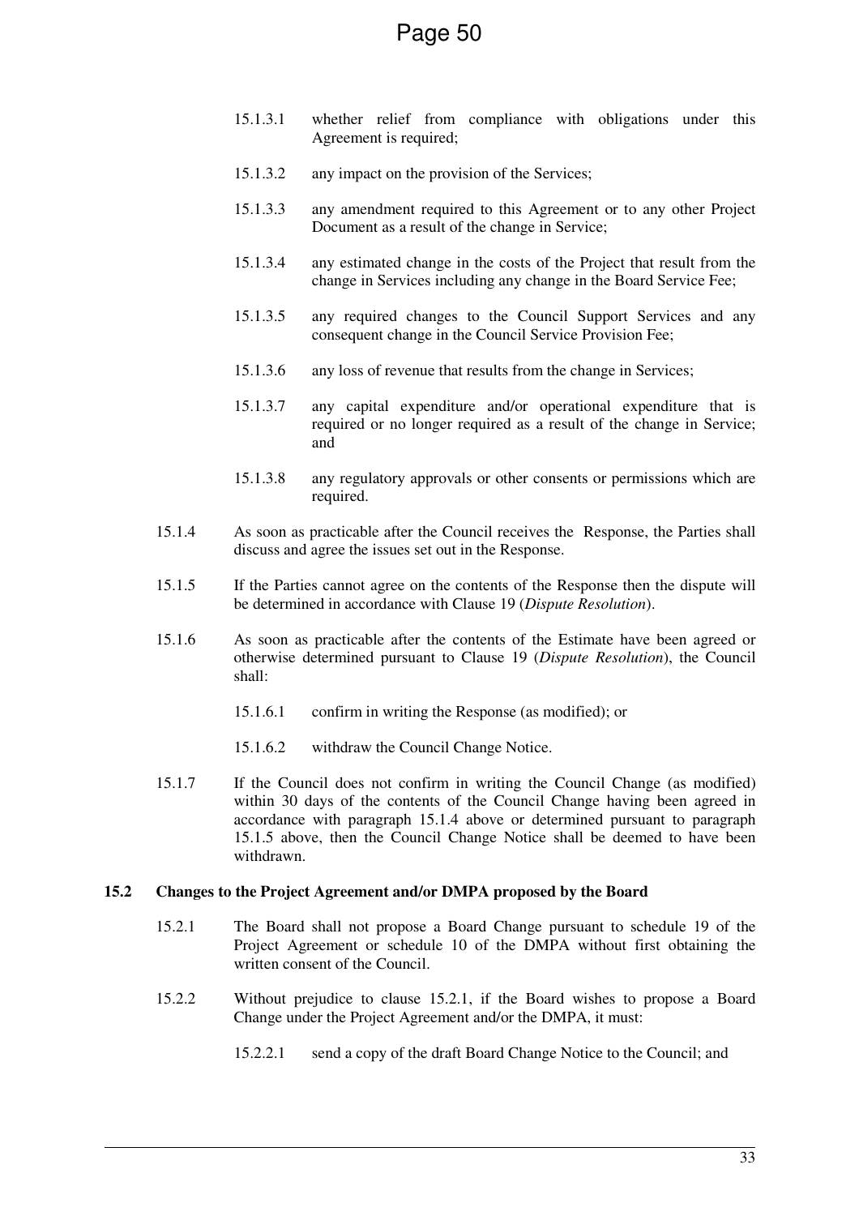15.1.3.1 whether relief from compliance with obligations under this Agreement is required;

15.1.3.2 any impact on the provision of the Services;

15.1.3.3 any amendment required to this Agreement or to any other Project Document as a result of the change in Service;

15.1.3.4 any estimated change in the costs of the Project that result from the change in Services including any change in the Board Service Fee;

15.1.3.5 any required changes to the Council Support Services and any consequent change in the Council Service Provision Fee;

15.1.3.6 any loss of revenue that results from the change in Services;

15.1.3.7 any capital expenditure and/or operational expenditure that is required or no longer required as a result of the change in Service; and

15.1.3.8 any regulatory approvals or other consents or permissions which are required.

15.1.4 As soon as practicable after the Council receives the Response, the Parties shall discuss and agree the issues set out in the Response.

15.1.5 If the Parties cannot agree on the contents of the Response then the dispute will be determined in accordance with Clause 19 (*Dispute Resolution*).

15.1.6 As soon as practicable after the contents of the Estimate have been agreed or otherwise determined pursuant to Clause 19 (*Dispute Resolution*), the Council shall:

15.1.6.1 confirm in writing the Response (as modified); or

15.1.6.2 withdraw the Council Change Notice.

15.1.7 If the Council does not confirm in writing the Council Change (as modified) within 30 days of the contents of the Council Change having been agreed in accordance with paragraph 15.1.4 above or determined pursuant to paragraph 15.1.5 above, then the Council Change Notice shall be deemed to have been withdrawn.

**15.2 Changes to the Project Agreement and/or DMPA proposed by the Board**

15.2.1 The Board shall not propose a Board Change pursuant to schedule 19 of the Project Agreement or schedule 10 of the DMPA without first obtaining the written consent of the Council.

15.2.2 Without prejudice to clause 15.2.1, if the Board wishes to propose a Board Change under the Project Agreement and/or the DMPA, it must:

15.2.2.1 send a copy of the draft Board Change Notice to the Council; and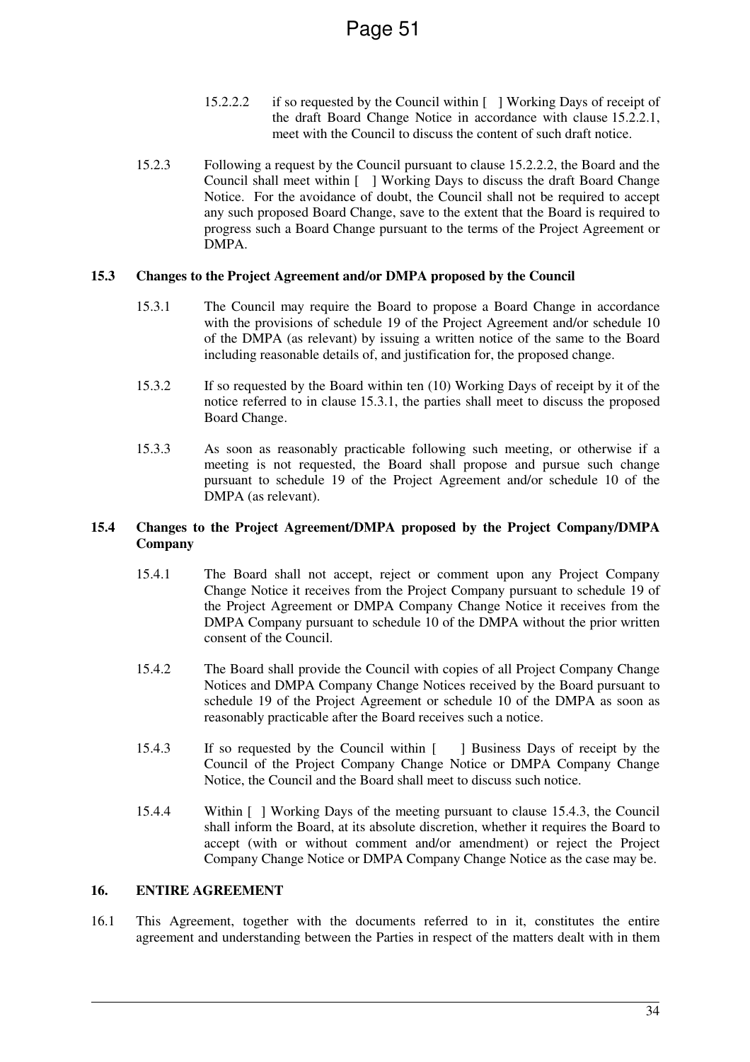15.2.2.2 if so requested by the Council within [ ] Working Days of receipt of the draft Board Change Notice in accordance with clause 15.2.2.1, meet with the Council to discuss the content of such draft notice.

15.2.3 Following a request by the Council pursuant to clause 15.2.2.2, the Board and the Council shall meet within [ ] Working Days to discuss the draft Board Change Notice. For the avoidance of doubt, the Council shall not be required to accept any such proposed Board Change, save to the extent that the Board is required to progress such a Board Change pursuant to the terms of the Project Agreement or DMPA.

**15.3 Changes to the Project Agreement and/or DMPA proposed by the Council**

15.3.1 The Council may require the Board to propose a Board Change in accordance with the provisions of schedule 19 of the Project Agreement and/or schedule 10 of the DMPA (as relevant) by issuing a written notice of the same to the Board including reasonable details of, and justification for, the proposed change.

15.3.2 If so requested by the Board within ten (10) Working Days of receipt by it of the notice referred to in clause 15.3.1, the parties shall meet to discuss the proposed Board Change.

15.3.3 As soon as reasonably practicable following such meeting, or otherwise if a meeting is not requested, the Board shall propose and pursue such change pursuant to schedule 19 of the Project Agreement and/or schedule 10 of the DMPA (as relevant).

**15.4 Changes to the Project Agreement/DMPA proposed by the Project Company/DMPA Company**

15.4.1 The Board shall not accept, reject or comment upon any Project Company Change Notice it receives from the Project Company pursuant to schedule 19 of the Project Agreement or DMPA Company Change Notice it receives from the DMPA Company pursuant to schedule 10 of the DMPA without the prior written consent of the Council.

15.4.2 The Board shall provide the Council with copies of all Project Company Change Notices and DMPA Company Change Notices received by the Board pursuant to schedule 19 of the Project Agreement or schedule 10 of the DMPA as soon as reasonably practicable after the Board receives such a notice.

15.4.3 If so requested by the Council within [ ] Business Days of receipt by the Council of the Project Company Change Notice or DMPA Company Change Notice, the Council and the Board shall meet to discuss such notice.

15.4.4 Within [ ] Working Days of the meeting pursuant to clause 15.4.3, the Council shall inform the Board, at its absolute discretion, whether it requires the Board to accept (with or without comment and/or amendment) or reject the Project Company Change Notice or DMPA Company Change Notice as the case may be.

**16. ENTIRE AGREEMENT**

16.1 This Agreement, together with the documents referred to in it, constitutes the entire agreement and understanding between the Parties in respect of the matters dealt with in them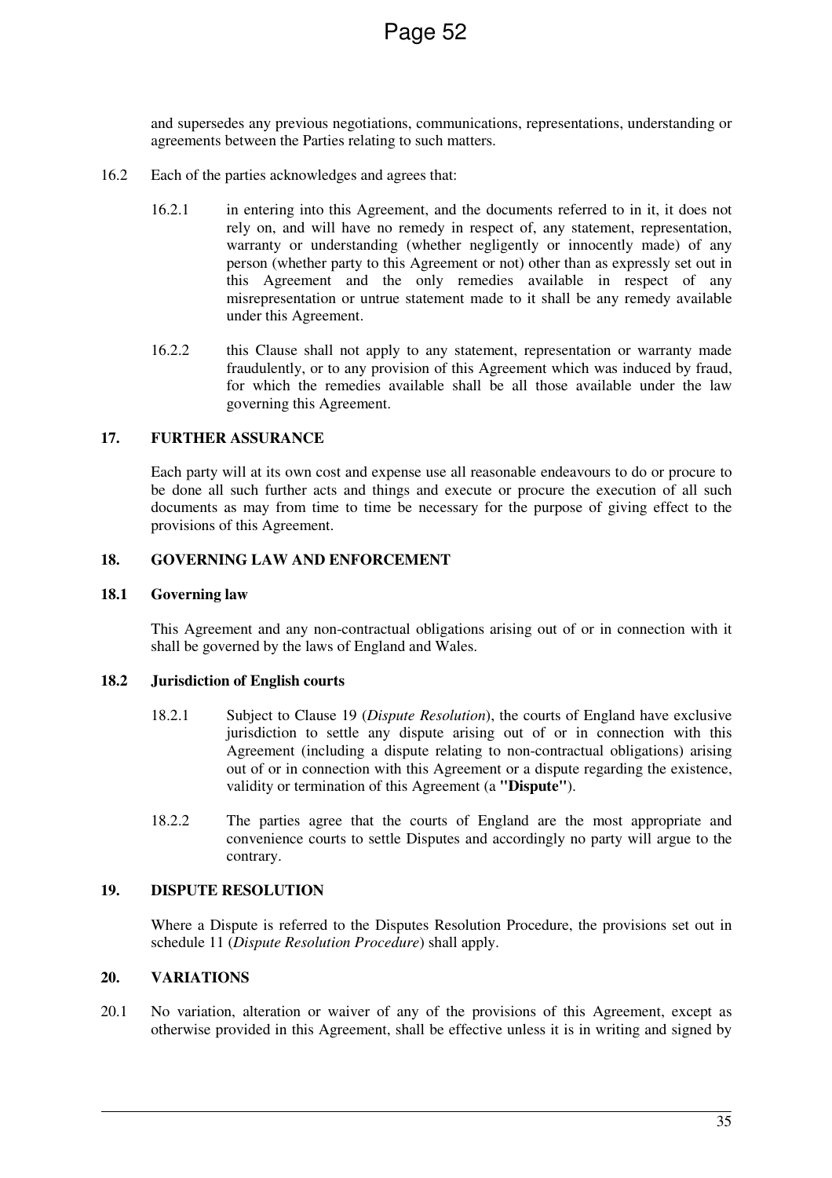and supersedes any previous negotiations, communications, representations, understanding or agreements between the Parties relating to such matters.

16.2 Each of the parties acknowledges and agrees that:

16.2.1 in entering into this Agreement, and the documents referred to in it, it does not rely on, and will have no remedy in respect of, any statement, representation, warranty or understanding (whether negligently or innocently made) of any person (whether party to this Agreement or not) other than as expressly set out in this Agreement and the only remedies available in respect of any misrepresentation or untrue statement made to it shall be any remedy available under this Agreement.

16.2.2 this Clause shall not apply to any statement, representation or warranty made fraudulently, or to any provision of this Agreement which was induced by fraud, for which the remedies available shall be all those available under the law governing this Agreement.

## 17. FURTHER ASSURANCE

Each party will at its own cost and expense use all reasonable endeavours to do or procure to be done all such further acts and things and execute or procure the execution of all such documents as may from time to time be necessary for the purpose of giving effect to the provisions of this Agreement.

## 18. GOVERNING LAW AND ENFORCEMENT

### 18.1 Governing law

This Agreement and any non-contractual obligations arising out of or in connection with it shall be governed by the laws of England and Wales.

### 18.2 Jurisdiction of English courts

18.2.1 Subject to Clause 19 (*Dispute Resolution*), the courts of England have exclusive jurisdiction to settle any dispute arising out of or in connection with this Agreement (including a dispute relating to non-contractual obligations) arising out of or in connection with this Agreement or a dispute regarding the existence, validity or termination of this Agreement (a **"Dispute"**).

18.2.2 The parties agree that the courts of England are the most appropriate and convenience courts to settle Disputes and accordingly no party will argue to the contrary.

## 19. DISPUTE RESOLUTION

Where a Dispute is referred to the Disputes Resolution Procedure, the provisions set out in schedule 11 (*Dispute Resolution Procedure*) shall apply.

## 20. VARIATIONS

20.1 No variation, alteration or waiver of any of the provisions of this Agreement, except as otherwise provided in this Agreement, shall be effective unless it is in writing and signed by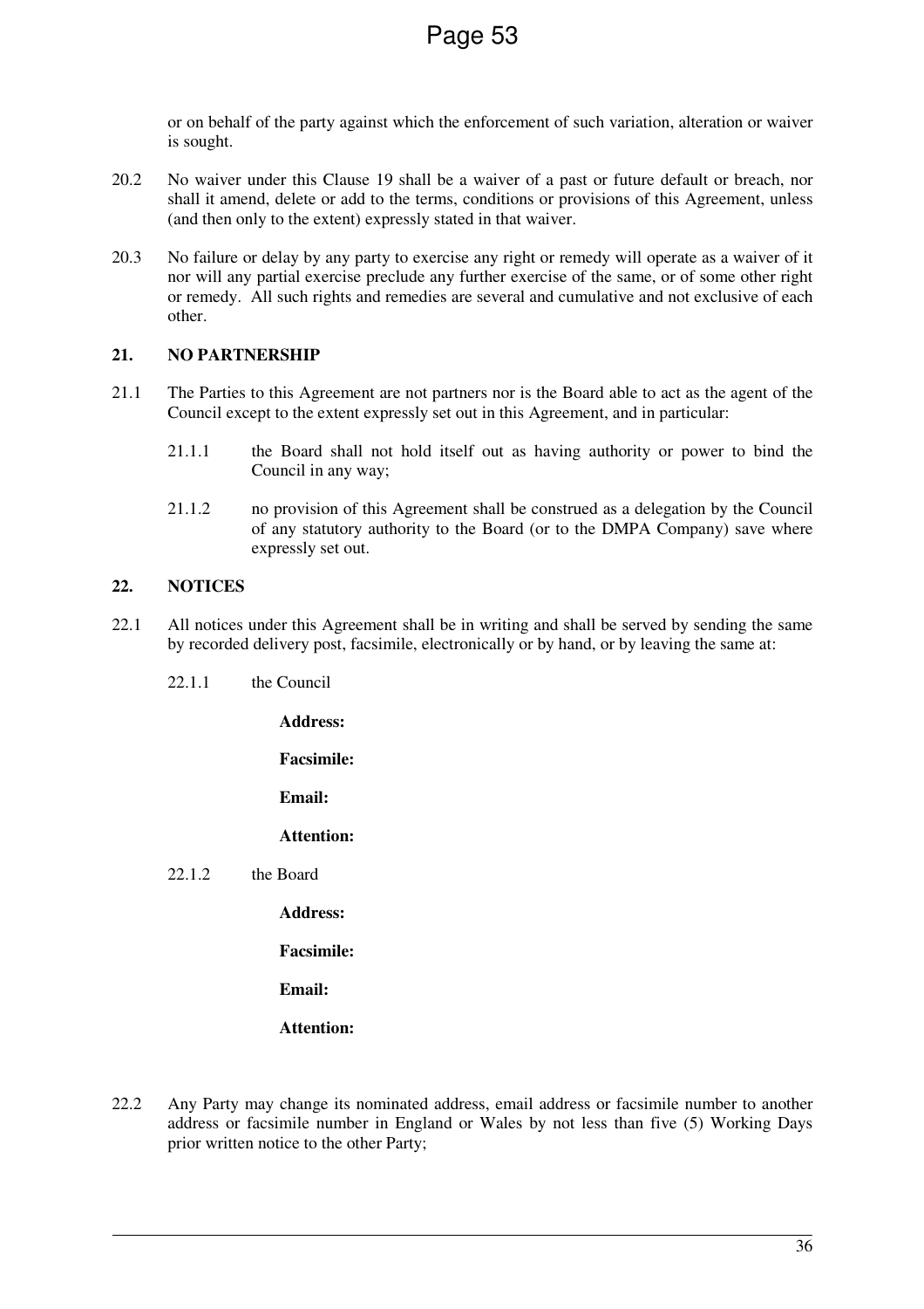or on behalf of the party against which the enforcement of such variation, alteration or waiver is sought.

20.2 No waiver under this Clause 19 shall be a waiver of a past or future default or breach, nor shall it amend, delete or add to the terms, conditions or provisions of this Agreement, unless (and then only to the extent) expressly stated in that waiver.

20.3 No failure or delay by any party to exercise any right or remedy will operate as a waiver of it nor will any partial exercise preclude any further exercise of the same, or of some other right or remedy. All such rights and remedies are several and cumulative and not exclusive of each other.

## 21. NO PARTNERSHIP

21.1 The Parties to this Agreement are not partners nor is the Board able to act as the agent of the Council except to the extent expressly set out in this Agreement, and in particular:

21.1.1 the Board shall not hold itself out as having authority or power to bind the Council in any way;

21.1.2 no provision of this Agreement shall be construed as a delegation by the Council of any statutory authority to the Board (or to the DMPA Company) save where expressly set out.

## 22. NOTICES

22.1 All notices under this Agreement shall be in writing and shall be served by sending the same by recorded delivery post, facsimile, electronically or by hand, or by leaving the same at:

22.1.1 the Council

**Address:**

**Facsimile:**

**Email:**

**Attention:**

22.1.2 the Board

**Address:**

**Facsimile:**

**Email:**

**Attention:**

22.2 Any Party may change its nominated address, email address or facsimile number to another address or facsimile number in England or Wales by not less than five (5) Working Days prior written notice to the other Party;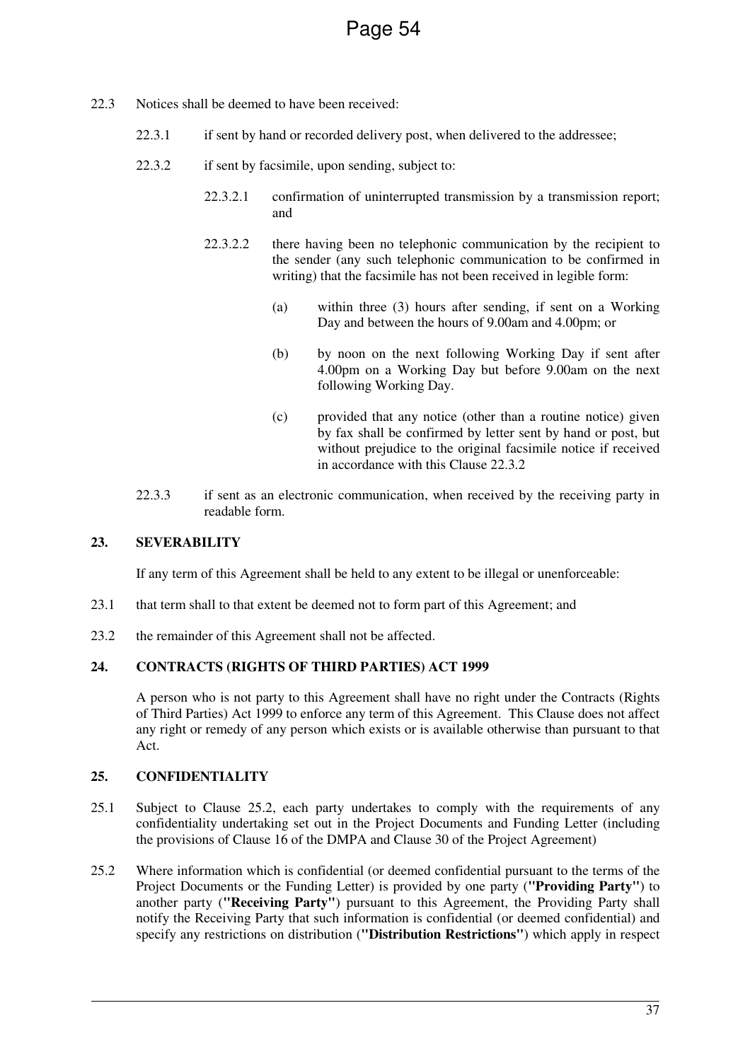22.3 Notices shall be deemed to have been received:

22.3.1 if sent by hand or recorded delivery post, when delivered to the addressee;

22.3.2 if sent by facsimile, upon sending, subject to:

22.3.2.1 confirmation of uninterrupted transmission by a transmission report; and

22.3.2.2 there having been no telephonic communication by the recipient to the sender (any such telephonic communication to be confirmed in writing) that the facsimile has not been received in legible form:

(a) within three (3) hours after sending, if sent on a Working Day and between the hours of 9.00am and 4.00pm; or

(b) by noon on the next following Working Day if sent after 4.00pm on a Working Day but before 9.00am on the next following Working Day.

(c) provided that any notice (other than a routine notice) given by fax shall be confirmed by letter sent by hand or post, but without prejudice to the original facsimile notice if received in accordance with this Clause 22.3.2

22.3.3 if sent as an electronic communication, when received by the receiving party in readable form.

## 23. SEVERABILITY

If any term of this Agreement shall be held to any extent to be illegal or unenforceable:

23.1 that term shall to that extent be deemed not to form part of this Agreement; and

23.2 the remainder of this Agreement shall not be affected.

## 24. CONTRACTS (RIGHTS OF THIRD PARTIES) ACT 1999

A person who is not party to this Agreement shall have no right under the Contracts (Rights of Third Parties) Act 1999 to enforce any term of this Agreement. This Clause does not affect any right or remedy of any person which exists or is available otherwise than pursuant to that Act.

## 25. CONFIDENTIALITY

25.1 Subject to Clause 25.2, each party undertakes to comply with the requirements of any confidentiality undertaking set out in the Project Documents and Funding Letter (including the provisions of Clause 16 of the DMPA and Clause 30 of the Project Agreement)

25.2 Where information which is confidential (or deemed confidential pursuant to the terms of the Project Documents or the Funding Letter) is provided by one party (**"Providing Party"**) to another party (**"Receiving Party"**) pursuant to this Agreement, the Providing Party shall notify the Receiving Party that such information is confidential (or deemed confidential) and specify any restrictions on distribution (**"Distribution Restrictions"**) which apply in respect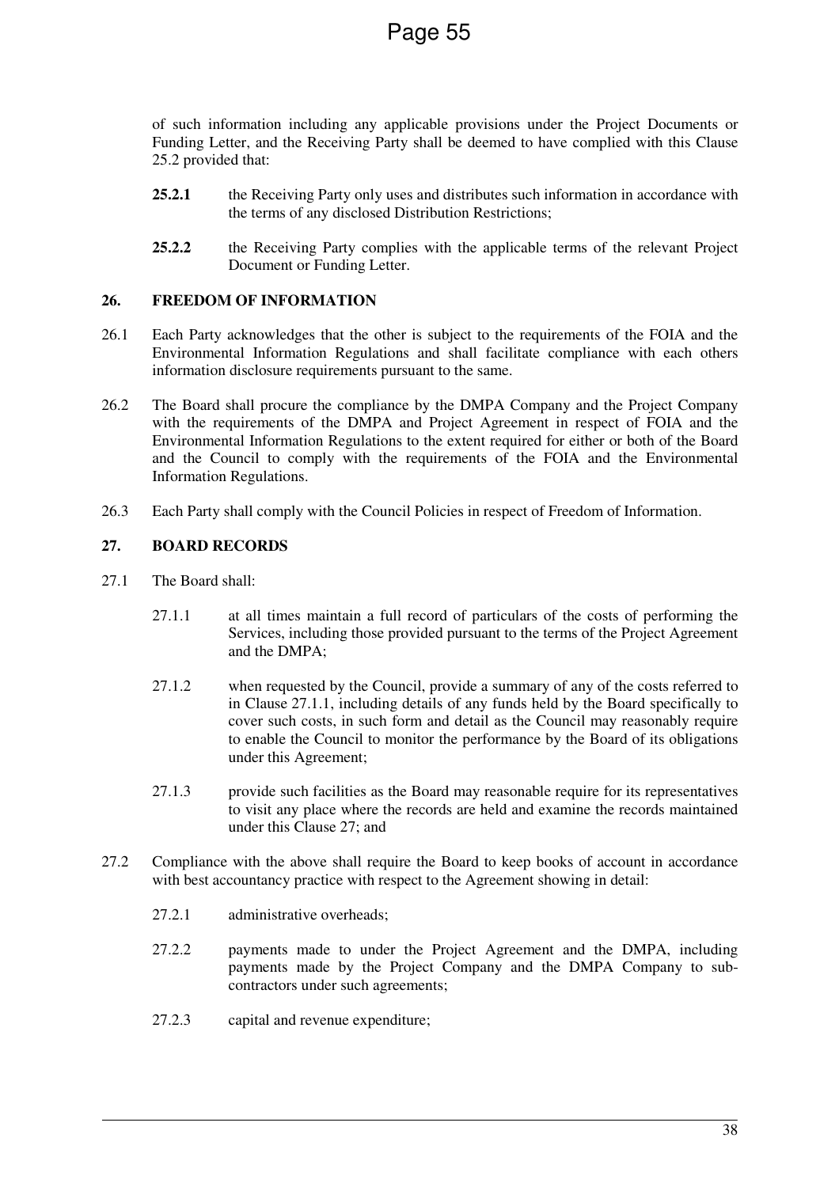of such information including any applicable provisions under the Project Documents or Funding Letter, and the Receiving Party shall be deemed to have complied with this Clause 25.2 provided that:

**25.2.1** the Receiving Party only uses and distributes such information in accordance with the terms of any disclosed Distribution Restrictions;

**25.2.2** the Receiving Party complies with the applicable terms of the relevant Project Document or Funding Letter.

## 26. FREEDOM OF INFORMATION

26.1 Each Party acknowledges that the other is subject to the requirements of the FOIA and the Environmental Information Regulations and shall facilitate compliance with each others information disclosure requirements pursuant to the same.

26.2 The Board shall procure the compliance by the DMPA Company and the Project Company with the requirements of the DMPA and Project Agreement in respect of FOIA and the Environmental Information Regulations to the extent required for either or both of the Board and the Council to comply with the requirements of the FOIA and the Environmental Information Regulations.

26.3 Each Party shall comply with the Council Policies in respect of Freedom of Information.

## 27. BOARD RECORDS

27.1 The Board shall:

27.1.1 at all times maintain a full record of particulars of the costs of performing the Services, including those provided pursuant to the terms of the Project Agreement and the DMPA;

27.1.2 when requested by the Council, provide a summary of any of the costs referred to in Clause 27.1.1, including details of any funds held by the Board specifically to cover such costs, in such form and detail as the Council may reasonably require to enable the Council to monitor the performance by the Board of its obligations under this Agreement;

27.1.3 provide such facilities as the Board may reasonable require for its representatives to visit any place where the records are held and examine the records maintained under this Clause 27; and

27.2 Compliance with the above shall require the Board to keep books of account in accordance with best accountancy practice with respect to the Agreement showing in detail:

27.2.1 administrative overheads;

27.2.2 payments made to under the Project Agreement and the DMPA, including payments made by the Project Company and the DMPA Company to sub-contractors under such agreements;

27.2.3 capital and revenue expenditure;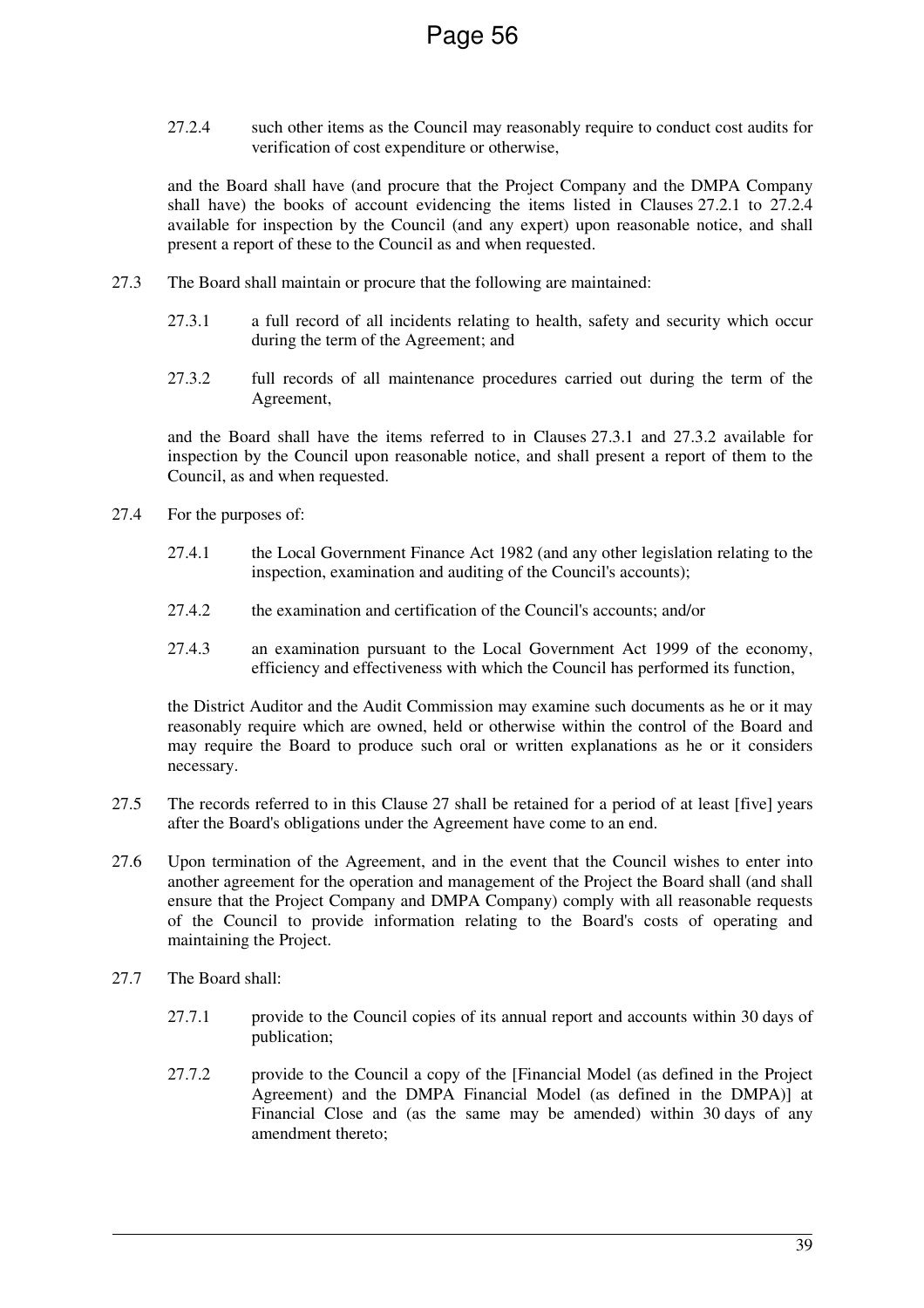27.2.4 such other items as the Council may reasonably require to conduct cost audits for verification of cost expenditure or otherwise,

and the Board shall have (and procure that the Project Company and the DMPA Company shall have) the books of account evidencing the items listed in Clauses 27.2.1 to 27.2.4 available for inspection by the Council (and any expert) upon reasonable notice, and shall present a report of these to the Council as and when requested.

27.3 The Board shall maintain or procure that the following are maintained:

27.3.1 a full record of all incidents relating to health, safety and security which occur during the term of the Agreement; and

27.3.2 full records of all maintenance procedures carried out during the term of the Agreement,

and the Board shall have the items referred to in Clauses 27.3.1 and 27.3.2 available for inspection by the Council upon reasonable notice, and shall present a report of them to the Council, as and when requested.

27.4 For the purposes of:

27.4.1 the Local Government Finance Act 1982 (and any other legislation relating to the inspection, examination and auditing of the Council's accounts);

27.4.2 the examination and certification of the Council's accounts; and/or

27.4.3 an examination pursuant to the Local Government Act 1999 of the economy, efficiency and effectiveness with which the Council has performed its function,

the District Auditor and the Audit Commission may examine such documents as he or it may reasonably require which are owned, held or otherwise within the control of the Board and may require the Board to produce such oral or written explanations as he or it considers necessary.

27.5 The records referred to in this Clause 27 shall be retained for a period of at least [five] years after the Board's obligations under the Agreement have come to an end.

27.6 Upon termination of the Agreement, and in the event that the Council wishes to enter into another agreement for the operation and management of the Project the Board shall (and shall ensure that the Project Company and DMPA Company) comply with all reasonable requests of the Council to provide information relating to the Board's costs of operating and maintaining the Project.

27.7 The Board shall:

27.7.1 provide to the Council copies of its annual report and accounts within 30 days of publication;

27.7.2 provide to the Council a copy of the [Financial Model (as defined in the Project Agreement) and the DMPA Financial Model (as defined in the DMPA)] at Financial Close and (as the same may be amended) within 30 days of any amendment thereto;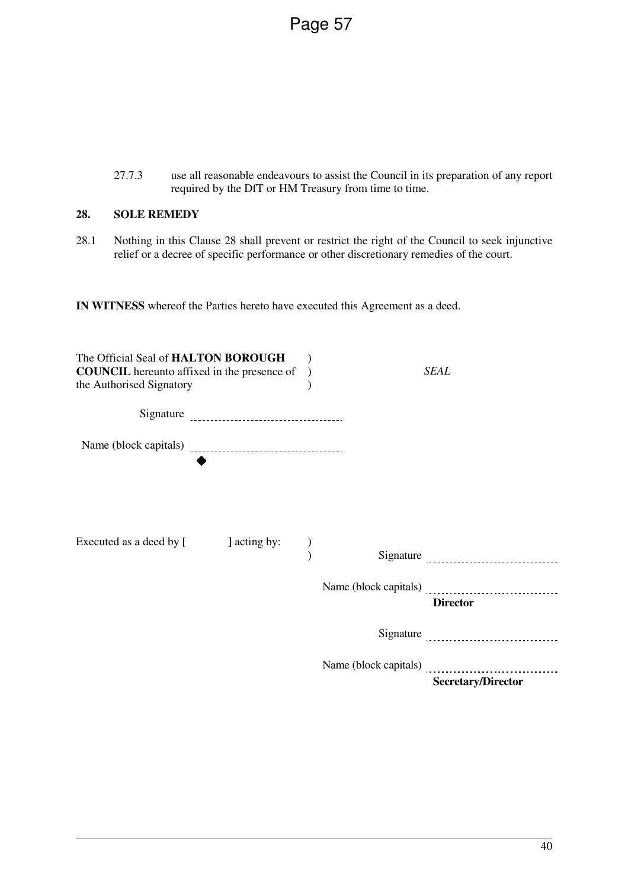27.7.3 use all reasonable endeavours to assist the Council in its preparation of any report required by the DfT or HM Treasury from time to time.

## 28. SOLE REMEDY

28.1 Nothing in this Clause 28 shall prevent or restrict the right of the Council to seek injunctive relief or a decree of specific performance or other discretionary remedies of the court.

**IN WITNESS** whereof the Parties hereto have executed this Agreement as a deed.

The Official Seal of **HALTON BOROUGH COUNCIL** hereunto affixed in the presence of the Authorised Signatory ) ) ) *SEAL*

Signature ..................................

Name (block capitals) ..................................

◆

Executed as a deed by [ ] acting by: ) )

Signature ..................................

Name (block capitals) ..................................
**Director**

Signature ..................................

Name (block capitals) ..................................
**Secretary/Director**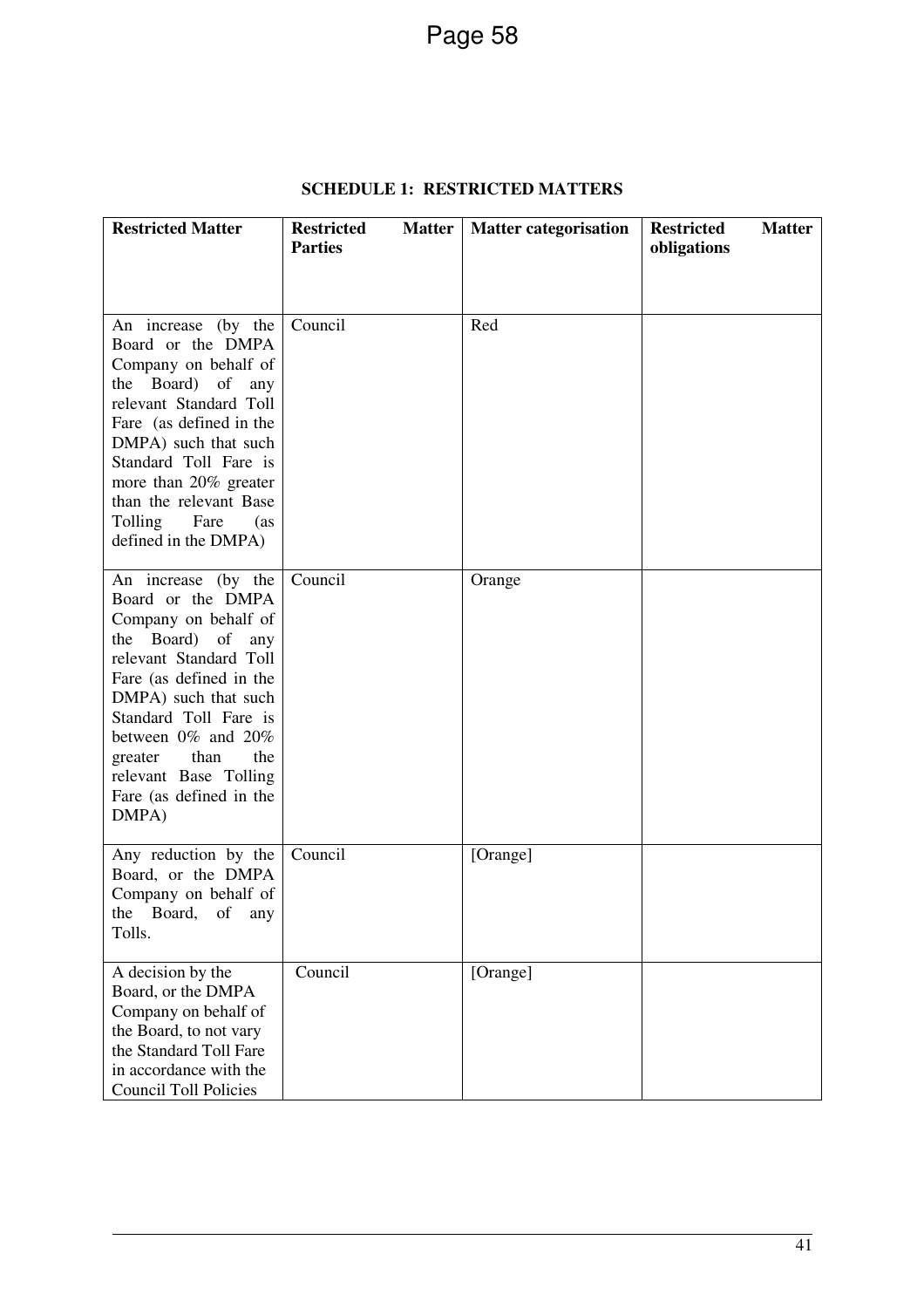**SCHEDULE 1: RESTRICTED MATTERS**

| Restricted Matter | Restricted Matter Parties | Matter categorisation | Restricted Matter obligations |
|---|---|---|---|
| An increase (by the Board or the DMPA Company on behalf of the Board) of any relevant Standard Toll Fare (as defined in the DMPA) such that such Standard Toll Fare is more than 20% greater than the relevant Base Tolling Fare (as defined in the DMPA) | Council | Red | |
| An increase (by the Board or the DMPA Company on behalf of the Board) of any relevant Standard Toll Fare (as defined in the DMPA) such that such Standard Toll Fare is between 0% and 20% greater than the relevant Base Tolling Fare (as defined in the DMPA) | Council | Orange | |
| Any reduction by the Board, or the DMPA Company on behalf of the Board, of any Tolls. | Council | [Orange] | |
| A decision by the Board, or the DMPA Company on behalf of the Board, to not vary the Standard Toll Fare in accordance with the Council Toll Policies | Council | [Orange] | |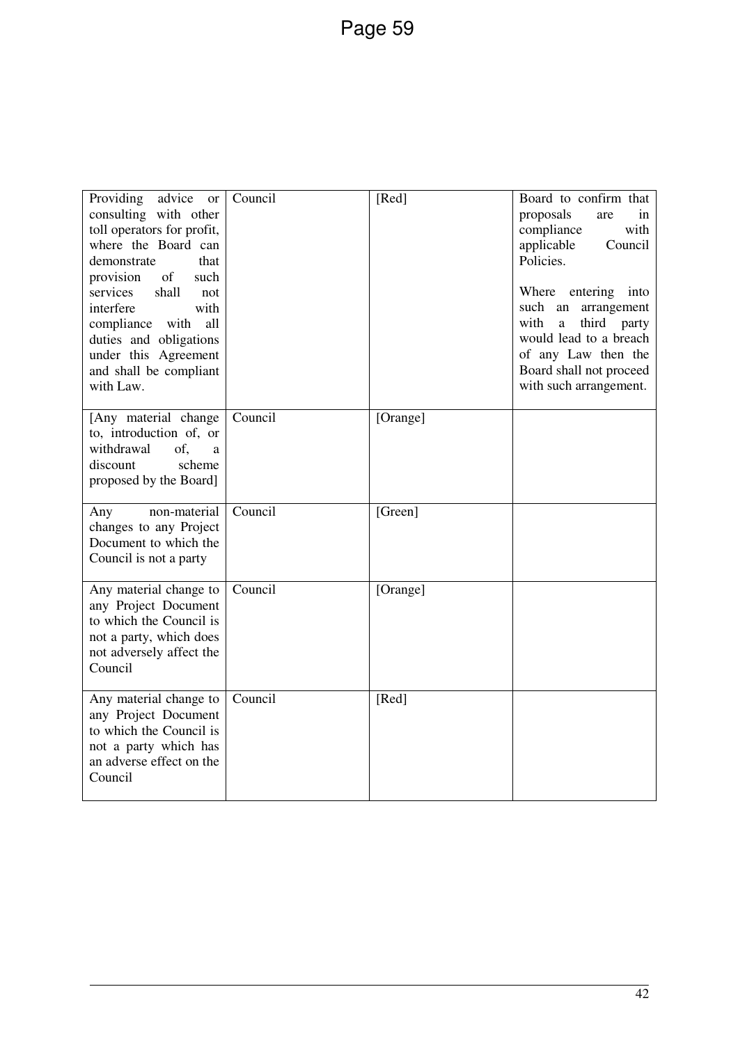| | | | |
|---|---|---|---|
| Providing advice or consulting with other toll operators for profit, where the Board can demonstrate that provision of such services shall not interfere with compliance with all duties and obligations under this Agreement and shall be compliant with Law. | Council | [Red] | Board to confirm that proposals are in compliance with applicable Council Policies.<br><br>Where entering into such an arrangement with a third party would lead to a breach of any Law then the Board shall not proceed with such arrangement. |
| [Any material change to, introduction of, or withdrawal of, a discount scheme proposed by the Board] | Council | [Orange] | |
| Any non-material changes to any Project Document to which the Council is not a party | Council | [Green] | |
| Any material change to any Project Document to which the Council is not a party, which does not adversely affect the Council | Council | [Orange] | |
| Any material change to any Project Document to which the Council is not a party which has an adverse effect on the Council | Council | [Red] | |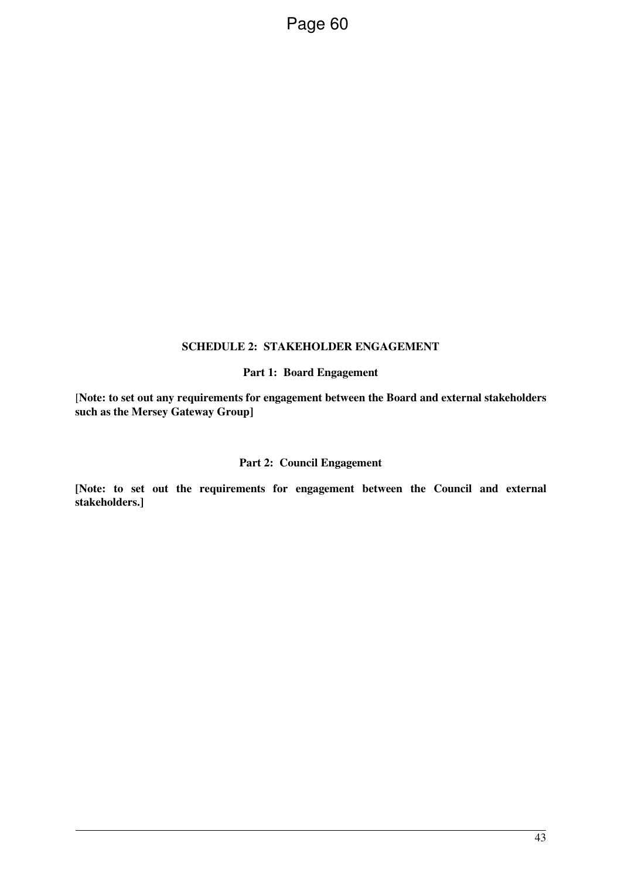## SCHEDULE 2: STAKEHOLDER ENGAGEMENT

### Part 1: Board Engagement

**[Note: to set out any requirements for engagement between the Board and external stakeholders such as the Mersey Gateway Group]**

### Part 2: Council Engagement

**[Note: to set out the requirements for engagement between the Council and external stakeholders.]**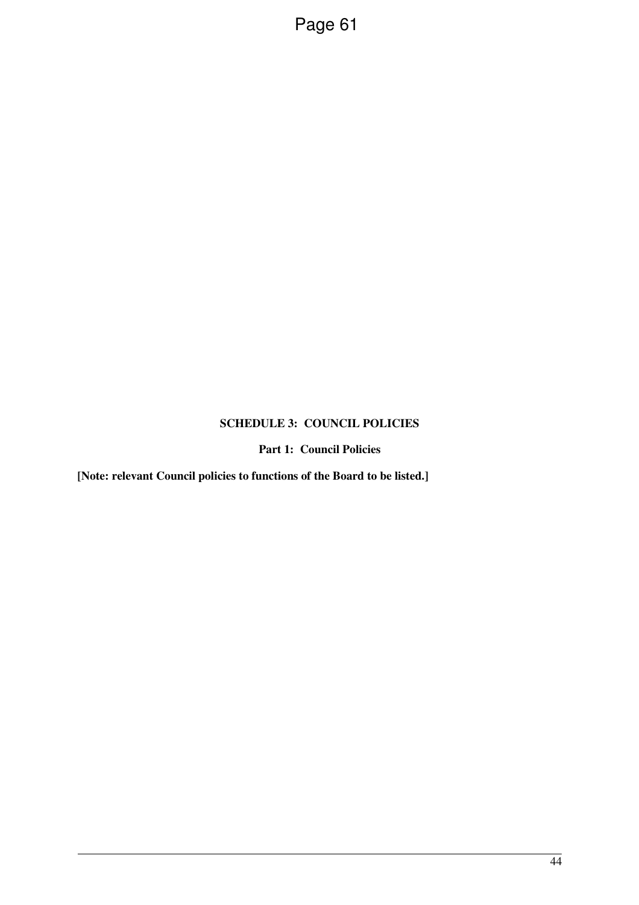## SCHEDULE 3: COUNCIL POLICIES

### Part 1: Council Policies

**[Note: relevant Council policies to functions of the Board to be listed.]**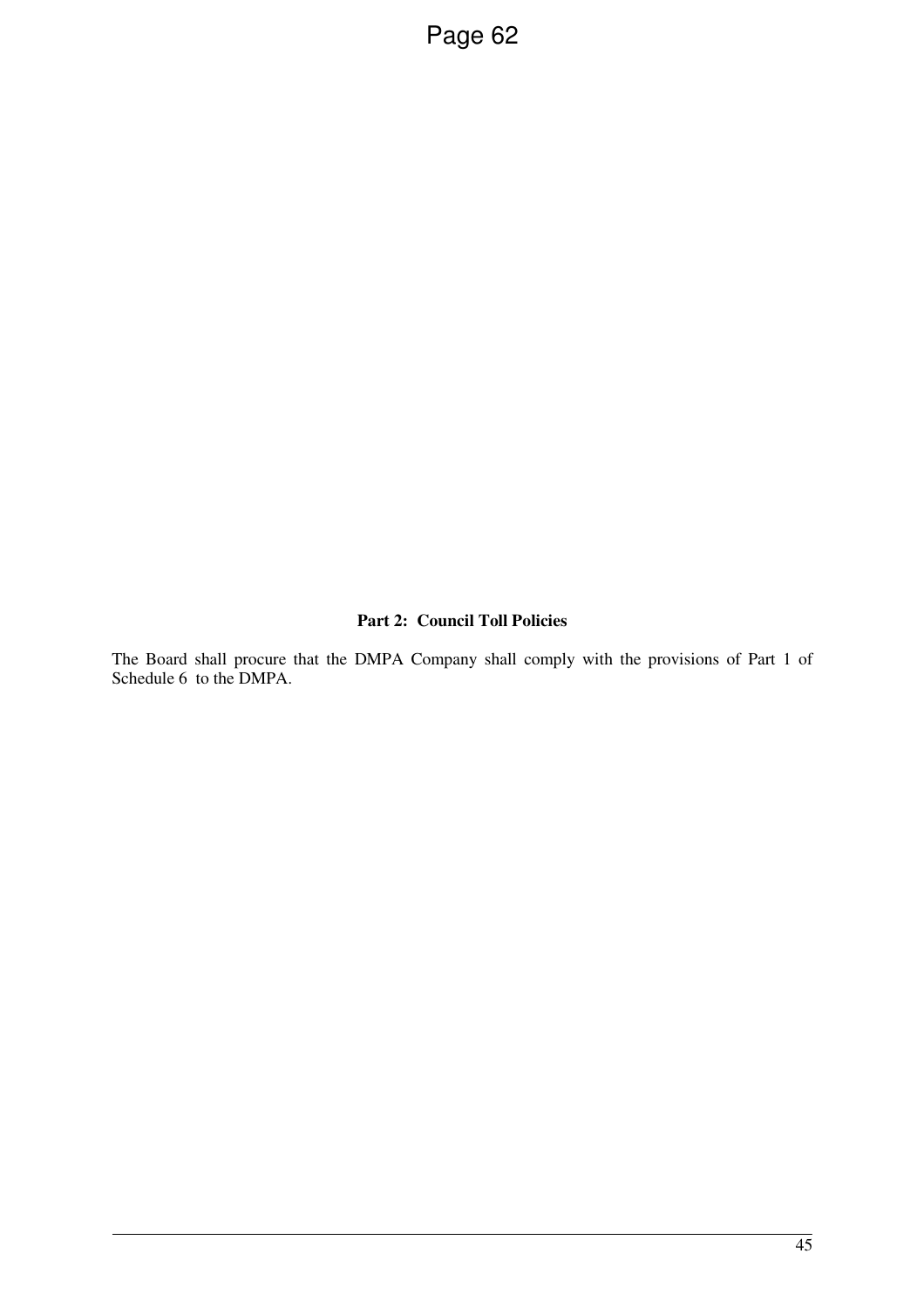**Part 2: Council Toll Policies**

The Board shall procure that the DMPA Company shall comply with the provisions of Part 1 of Schedule 6 to the DMPA.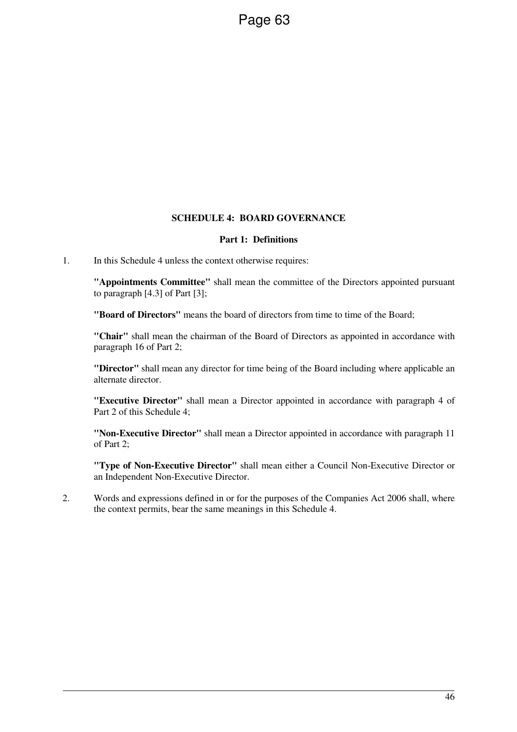## SCHEDULE 4: BOARD GOVERNANCE

### Part 1: Definitions

1. In this Schedule 4 unless the context otherwise requires:

   **"Appointments Committee"** shall mean the committee of the Directors appointed pursuant to paragraph [4.3] of Part [3];

   **"Board of Directors"** means the board of directors from time to time of the Board;

   **"Chair"** shall mean the chairman of the Board of Directors as appointed in accordance with paragraph 16 of Part 2;

   **"Director"** shall mean any director for time being of the Board including where applicable an alternate director.

   **"Executive Director"** shall mean a Director appointed in accordance with paragraph 4 of Part 2 of this Schedule 4;

   **"Non-Executive Director"** shall mean a Director appointed in accordance with paragraph 11 of Part 2;

   **"Type of Non-Executive Director"** shall mean either a Council Non-Executive Director or an Independent Non-Executive Director.

2. Words and expressions defined in or for the purposes of the Companies Act 2006 shall, where the context permits, bear the same meanings in this Schedule 4.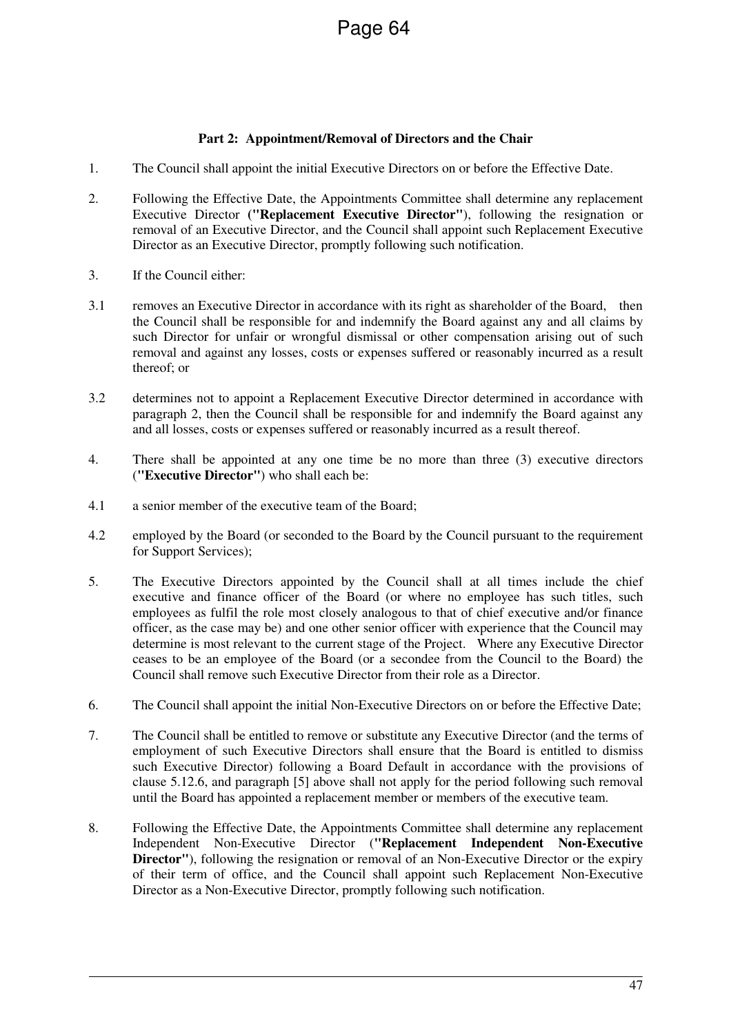**Part 2: Appointment/Removal of Directors and the Chair**

1. The Council shall appoint the initial Executive Directors on or before the Effective Date.

2. Following the Effective Date, the Appointments Committee shall determine any replacement Executive Director (**"Replacement Executive Director"**), following the resignation or removal of an Executive Director, and the Council shall appoint such Replacement Executive Director as an Executive Director, promptly following such notification.

3. If the Council either:

3.1 removes an Executive Director in accordance with its right as shareholder of the Board, then the Council shall be responsible for and indemnify the Board against any and all claims by such Director for unfair or wrongful dismissal or other compensation arising out of such removal and against any losses, costs or expenses suffered or reasonably incurred as a result thereof; or

3.2 determines not to appoint a Replacement Executive Director determined in accordance with paragraph 2, then the Council shall be responsible for and indemnify the Board against any and all losses, costs or expenses suffered or reasonably incurred as a result thereof.

4. There shall be appointed at any one time be no more than three (3) executive directors (**"Executive Director"**) who shall each be:

4.1 a senior member of the executive team of the Board;

4.2 employed by the Board (or seconded to the Board by the Council pursuant to the requirement for Support Services);

5. The Executive Directors appointed by the Council shall at all times include the chief executive and finance officer of the Board (or where no employee has such titles, such employees as fulfil the role most closely analogous to that of chief executive and/or finance officer, as the case may be) and one other senior officer with experience that the Council may determine is most relevant to the current stage of the Project. Where any Executive Director ceases to be an employee of the Board (or a secondee from the Council to the Board) the Council shall remove such Executive Director from their role as a Director.

6. The Council shall appoint the initial Non-Executive Directors on or before the Effective Date;

7. The Council shall be entitled to remove or substitute any Executive Director (and the terms of employment of such Executive Directors shall ensure that the Board is entitled to dismiss such Executive Director) following a Board Default in accordance with the provisions of clause 5.12.6, and paragraph [5] above shall not apply for the period following such removal until the Board has appointed a replacement member or members of the executive team.

8. Following the Effective Date, the Appointments Committee shall determine any replacement Independent Non-Executive Director (**"Replacement Independent Non-Executive Director"**), following the resignation or removal of an Non-Executive Director or the expiry of their term of office, and the Council shall appoint such Replacement Non-Executive Director as a Non-Executive Director, promptly following such notification.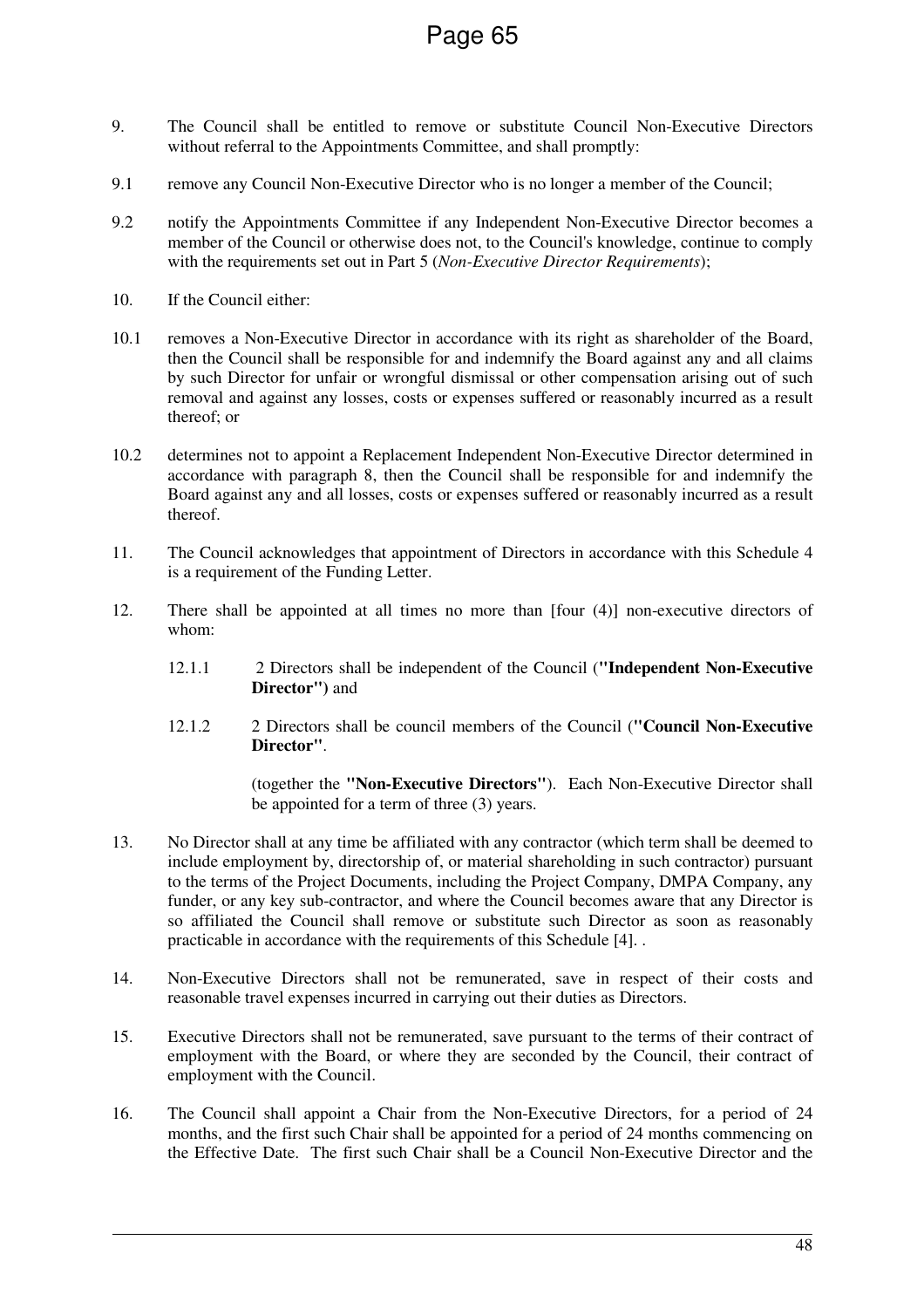9. The Council shall be entitled to remove or substitute Council Non-Executive Directors without referral to the Appointments Committee, and shall promptly:

9.1 remove any Council Non-Executive Director who is no longer a member of the Council;

9.2 notify the Appointments Committee if any Independent Non-Executive Director becomes a member of the Council or otherwise does not, to the Council's knowledge, continue to comply with the requirements set out in Part 5 (*Non-Executive Director Requirements*);

10. If the Council either:

10.1 removes a Non-Executive Director in accordance with its right as shareholder of the Board, then the Council shall be responsible for and indemnify the Board against any and all claims by such Director for unfair or wrongful dismissal or other compensation arising out of such removal and against any losses, costs or expenses suffered or reasonably incurred as a result thereof; or

10.2 determines not to appoint a Replacement Independent Non-Executive Director determined in accordance with paragraph 8, then the Council shall be responsible for and indemnify the Board against any and all losses, costs or expenses suffered or reasonably incurred as a result thereof.

11. The Council acknowledges that appointment of Directors in accordance with this Schedule 4 is a requirement of the Funding Letter.

12. There shall be appointed at all times no more than [four (4)] non-executive directors of whom:

 12.1.1 2 Directors shall be independent of the Council (**"Independent Non-Executive Director")** and

 12.1.2 2 Directors shall be council members of the Council (**"Council Non-Executive Director"**.

 (together the **"Non-Executive Directors"**). Each Non-Executive Director shall be appointed for a term of three (3) years.

13. No Director shall at any time be affiliated with any contractor (which term shall be deemed to include employment by, directorship of, or material shareholding in such contractor) pursuant to the terms of the Project Documents, including the Project Company, DMPA Company, any funder, or any key sub-contractor, and where the Council becomes aware that any Director is so affiliated the Council shall remove or substitute such Director as soon as reasonably practicable in accordance with the requirements of this Schedule [4]. .

14. Non-Executive Directors shall not be remunerated, save in respect of their costs and reasonable travel expenses incurred in carrying out their duties as Directors.

15. Executive Directors shall not be remunerated, save pursuant to the terms of their contract of employment with the Board, or where they are seconded by the Council, their contract of employment with the Council.

16. The Council shall appoint a Chair from the Non-Executive Directors, for a period of 24 months, and the first such Chair shall be appointed for a period of 24 months commencing on the Effective Date. The first such Chair shall be a Council Non-Executive Director and the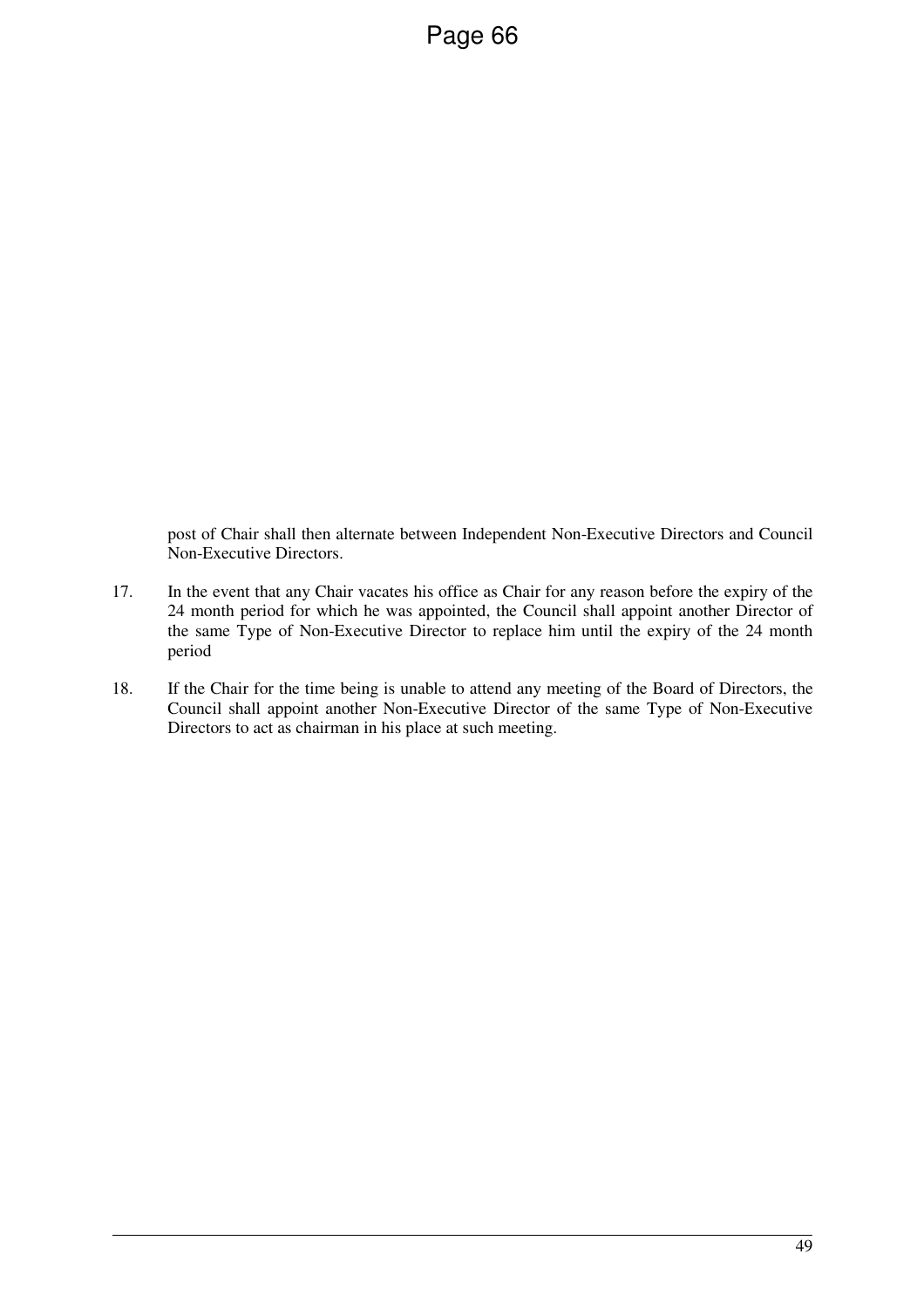post of Chair shall then alternate between Independent Non-Executive Directors and Council Non-Executive Directors.

17. In the event that any Chair vacates his office as Chair for any reason before the expiry of the 24 month period for which he was appointed, the Council shall appoint another Director of the same Type of Non-Executive Director to replace him until the expiry of the 24 month period

18. If the Chair for the time being is unable to attend any meeting of the Board of Directors, the Council shall appoint another Non-Executive Director of the same Type of Non-Executive Directors to act as chairman in his place at such meeting.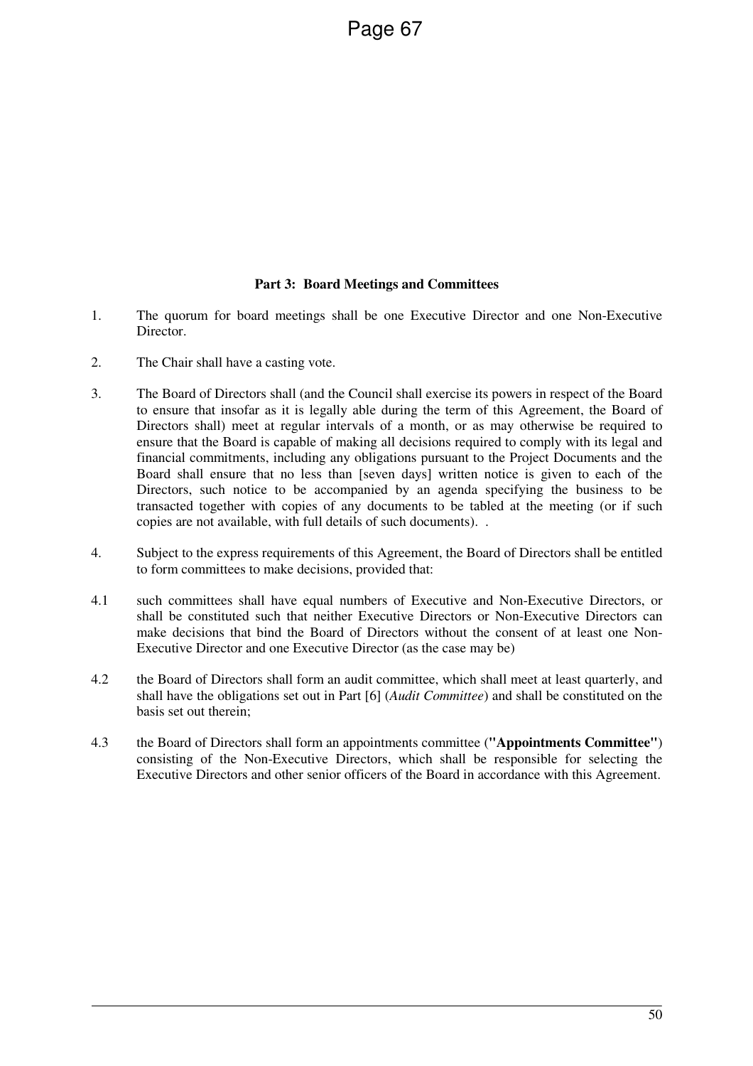### Part 3: Board Meetings and Committees

1. The quorum for board meetings shall be one Executive Director and one Non-Executive Director.

2. The Chair shall have a casting vote.

3. The Board of Directors shall (and the Council shall exercise its powers in respect of the Board to ensure that insofar as it is legally able during the term of this Agreement, the Board of Directors shall) meet at regular intervals of a month, or as may otherwise be required to ensure that the Board is capable of making all decisions required to comply with its legal and financial commitments, including any obligations pursuant to the Project Documents and the Board shall ensure that no less than [seven days] written notice is given to each of the Directors, such notice to be accompanied by an agenda specifying the business to be transacted together with copies of any documents to be tabled at the meeting (or if such copies are not available, with full details of such documents). .

4. Subject to the express requirements of this Agreement, the Board of Directors shall be entitled to form committees to make decisions, provided that:

4.1 such committees shall have equal numbers of Executive and Non-Executive Directors, or shall be constituted such that neither Executive Directors or Non-Executive Directors can make decisions that bind the Board of Directors without the consent of at least one Non-Executive Director and one Executive Director (as the case may be)

4.2 the Board of Directors shall form an audit committee, which shall meet at least quarterly, and shall have the obligations set out in Part [6] (*Audit Committee*) and shall be constituted on the basis set out therein;

4.3 the Board of Directors shall form an appointments committee (**"Appointments Committee"**) consisting of the Non-Executive Directors, which shall be responsible for selecting the Executive Directors and other senior officers of the Board in accordance with this Agreement.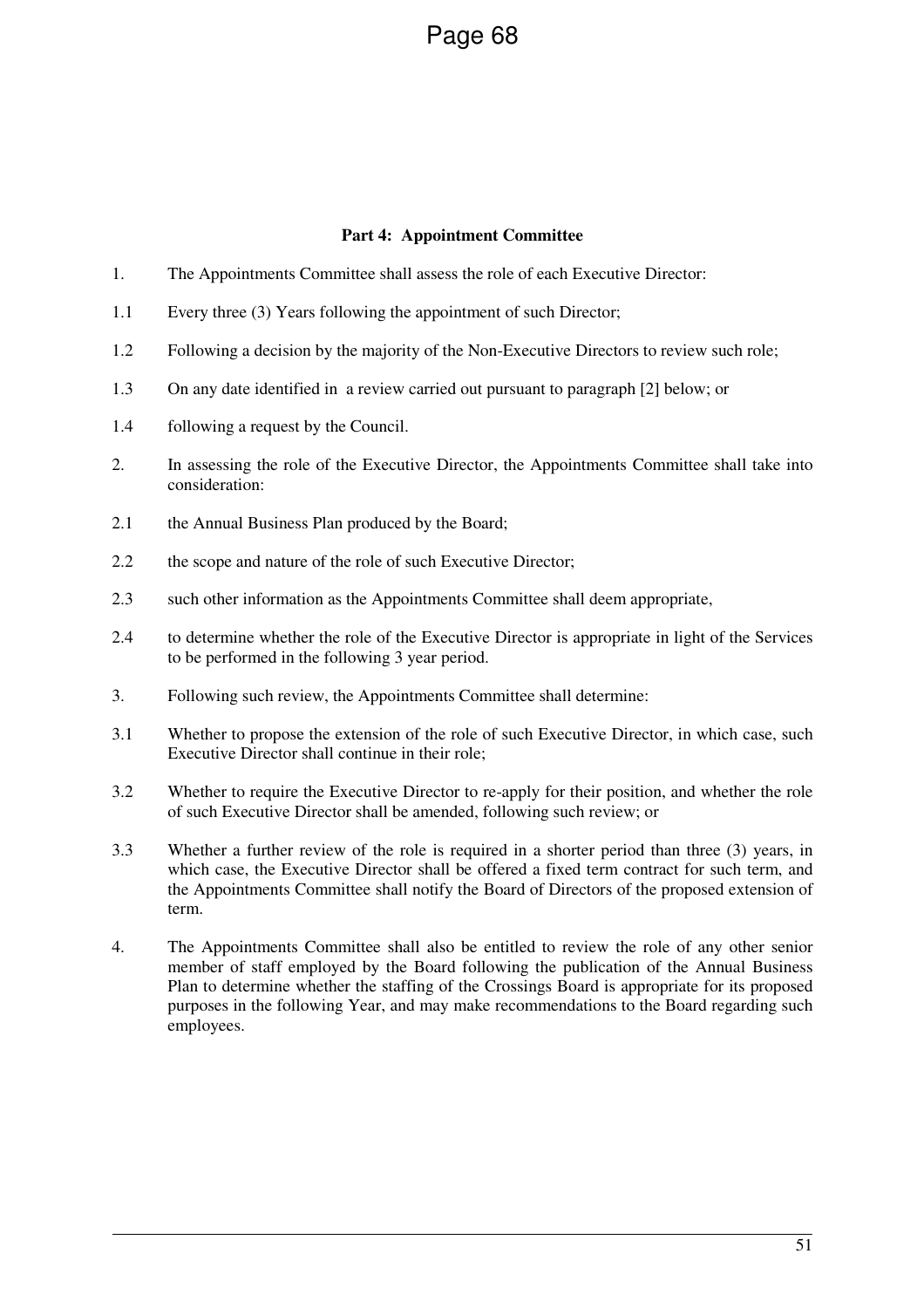**Part 4: Appointment Committee**

1. The Appointments Committee shall assess the role of each Executive Director:

1.1 Every three (3) Years following the appointment of such Director;

1.2 Following a decision by the majority of the Non-Executive Directors to review such role;

1.3 On any date identified in a review carried out pursuant to paragraph [2] below; or

1.4 following a request by the Council.

2. In assessing the role of the Executive Director, the Appointments Committee shall take into consideration:

2.1 the Annual Business Plan produced by the Board;

2.2 the scope and nature of the role of such Executive Director;

2.3 such other information as the Appointments Committee shall deem appropriate,

2.4 to determine whether the role of the Executive Director is appropriate in light of the Services to be performed in the following 3 year period.

3. Following such review, the Appointments Committee shall determine:

3.1 Whether to propose the extension of the role of such Executive Director, in which case, such Executive Director shall continue in their role;

3.2 Whether to require the Executive Director to re-apply for their position, and whether the role of such Executive Director shall be amended, following such review; or

3.3 Whether a further review of the role is required in a shorter period than three (3) years, in which case, the Executive Director shall be offered a fixed term contract for such term, and the Appointments Committee shall notify the Board of Directors of the proposed extension of term.

4. The Appointments Committee shall also be entitled to review the role of any other senior member of staff employed by the Board following the publication of the Annual Business Plan to determine whether the staffing of the Crossings Board is appropriate for its proposed purposes in the following Year, and may make recommendations to the Board regarding such employees.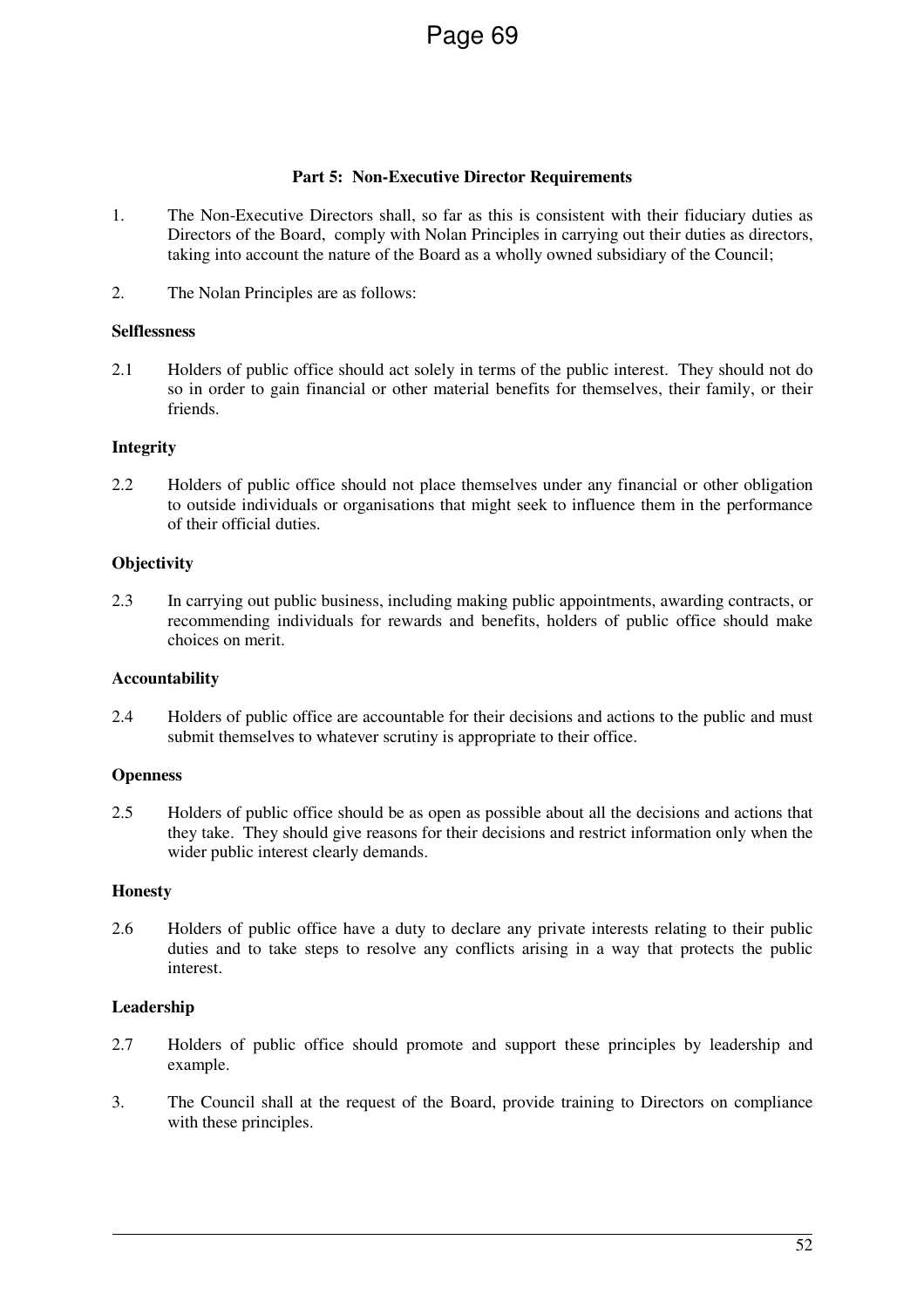**Part 5: Non-Executive Director Requirements**

1. The Non-Executive Directors shall, so far as this is consistent with their fiduciary duties as Directors of the Board, comply with Nolan Principles in carrying out their duties as directors, taking into account the nature of the Board as a wholly owned subsidiary of the Council;

2. The Nolan Principles are as follows:

**Selflessness**

2.1 Holders of public office should act solely in terms of the public interest. They should not do so in order to gain financial or other material benefits for themselves, their family, or their friends.

**Integrity**

2.2 Holders of public office should not place themselves under any financial or other obligation to outside individuals or organisations that might seek to influence them in the performance of their official duties.

**Objectivity**

2.3 In carrying out public business, including making public appointments, awarding contracts, or recommending individuals for rewards and benefits, holders of public office should make choices on merit.

**Accountability**

2.4 Holders of public office are accountable for their decisions and actions to the public and must submit themselves to whatever scrutiny is appropriate to their office.

**Openness**

2.5 Holders of public office should be as open as possible about all the decisions and actions that they take. They should give reasons for their decisions and restrict information only when the wider public interest clearly demands.

**Honesty**

2.6 Holders of public office have a duty to declare any private interests relating to their public duties and to take steps to resolve any conflicts arising in a way that protects the public interest.

**Leadership**

2.7 Holders of public office should promote and support these principles by leadership and example.

3. The Council shall at the request of the Board, provide training to Directors on compliance with these principles.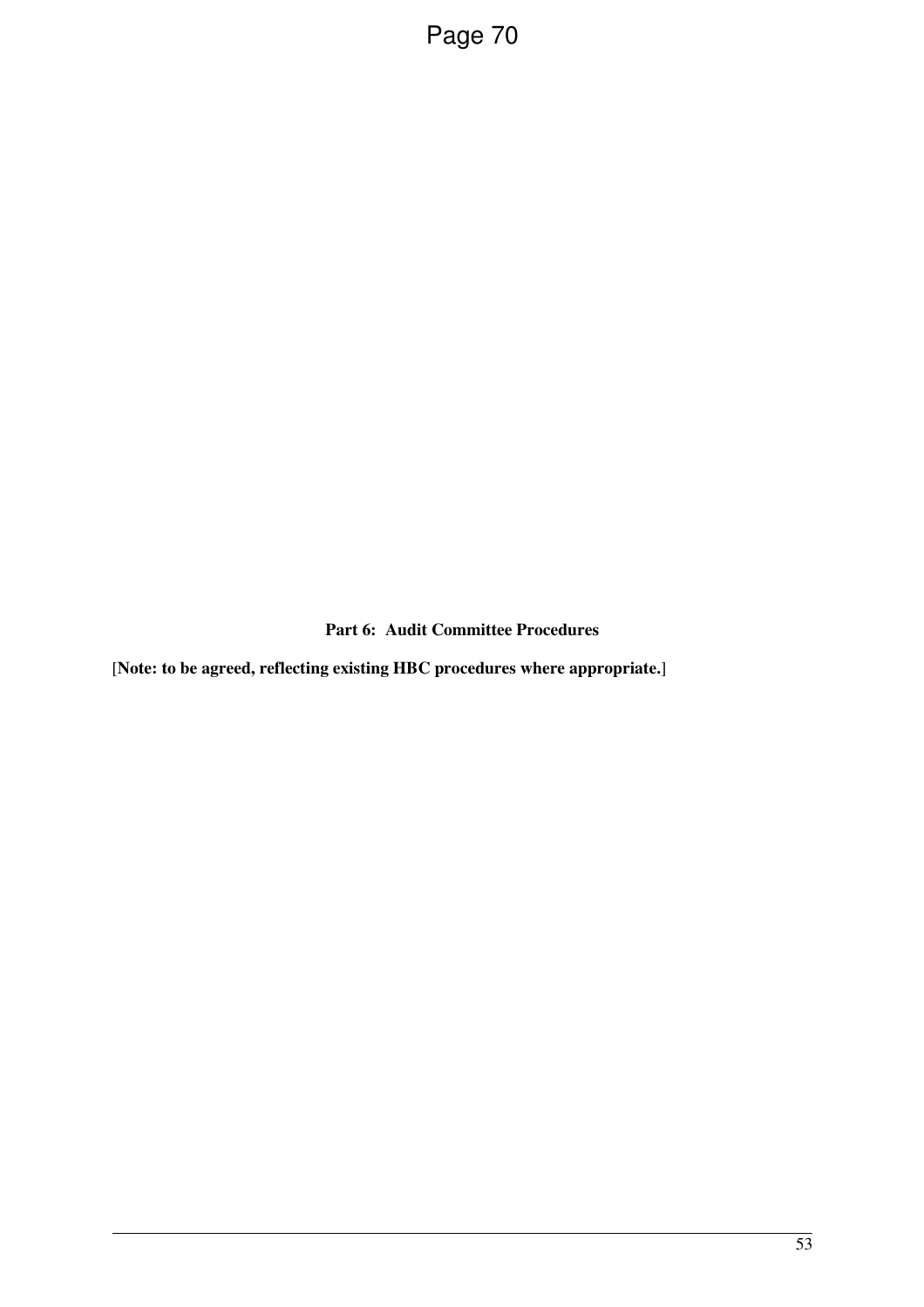## Part 6: Audit Committee Procedures

[**Note: to be agreed, reflecting existing HBC procedures where appropriate.**]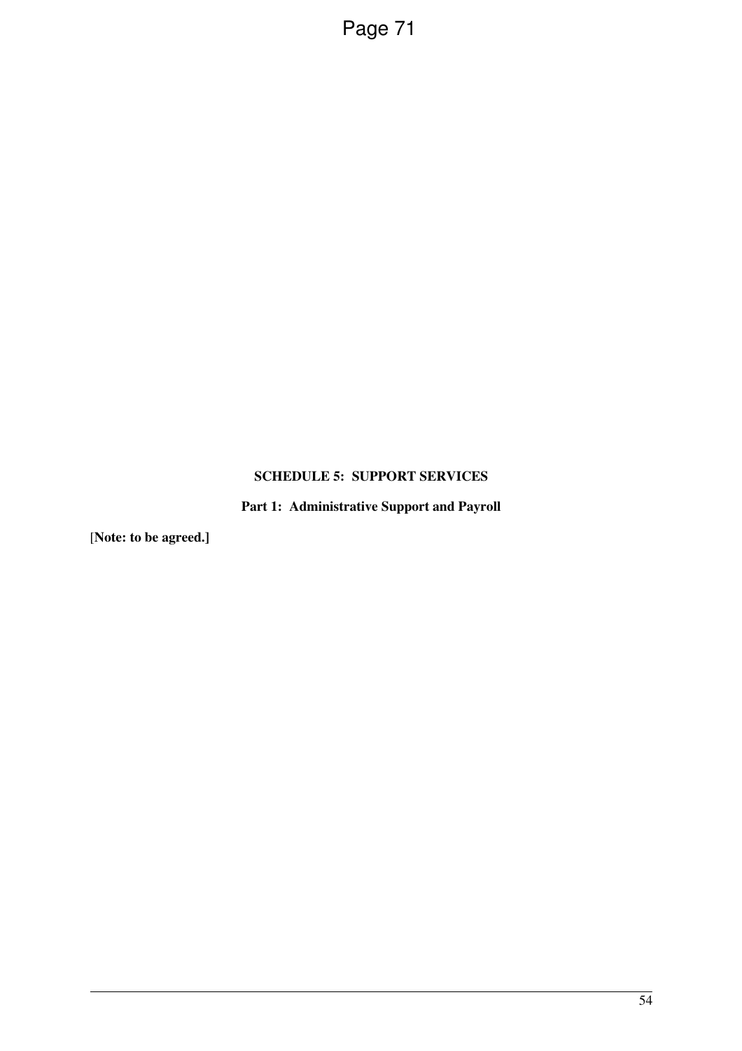**SCHEDULE 5: SUPPORT SERVICES**

**Part 1: Administrative Support and Payroll**

[**Note: to be agreed.]**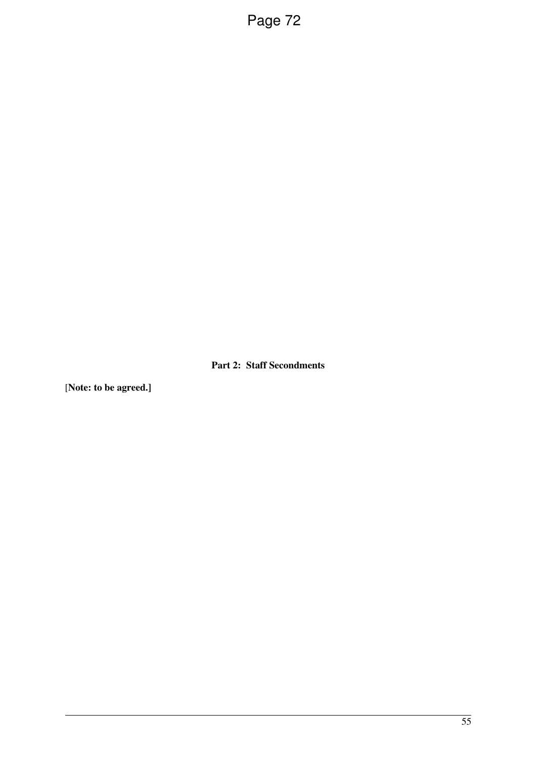**Part 2: Staff Secondments**

[**Note: to be agreed.]**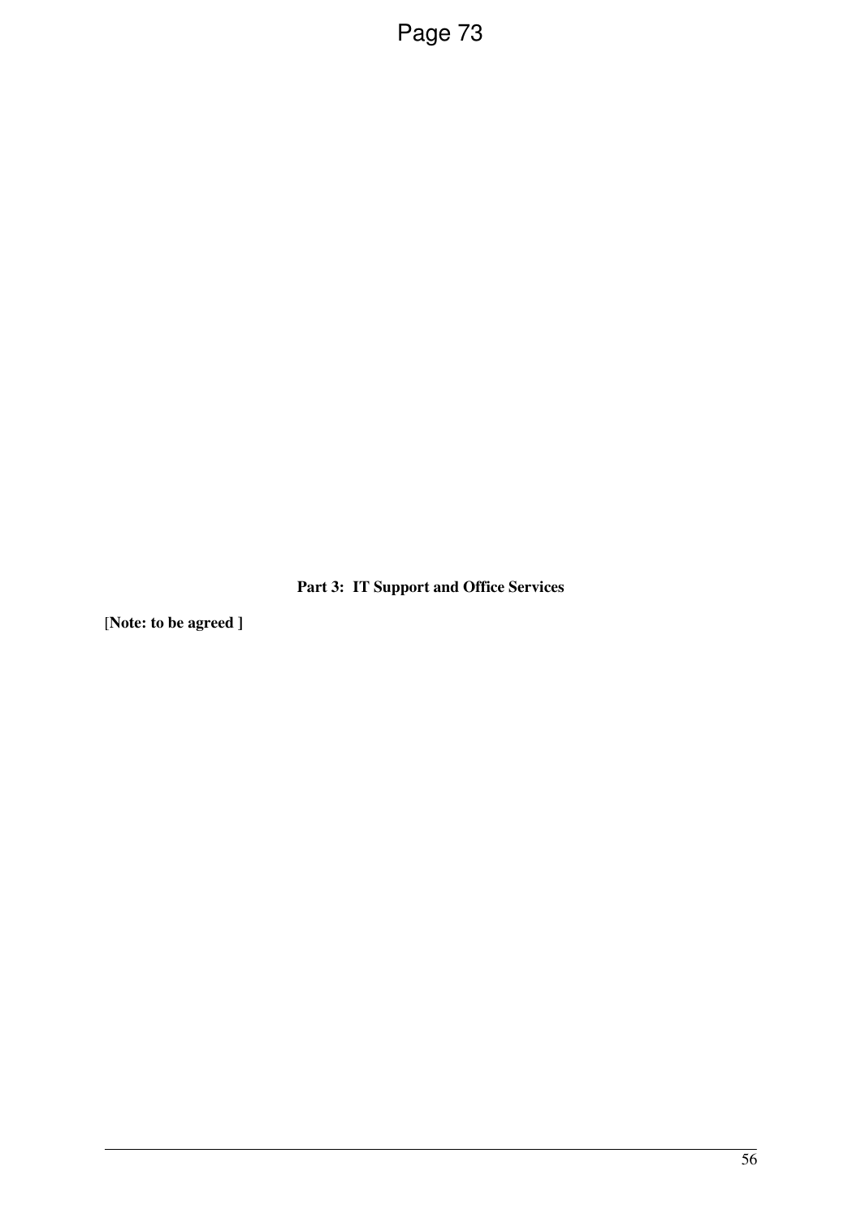**Part 3: IT Support and Office Services**

[**Note: to be agreed ]**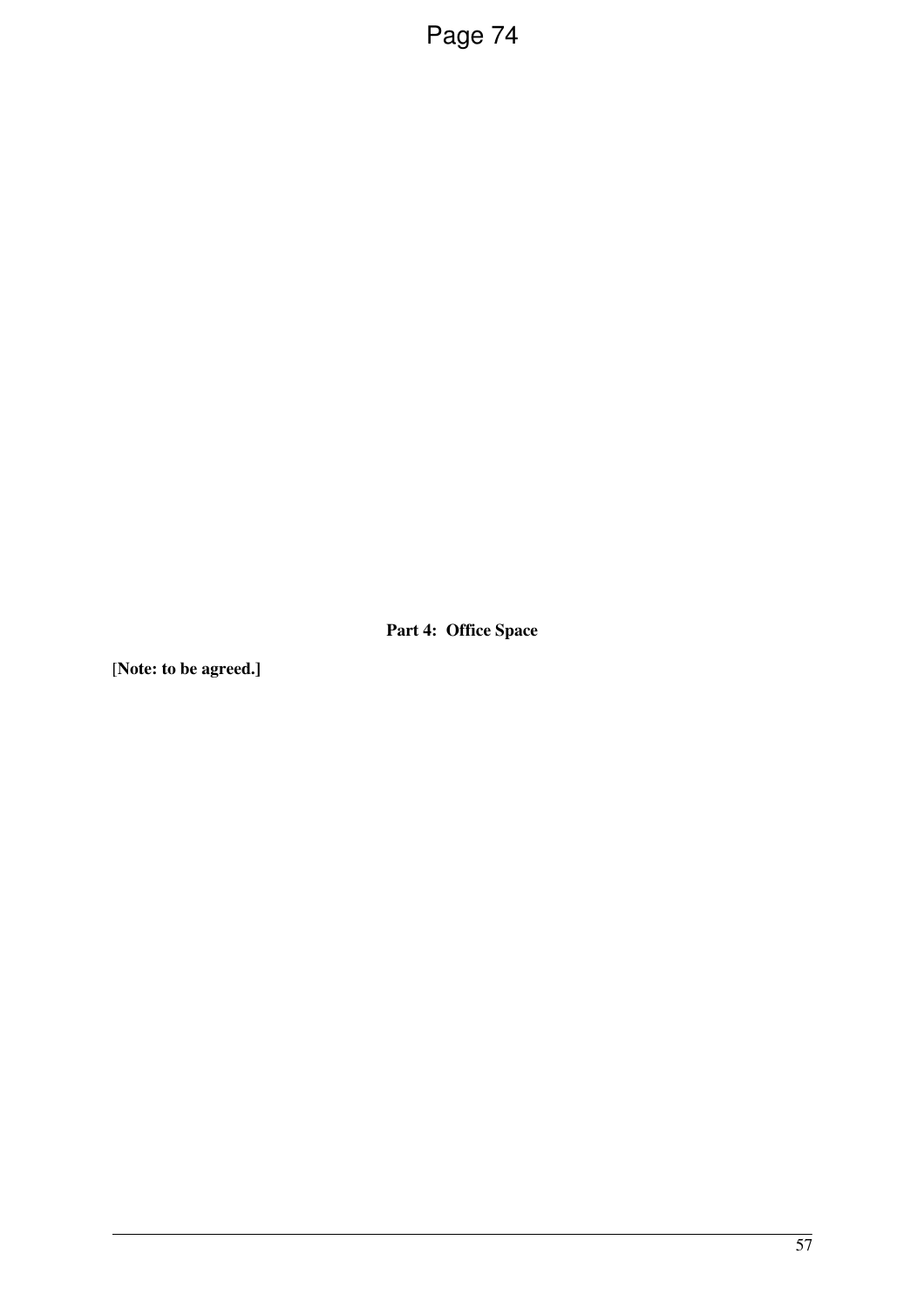**Part 4: Office Space**

[**Note: to be agreed.]**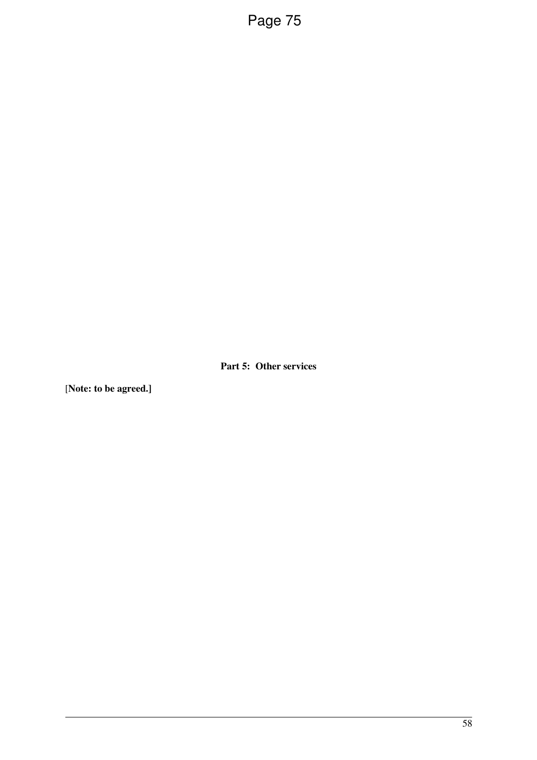**Part 5: Other services**

[**Note: to be agreed.]**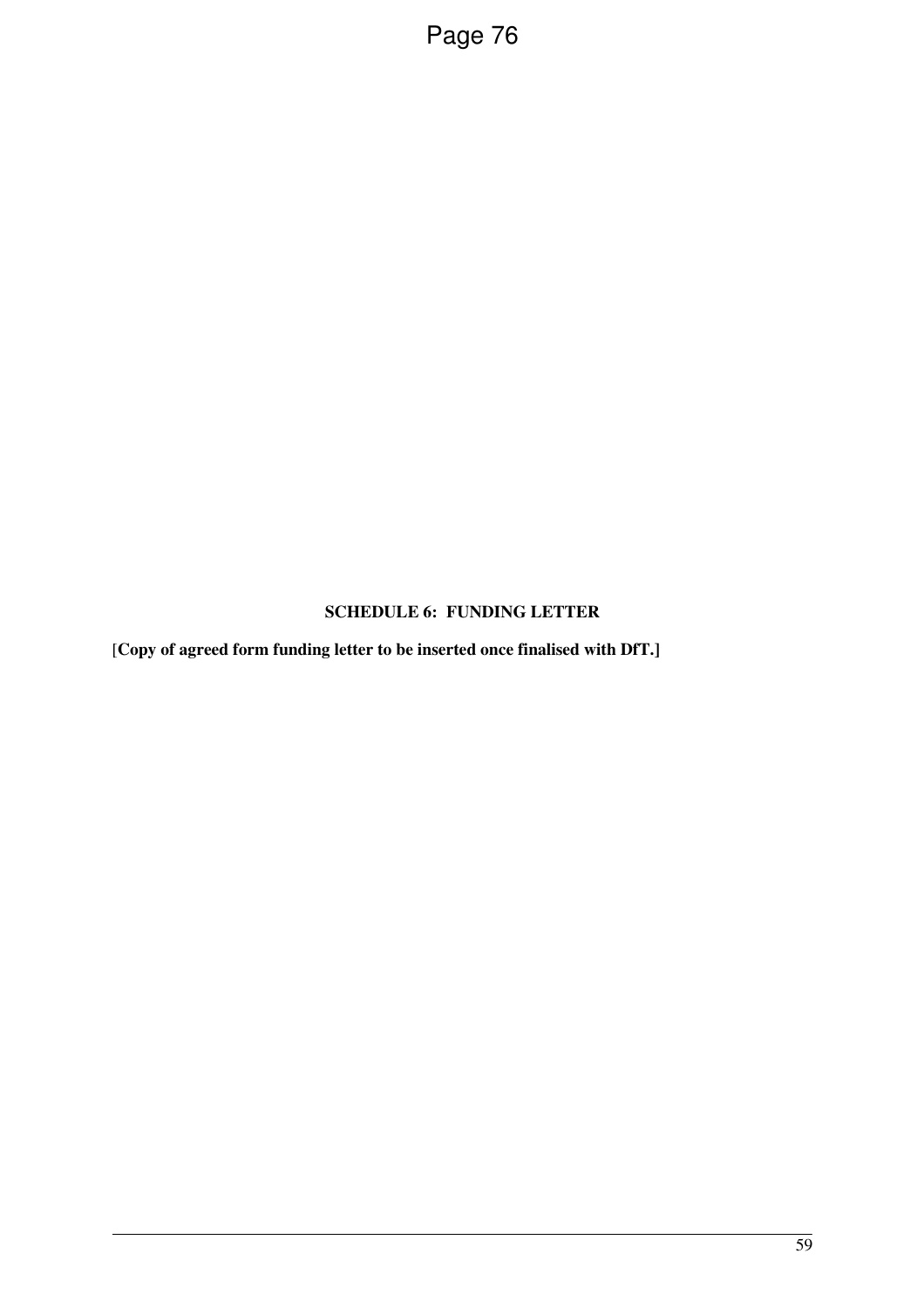## SCHEDULE 6: FUNDING LETTER

[**Copy of agreed form funding letter to be inserted once finalised with DfT.]**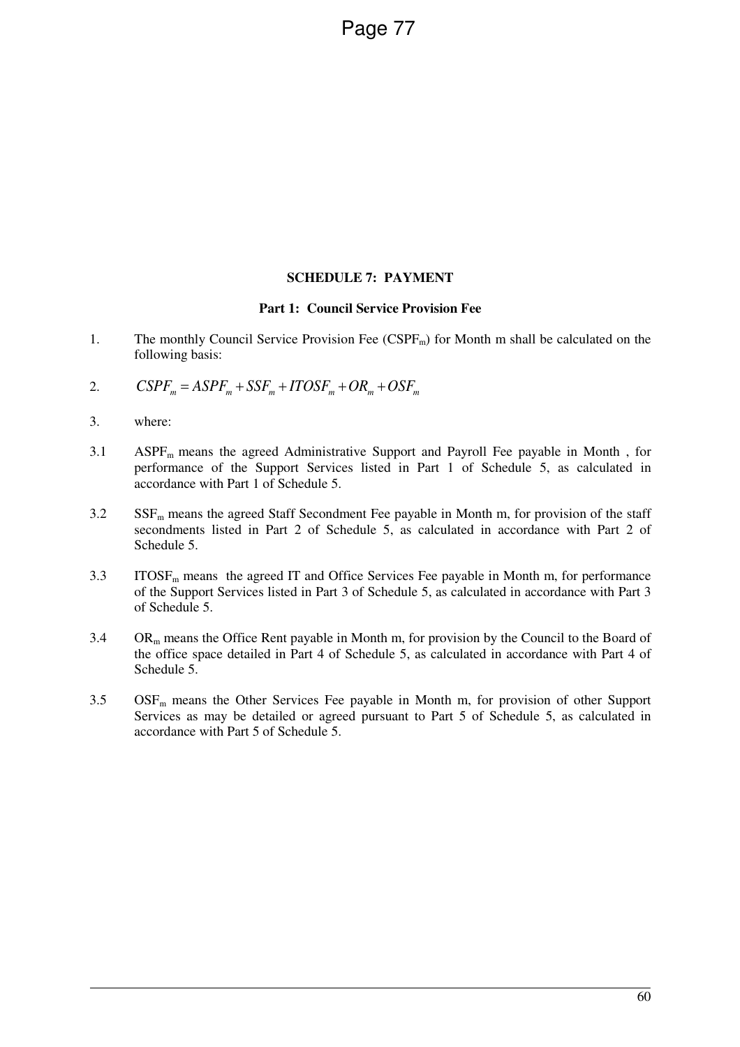## SCHEDULE 7: PAYMENT

### Part 1: Council Service Provision Fee

1. The monthly Council Service Provision Fee ($CSPF_m$) for Month m shall be calculated on the following basis:

2. $$CSPF_m = ASPF_m + SSF_m + ITOSF_m + OR_m + OSF_m$$

3. where:

3.1 $ASPF_m$ means the agreed Administrative Support and Payroll Fee payable in Month , for performance of the Support Services listed in Part 1 of Schedule 5, as calculated in accordance with Part 1 of Schedule 5.

3.2 $SSF_m$ means the agreed Staff Secondment Fee payable in Month m, for provision of the staff secondments listed in Part 2 of Schedule 5, as calculated in accordance with Part 2 of Schedule 5.

3.3 $ITOSF_m$ means the agreed IT and Office Services Fee payable in Month m, for performance of the Support Services listed in Part 3 of Schedule 5, as calculated in accordance with Part 3 of Schedule 5.

3.4 $OR_m$ means the Office Rent payable in Month m, for provision by the Council to the Board of the office space detailed in Part 4 of Schedule 5, as calculated in accordance with Part 4 of Schedule 5.

3.5 $OSF_m$ means the Other Services Fee payable in Month m, for provision of other Support Services as may be detailed or agreed pursuant to Part 5 of Schedule 5, as calculated in accordance with Part 5 of Schedule 5.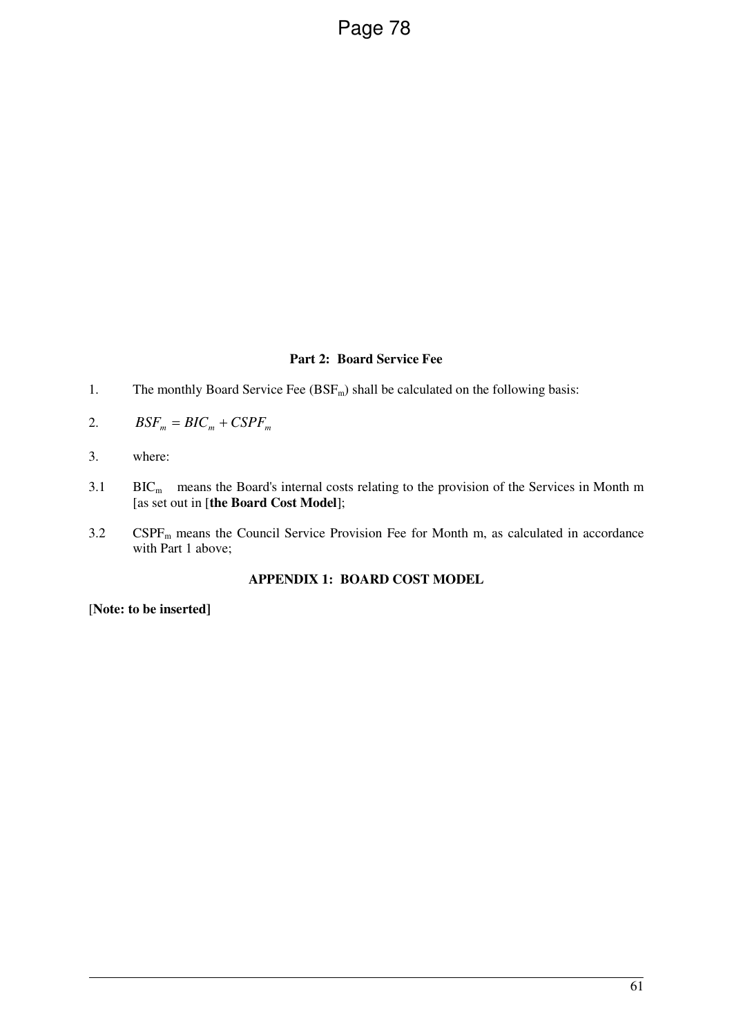### Part 2: Board Service Fee

1. The monthly Board Service Fee ($BSF_m$) shall be calculated on the following basis:

2. $$BSF_m = BIC_m + CSPF_m$$

3. where:

3.1 $BIC_m$ means the Board's internal costs relating to the provision of the Services in Month m [as set out in [**the Board Cost Model**];

3.2 $CSPF_m$ means the Council Service Provision Fee for Month m, as calculated in accordance with Part 1 above;

### APPENDIX 1: BOARD COST MODEL

[**Note: to be inserted]**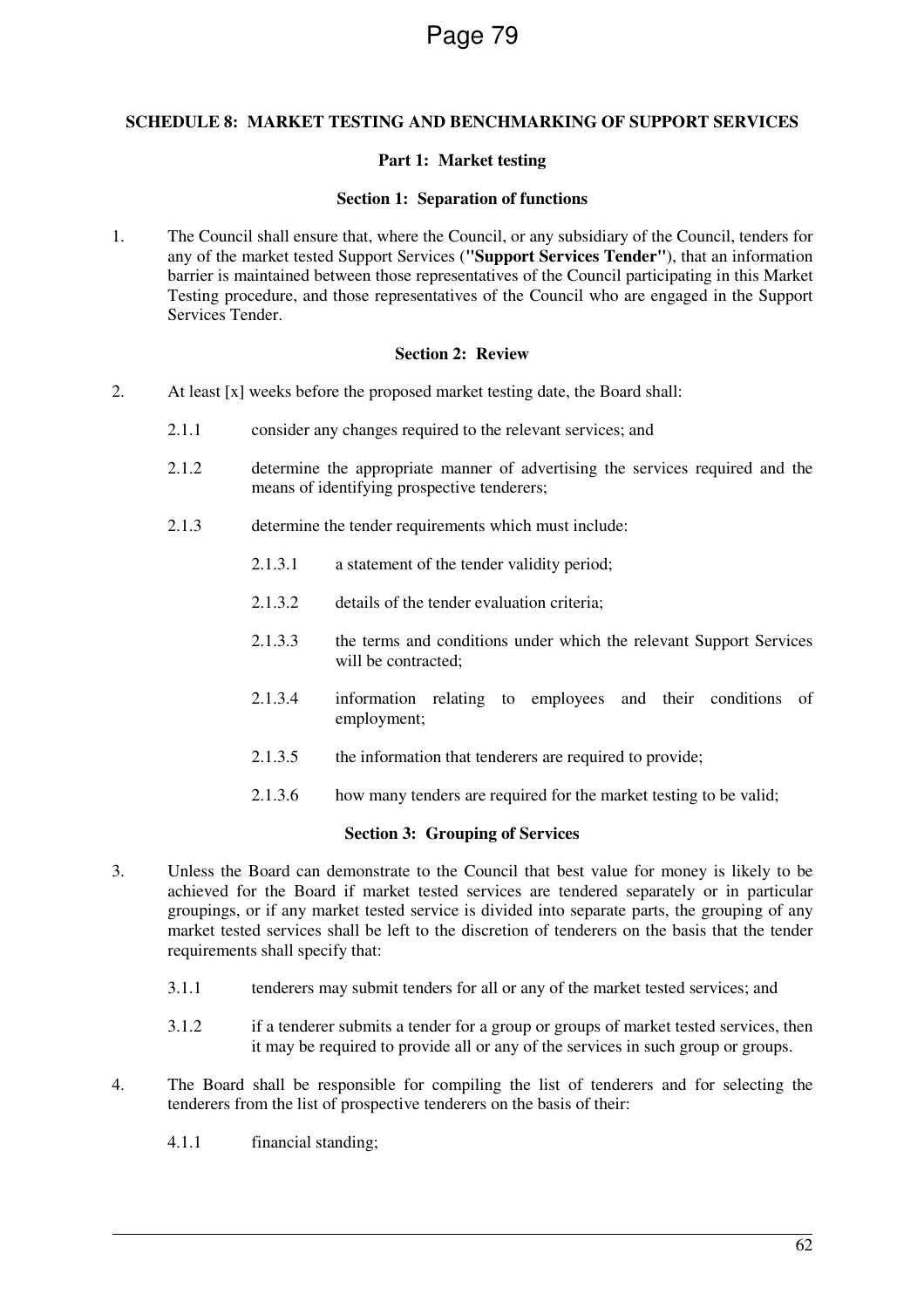## SCHEDULE 8: MARKET TESTING AND BENCHMARKING OF SUPPORT SERVICES

### Part 1: Market testing

#### Section 1: Separation of functions

1. The Council shall ensure that, where the Council, or any subsidiary of the Council, tenders for any of the market tested Support Services (**"Support Services Tender"**), that an information barrier is maintained between those representatives of the Council participating in this Market Testing procedure, and those representatives of the Council who are engaged in the Support Services Tender.

#### Section 2: Review

2. At least [x] weeks before the proposed market testing date, the Board shall:

   2.1.1 consider any changes required to the relevant services; and

   2.1.2 determine the appropriate manner of advertising the services required and the means of identifying prospective tenderers;

   2.1.3 determine the tender requirements which must include:

      2.1.3.1 a statement of the tender validity period;

      2.1.3.2 details of the tender evaluation criteria;

      2.1.3.3 the terms and conditions under which the relevant Support Services will be contracted;

      2.1.3.4 information relating to employees and their conditions of employment;

      2.1.3.5 the information that tenderers are required to provide;

      2.1.3.6 how many tenders are required for the market testing to be valid;

#### Section 3: Grouping of Services

3. Unless the Board can demonstrate to the Council that best value for money is likely to be achieved for the Board if market tested services are tendered separately or in particular groupings, or if any market tested service is divided into separate parts, the grouping of any market tested services shall be left to the discretion of tenderers on the basis that the tender requirements shall specify that:

   3.1.1 tenderers may submit tenders for all or any of the market tested services; and

   3.1.2 if a tenderer submits a tender for a group or groups of market tested services, then it may be required to provide all or any of the services in such group or groups.

4. The Board shall be responsible for compiling the list of tenderers and for selecting the tenderers from the list of prospective tenderers on the basis of their:

   4.1.1 financial standing;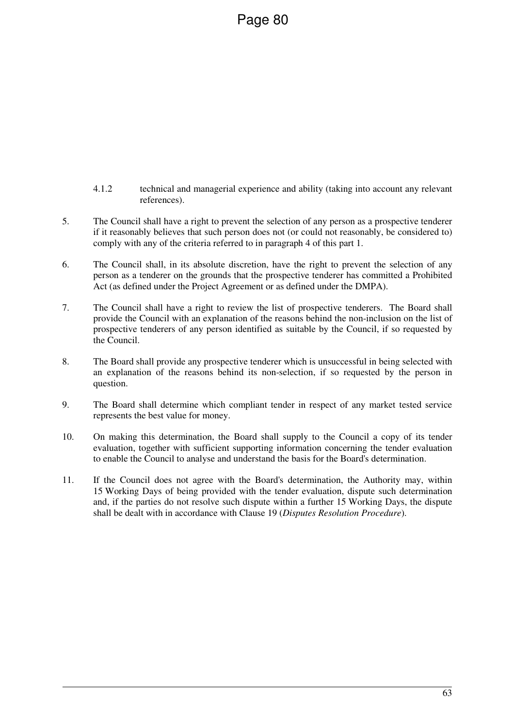4.1.2 technical and managerial experience and ability (taking into account any relevant references).

5. The Council shall have a right to prevent the selection of any person as a prospective tenderer if it reasonably believes that such person does not (or could not reasonably, be considered to) comply with any of the criteria referred to in paragraph 4 of this part 1.

6. The Council shall, in its absolute discretion, have the right to prevent the selection of any person as a tenderer on the grounds that the prospective tenderer has committed a Prohibited Act (as defined under the Project Agreement or as defined under the DMPA).

7. The Council shall have a right to review the list of prospective tenderers. The Board shall provide the Council with an explanation of the reasons behind the non-inclusion on the list of prospective tenderers of any person identified as suitable by the Council, if so requested by the Council.

8. The Board shall provide any prospective tenderer which is unsuccessful in being selected with an explanation of the reasons behind its non-selection, if so requested by the person in question.

9. The Board shall determine which compliant tender in respect of any market tested service represents the best value for money.

10. On making this determination, the Board shall supply to the Council a copy of its tender evaluation, together with sufficient supporting information concerning the tender evaluation to enable the Council to analyse and understand the basis for the Board's determination.

11. If the Council does not agree with the Board's determination, the Authority may, within 15 Working Days of being provided with the tender evaluation, dispute such determination and, if the parties do not resolve such dispute within a further 15 Working Days, the dispute shall be dealt with in accordance with Clause 19 (*Disputes Resolution Procedure*).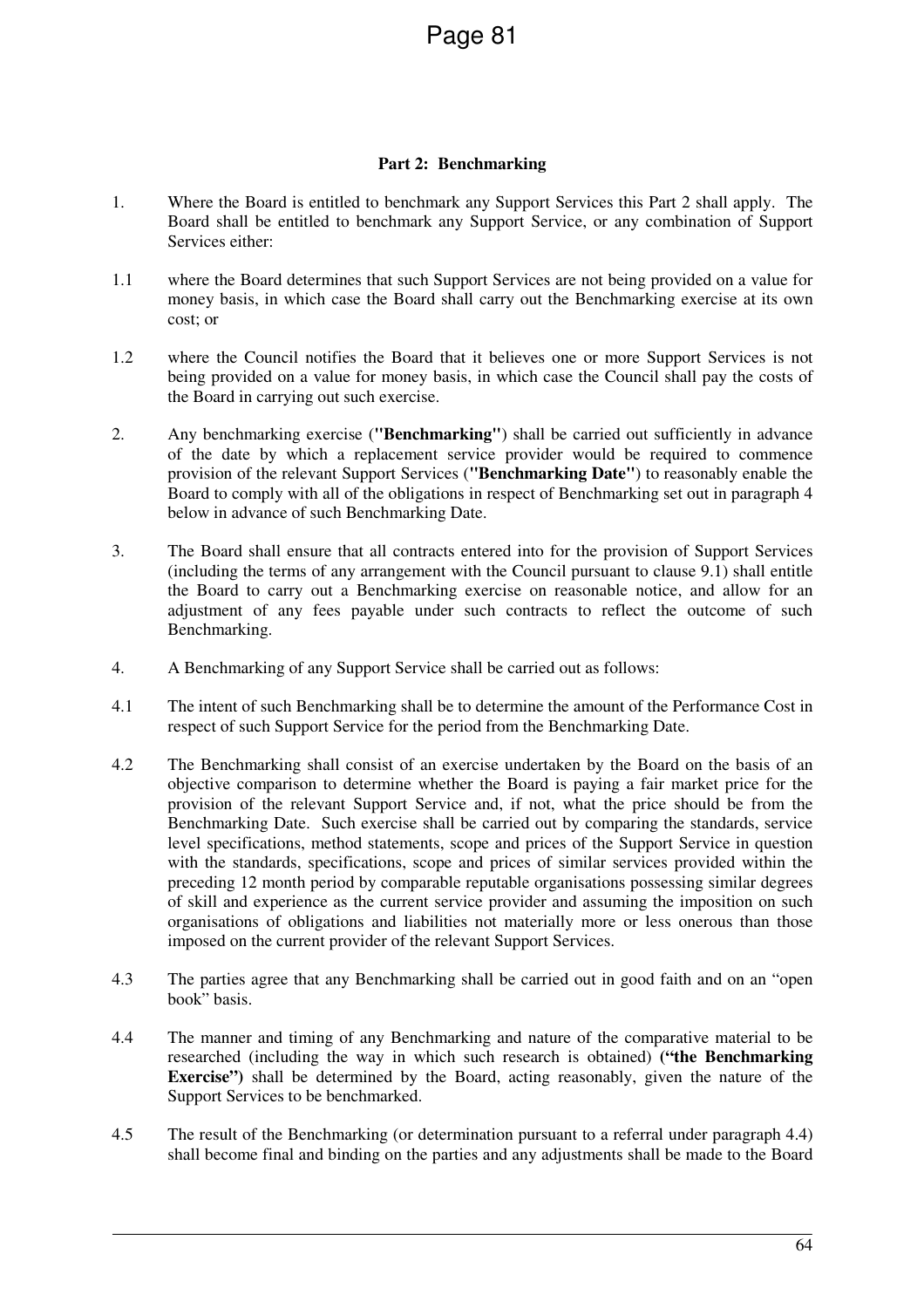### Part 2: Benchmarking

1. Where the Board is entitled to benchmark any Support Services this Part 2 shall apply. The Board shall be entitled to benchmark any Support Service, or any combination of Support Services either:

1.1 where the Board determines that such Support Services are not being provided on a value for money basis, in which case the Board shall carry out the Benchmarking exercise at its own cost; or

1.2 where the Council notifies the Board that it believes one or more Support Services is not being provided on a value for money basis, in which case the Council shall pay the costs of the Board in carrying out such exercise.

2. Any benchmarking exercise (**"Benchmarking"**) shall be carried out sufficiently in advance of the date by which a replacement service provider would be required to commence provision of the relevant Support Services (**"Benchmarking Date"**) to reasonably enable the Board to comply with all of the obligations in respect of Benchmarking set out in paragraph 4 below in advance of such Benchmarking Date.

3. The Board shall ensure that all contracts entered into for the provision of Support Services (including the terms of any arrangement with the Council pursuant to clause 9.1) shall entitle the Board to carry out a Benchmarking exercise on reasonable notice, and allow for an adjustment of any fees payable under such contracts to reflect the outcome of such Benchmarking.

4. A Benchmarking of any Support Service shall be carried out as follows:

4.1 The intent of such Benchmarking shall be to determine the amount of the Performance Cost in respect of such Support Service for the period from the Benchmarking Date.

4.2 The Benchmarking shall consist of an exercise undertaken by the Board on the basis of an objective comparison to determine whether the Board is paying a fair market price for the provision of the relevant Support Service and, if not, what the price should be from the Benchmarking Date. Such exercise shall be carried out by comparing the standards, service level specifications, method statements, scope and prices of the Support Service in question with the standards, specifications, scope and prices of similar services provided within the preceding 12 month period by comparable reputable organisations possessing similar degrees of skill and experience as the current service provider and assuming the imposition on such organisations of obligations and liabilities not materially more or less onerous than those imposed on the current provider of the relevant Support Services.

4.3 The parties agree that any Benchmarking shall be carried out in good faith and on an "open book" basis.

4.4 The manner and timing of any Benchmarking and nature of the comparative material to be researched (including the way in which such research is obtained) **("the Benchmarking Exercise")** shall be determined by the Board, acting reasonably, given the nature of the Support Services to be benchmarked.

4.5 The result of the Benchmarking (or determination pursuant to a referral under paragraph 4.4) shall become final and binding on the parties and any adjustments shall be made to the Board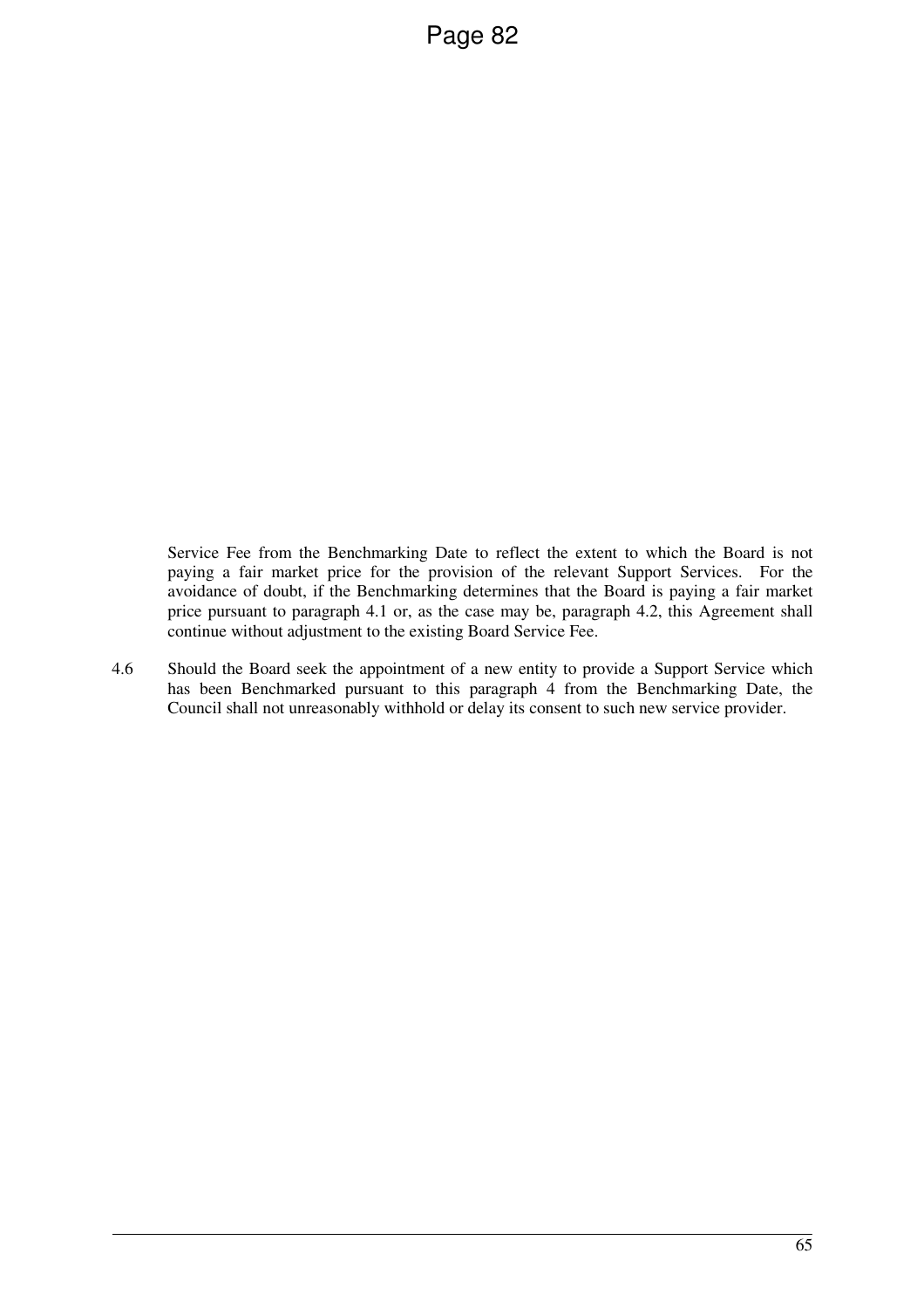Service Fee from the Benchmarking Date to reflect the extent to which the Board is not paying a fair market price for the provision of the relevant Support Services. For the avoidance of doubt, if the Benchmarking determines that the Board is paying a fair market price pursuant to paragraph 4.1 or, as the case may be, paragraph 4.2, this Agreement shall continue without adjustment to the existing Board Service Fee.

4.6 Should the Board seek the appointment of a new entity to provide a Support Service which has been Benchmarked pursuant to this paragraph 4 from the Benchmarking Date, the Council shall not unreasonably withhold or delay its consent to such new service provider.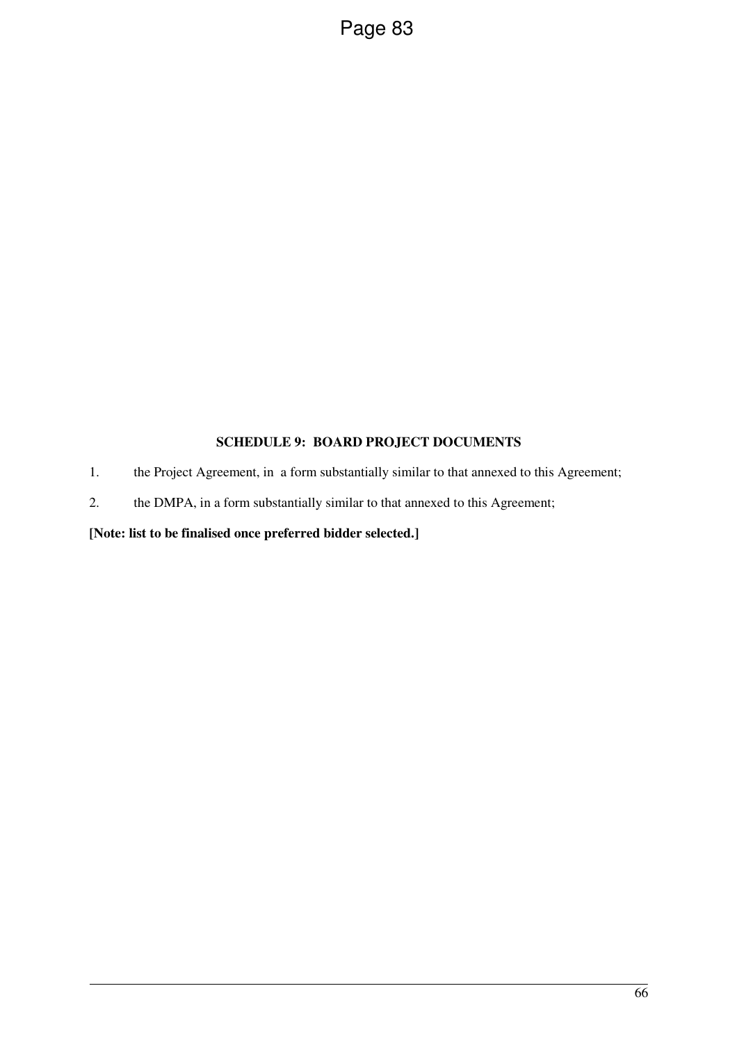## SCHEDULE 9: BOARD PROJECT DOCUMENTS

1. the Project Agreement, in a form substantially similar to that annexed to this Agreement;
2. the DMPA, in a form substantially similar to that annexed to this Agreement;

**[Note: list to be finalised once preferred bidder selected.]**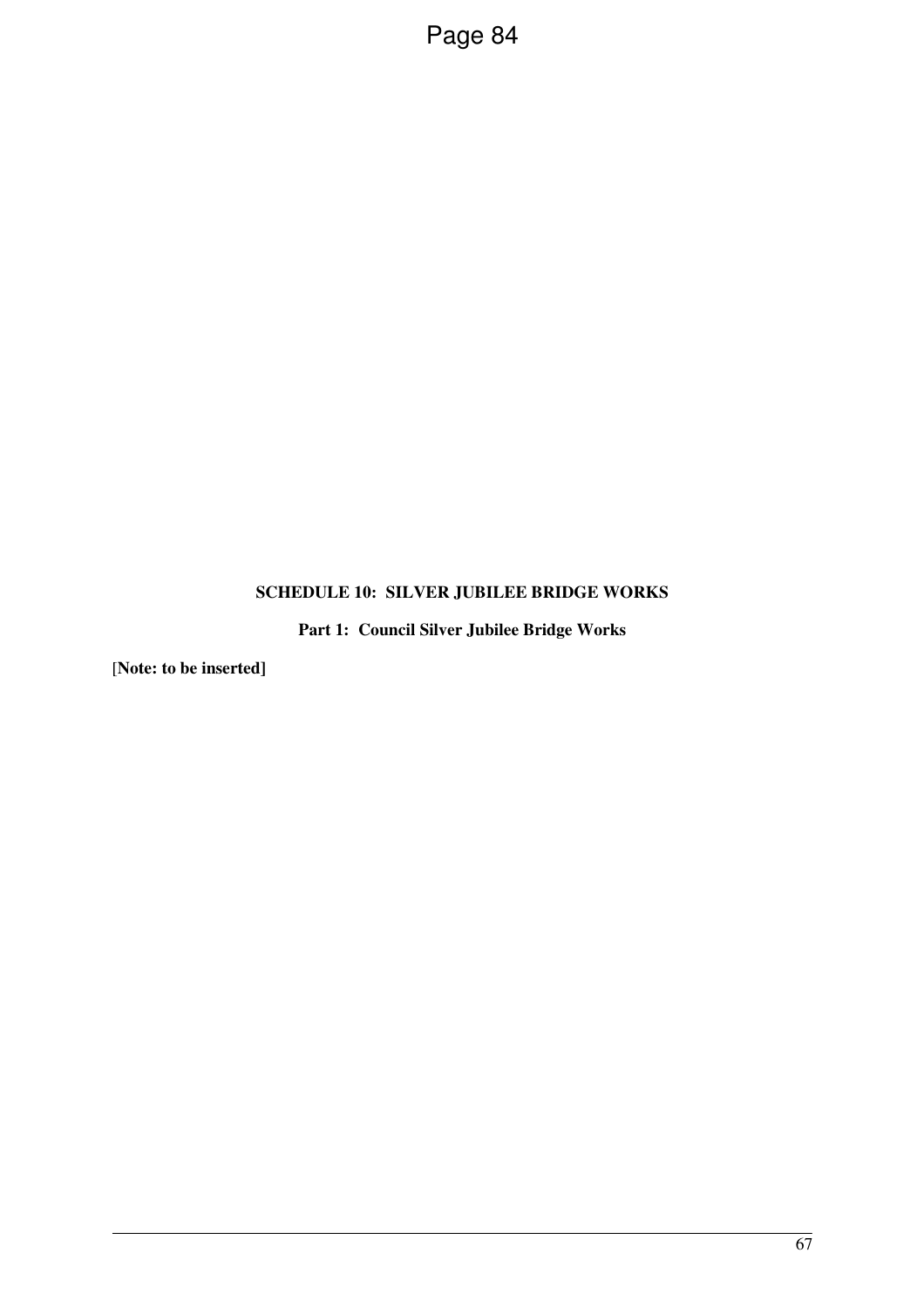**SCHEDULE 10: SILVER JUBILEE BRIDGE WORKS**

**Part 1: Council Silver Jubilee Bridge Works**

[**Note: to be inserted]**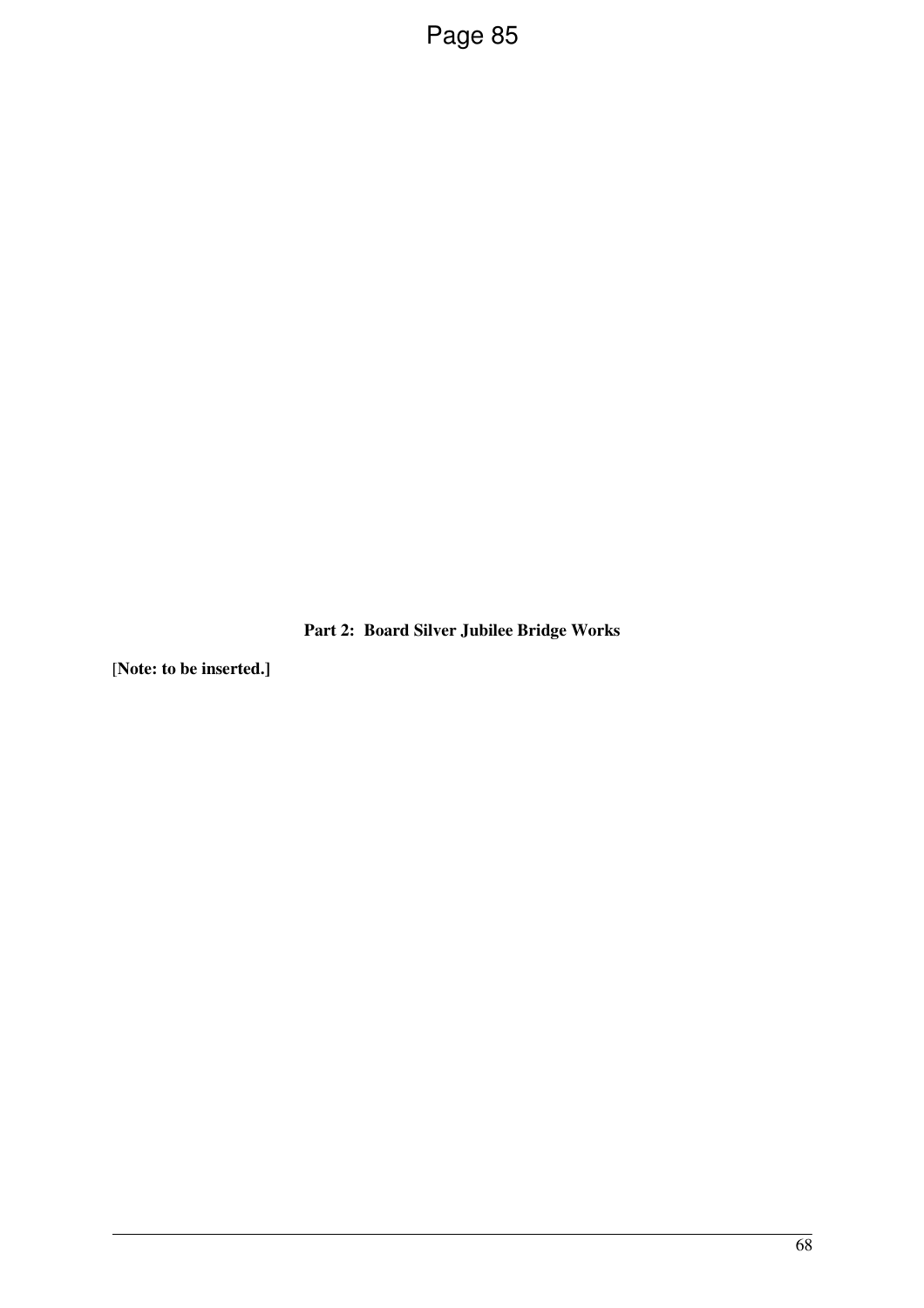**Part 2: Board Silver Jubilee Bridge Works**

[**Note: to be inserted.]**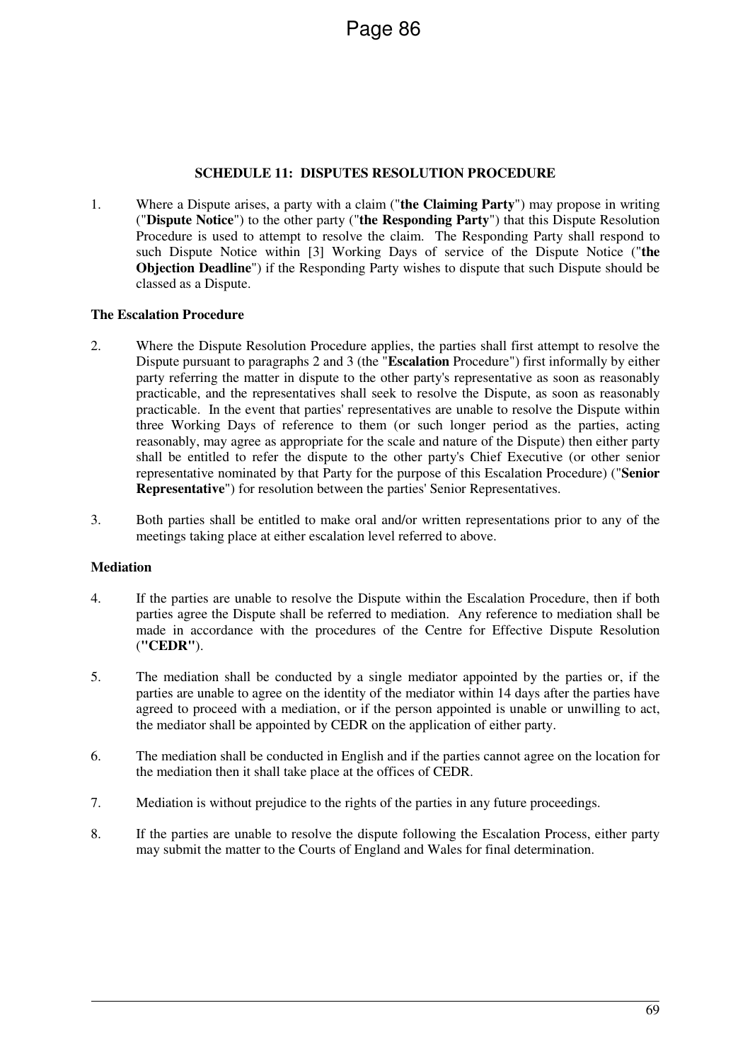## SCHEDULE 11: DISPUTES RESOLUTION PROCEDURE

1. Where a Dispute arises, a party with a claim ("**the Claiming Party**") may propose in writing ("**Dispute Notice**") to the other party ("**the Responding Party**") that this Dispute Resolution Procedure is used to attempt to resolve the claim. The Responding Party shall respond to such Dispute Notice within [3] Working Days of service of the Dispute Notice ("**the Objection Deadline**") if the Responding Party wishes to dispute that such Dispute should be classed as a Dispute.

### The Escalation Procedure

2. Where the Dispute Resolution Procedure applies, the parties shall first attempt to resolve the Dispute pursuant to paragraphs 2 and 3 (the "**Escalation** Procedure") first informally by either party referring the matter in dispute to the other party's representative as soon as reasonably practicable, and the representatives shall seek to resolve the Dispute, as soon as reasonably practicable. In the event that parties' representatives are unable to resolve the Dispute within three Working Days of reference to them (or such longer period as the parties, acting reasonably, may agree as appropriate for the scale and nature of the Dispute) then either party shall be entitled to refer the dispute to the other party's Chief Executive (or other senior representative nominated by that Party for the purpose of this Escalation Procedure) ("**Senior Representative**") for resolution between the parties' Senior Representatives.

3. Both parties shall be entitled to make oral and/or written representations prior to any of the meetings taking place at either escalation level referred to above.

### Mediation

4. If the parties are unable to resolve the Dispute within the Escalation Procedure, then if both parties agree the Dispute shall be referred to mediation. Any reference to mediation shall be made in accordance with the procedures of the Centre for Effective Dispute Resolution (**"CEDR"**).

5. The mediation shall be conducted by a single mediator appointed by the parties or, if the parties are unable to agree on the identity of the mediator within 14 days after the parties have agreed to proceed with a mediation, or if the person appointed is unable or unwilling to act, the mediator shall be appointed by CEDR on the application of either party.

6. The mediation shall be conducted in English and if the parties cannot agree on the location for the mediation then it shall take place at the offices of CEDR.

7. Mediation is without prejudice to the rights of the parties in any future proceedings.

8. If the parties are unable to resolve the dispute following the Escalation Process, either party may submit the matter to the Courts of England and Wales for final determination.